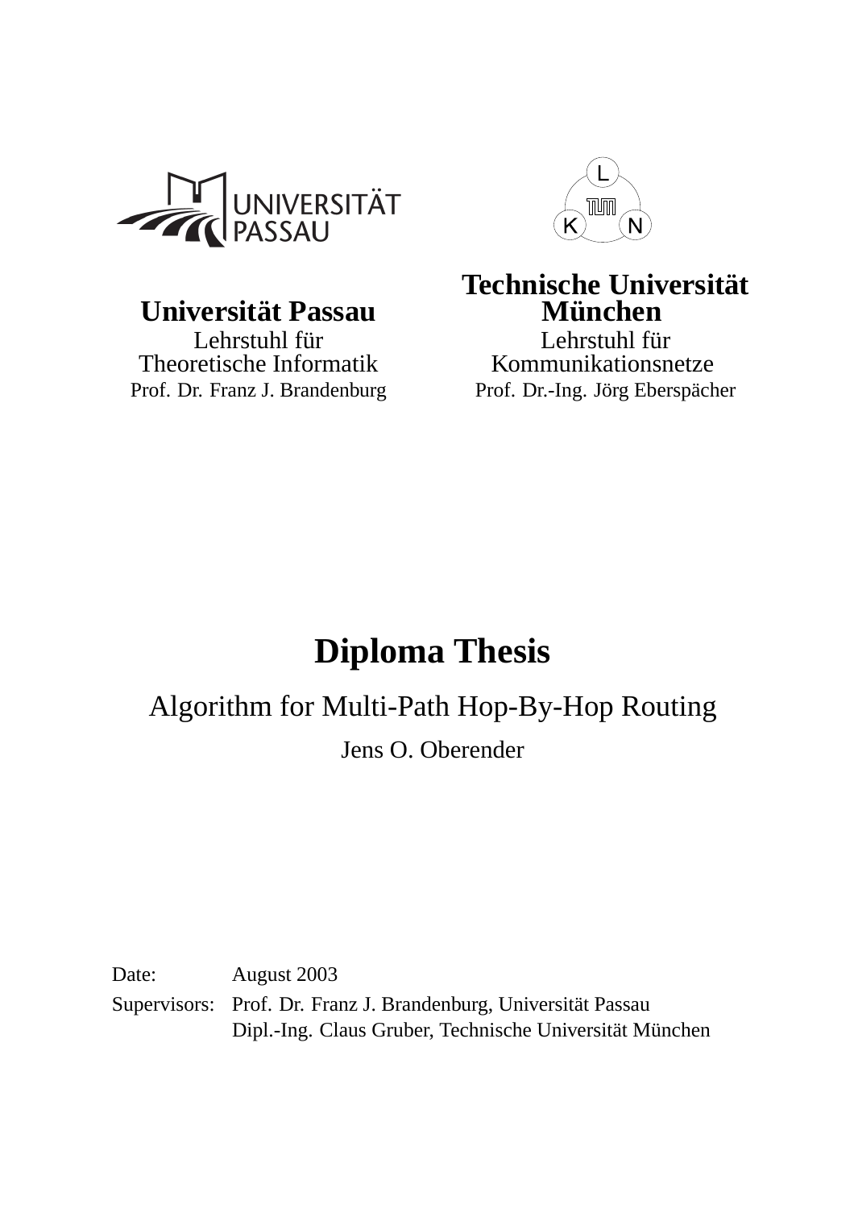**Universität Passau**
Lehrstuhl für
Theoretische Informatik
Prof. Dr. Franz J. Brandenburg

**Technische Universität München**
Lehrstuhl für
Kommunikationsnetze
Prof. Dr.-Ing. Jörg Eberspächer

# Diploma Thesis

## Algorithm for Multi-Path Hop-By-Hop Routing

Jens O. Oberender

Date: August 2003

Supervisors: Prof. Dr. Franz J. Brandenburg, Universität Passau
Dipl.-Ing. Claus Gruber, Technische Universität München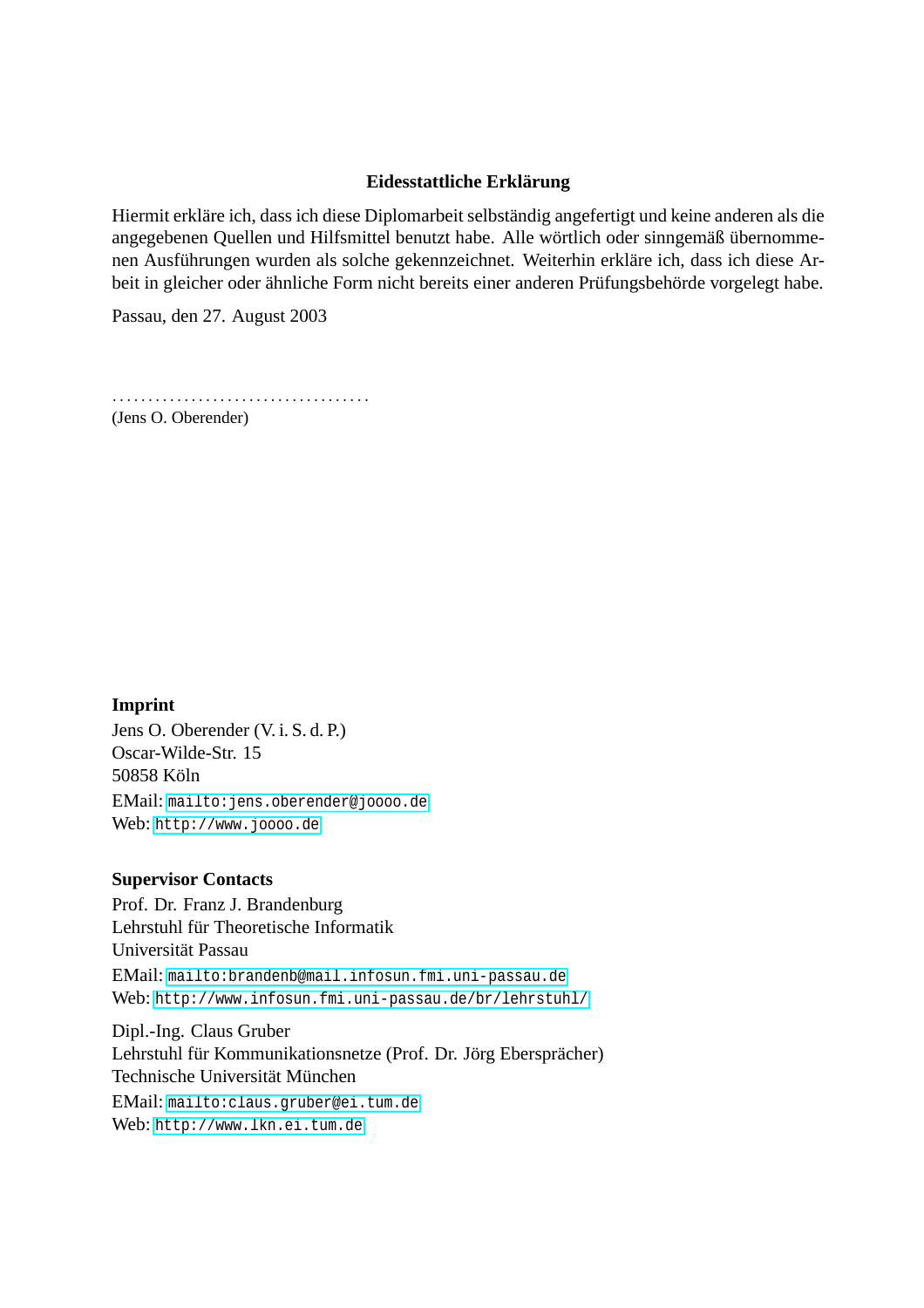### Eidesstattliche Erklärung

Hiermit erkläre ich, dass ich diese Diplomarbeit selbständig angefertigt und keine anderen als die angegebenen Quellen und Hilfsmittel benutzt habe. Alle wörtlich oder sinngemäß übernommenen Ausführungen wurden als solche gekennzeichnet. Weiterhin erkläre ich, dass ich diese Arbeit in gleicher oder ähnliche Form nicht bereits einer anderen Prüfungsbehörde vorgelegt habe.

Passau, den 27. August 2003

...................................
(Jens O. Oberender)

**Imprint**
Jens O. Oberender (V. i. S. d. P.)
Oscar-Wilde-Str. 15
50858 Köln
EMail: `mailto:jens.oberender@joooo.de`
Web: `http://www.joooo.de`

**Supervisor Contacts**
Prof. Dr. Franz J. Brandenburg
Lehrstuhl für Theoretische Informatik
Universität Passau
EMail: `mailto:brandenb@mail.infosun.fmi.uni-passau.de`
Web: `http://www.infosun.fmi.uni-passau.de/br/lehrstuhl/`

Dipl.-Ing. Claus Gruber
Lehrstuhl für Kommunikationsnetze (Prof. Dr. Jörg Eberspächer)
Technische Universität München
EMail: `mailto:claus.gruber@ei.tum.de`
Web: `http://www.lkn.ei.tum.de`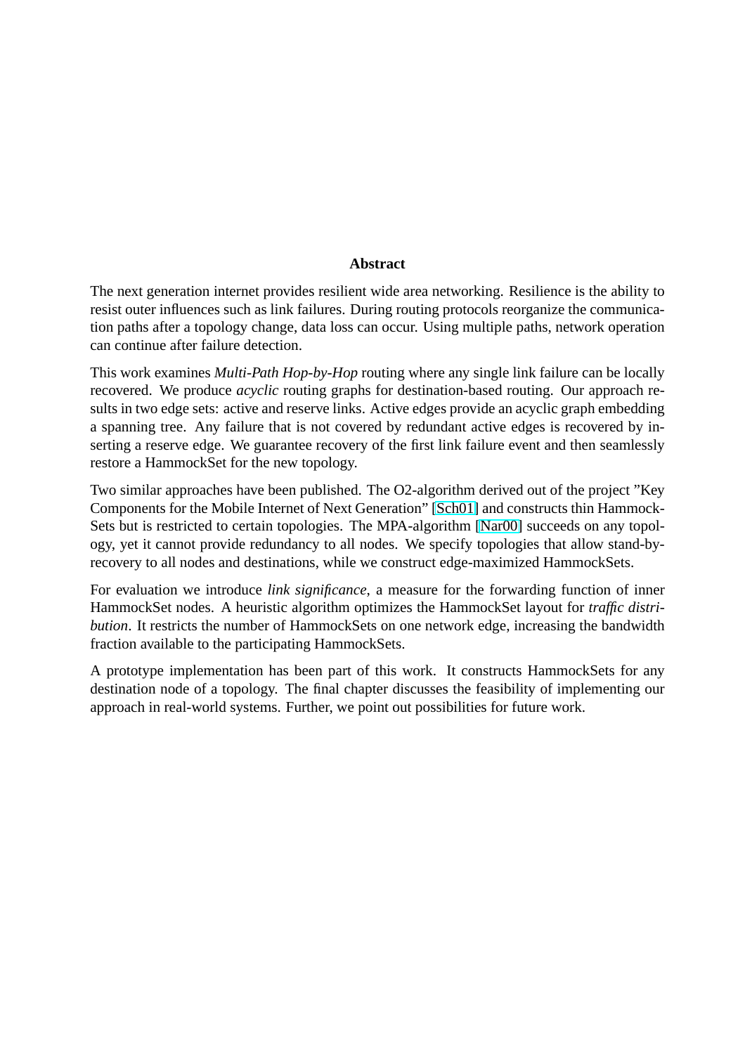## Abstract

The next generation internet provides resilient wide area networking. Resilience is the ability to resist outer influences such as link failures. During routing protocols reorganize the communication paths after a topology change, data loss can occur. Using multiple paths, network operation can continue after failure detection.

This work examines *Multi-Path Hop-by-Hop* routing where any single link failure can be locally recovered. We produce *acyclic* routing graphs for destination-based routing. Our approach results in two edge sets: active and reserve links. Active edges provide an acyclic graph embedding a spanning tree. Any failure that is not covered by redundant active edges is recovered by inserting a reserve edge. We guarantee recovery of the first link failure event and then seamlessly restore a HammockSet for the new topology.

Two similar approaches have been published. The O2-algorithm derived out of the project "Key Components for the Mobile Internet of Next Generation" [Sch01] and constructs thin HammockSets but is restricted to certain topologies. The MPA-algorithm [Nar00] succeeds on any topology, yet it cannot provide redundancy to all nodes. We specify topologies that allow stand-by-recovery to all nodes and destinations, while we construct edge-maximized HammockSets.

For evaluation we introduce *link significance*, a measure for the forwarding function of inner HammockSet nodes. A heuristic algorithm optimizes the HammockSet layout for *traffic distribution*. It restricts the number of HammockSets on one network edge, increasing the bandwidth fraction available to the participating HammockSets.

A prototype implementation has been part of this work. It constructs HammockSets for any destination node of a topology. The final chapter discusses the feasibility of implementing our approach in real-world systems. Further, we point out possibilities for future work.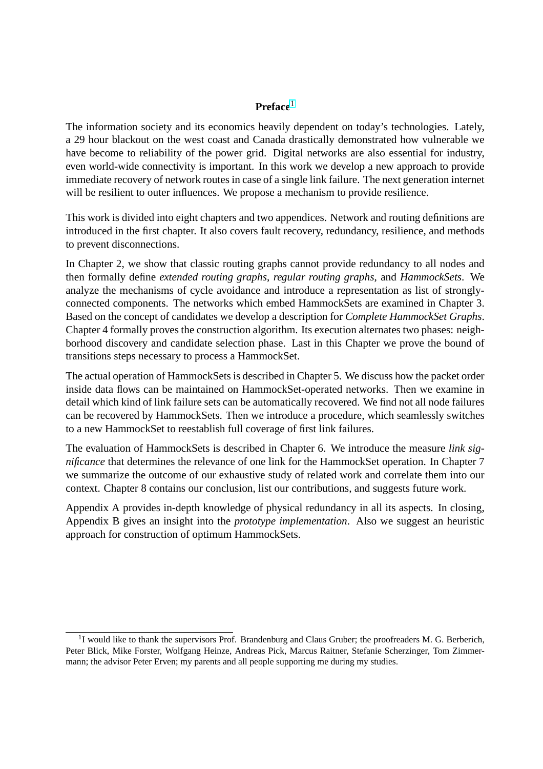# Preface[1]

The information society and its economics heavily dependent on today's technologies. Lately, a 29 hour blackout on the west coast and Canada drastically demonstrated how vulnerable we have become to reliability of the power grid. Digital networks are also essential for industry, even world-wide connectivity is important. In this work we develop a new approach to provide immediate recovery of network routes in case of a single link failure. The next generation internet will be resilient to outer influences. We propose a mechanism to provide resilience.

This work is divided into eight chapters and two appendices. Network and routing definitions are introduced in the first chapter. It also covers fault recovery, redundancy, resilience, and methods to prevent disconnections.

In Chapter 2, we show that classic routing graphs cannot provide redundancy to all nodes and then formally define *extended routing graphs*, *regular routing graphs*, and *HammockSets*. We analyze the mechanisms of cycle avoidance and introduce a representation as list of strongly-connected components. The networks which embed HammockSets are examined in Chapter 3. Based on the concept of candidates we develop a description for *Complete HammockSet Graphs*. Chapter 4 formally proves the construction algorithm. Its execution alternates two phases: neighborhood discovery and candidate selection phase. Last in this Chapter we prove the bound of transitions steps necessary to process a HammockSet.

The actual operation of HammockSets is described in Chapter 5. We discuss how the packet order inside data flows can be maintained on HammockSet-operated networks. Then we examine in detail which kind of link failure sets can be automatically recovered. We find not all node failures can be recovered by HammockSets. Then we introduce a procedure, which seamlessly switches to a new HammockSet to reestablish full coverage of first link failures.

The evaluation of HammockSets is described in Chapter 6. We introduce the measure *link significance* that determines the relevance of one link for the HammockSet operation. In Chapter 7 we summarize the outcome of our exhaustive study of related work and correlate them into our context. Chapter 8 contains our conclusion, list our contributions, and suggests future work.

Appendix A provides in-depth knowledge of physical redundancy in all its aspects. In closing, Appendix B gives an insight into the *prototype implementation*. Also we suggest an heuristic approach for construction of optimum HammockSets.

---

[1] I would like to thank the supervisors Prof. Brandenburg and Claus Gruber; the proofreaders M. G. Berberich, Peter Blick, Mike Forster, Wolfgang Heinze, Andreas Pick, Marcus Raitner, Stefanie Scherzinger, Tom Zimmermann; the advisor Peter Erven; my parents and all people supporting me during my studies.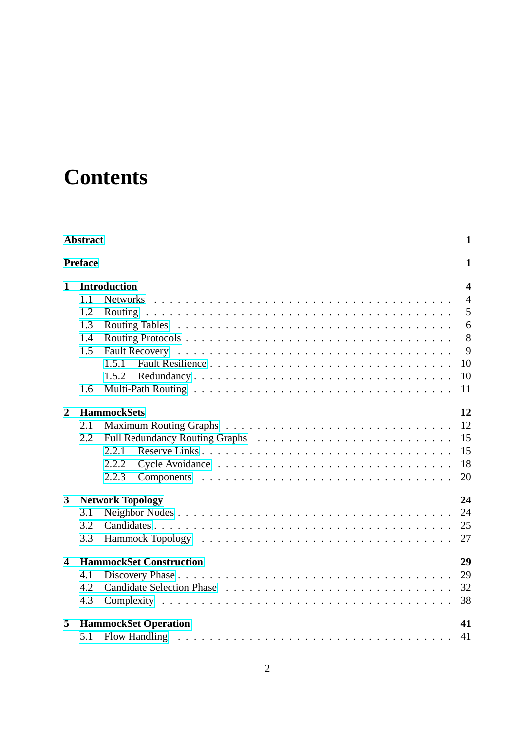# Contents

**Abstract** **1**

**Preface** **1**

**1 Introduction** **4**

- 1.1 Networks . . . . . . . . . . . . . . . . . . . . . . . . . . . . . . 4
- 1.2 Routing . . . . . . . . . . . . . . . . . . . . . . . . . . . . . . 5
- 1.3 Routing Tables . . . . . . . . . . . . . . . . . . . . . . . . . . . 6
- 1.4 Routing Protocols . . . . . . . . . . . . . . . . . . . . . . . . . 8
- 1.5 Fault Recovery . . . . . . . . . . . . . . . . . . . . . . . . . . . 9
  - 1.5.1 Fault Resilience . . . . . . . . . . . . . . . . . . . . . . . 10
  - 1.5.2 Redundancy . . . . . . . . . . . . . . . . . . . . . . . . . 10
- 1.6 Multi-Path Routing . . . . . . . . . . . . . . . . . . . . . . . . 11

**2 HammockSets** **12**

- 2.1 Maximum Routing Graphs . . . . . . . . . . . . . . . . . . . . . 12
- 2.2 Full Redundancy Routing Graphs . . . . . . . . . . . . . . . . . 15
  - 2.2.1 Reserve Links . . . . . . . . . . . . . . . . . . . . . . . . 15
  - 2.2.2 Cycle Avoidance . . . . . . . . . . . . . . . . . . . . . . . 18
  - 2.2.3 Components . . . . . . . . . . . . . . . . . . . . . . . . . 20

**3 Network Topology** **24**

- 3.1 Neighbor Nodes . . . . . . . . . . . . . . . . . . . . . . . . . . 24
- 3.2 Candidates . . . . . . . . . . . . . . . . . . . . . . . . . . . . . 25
- 3.3 Hammock Topology . . . . . . . . . . . . . . . . . . . . . . . . 27

**4 HammockSet Construction** **29**

- 4.1 Discovery Phase . . . . . . . . . . . . . . . . . . . . . . . . . . 29
- 4.2 Candidate Selection Phase . . . . . . . . . . . . . . . . . . . . . 32
- 4.3 Complexity . . . . . . . . . . . . . . . . . . . . . . . . . . . . . 38

**5 HammockSet Operation** **41**

- 5.1 Flow Handling . . . . . . . . . . . . . . . . . . . . . . . . . . . 41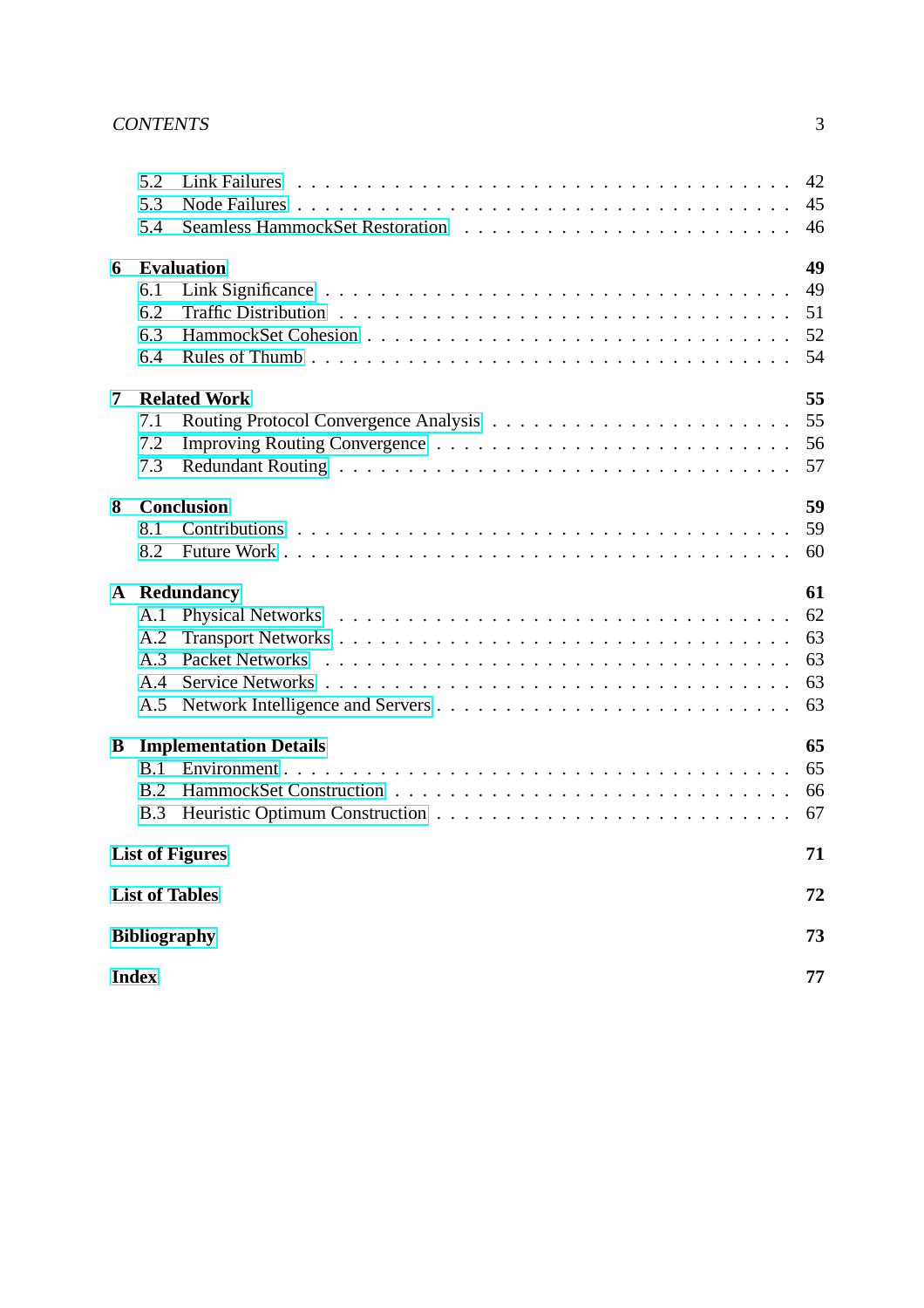5.2 Link Failures . . . . . . . . . . . . . . . . . . . . . . . . . . . . . . 42
5.3 Node Failures . . . . . . . . . . . . . . . . . . . . . . . . . . . . . . 45
5.4 Seamless HammockSet Restoration . . . . . . . . . . . . . . . . . . . . 46

**6 Evaluation** **49**
6.1 Link Significance . . . . . . . . . . . . . . . . . . . . . . . . . . . . 49
6.2 Traffic Distribution . . . . . . . . . . . . . . . . . . . . . . . . . . . 51
6.3 HammockSet Cohesion . . . . . . . . . . . . . . . . . . . . . . . . . . 52
6.4 Rules of Thumb . . . . . . . . . . . . . . . . . . . . . . . . . . . . . 54

**7 Related Work** **55**
7.1 Routing Protocol Convergence Analysis . . . . . . . . . . . . . . . . . 55
7.2 Improving Routing Convergence . . . . . . . . . . . . . . . . . . . . . 56
7.3 Redundant Routing . . . . . . . . . . . . . . . . . . . . . . . . . . . . 57

**8 Conclusion** **59**
8.1 Contributions . . . . . . . . . . . . . . . . . . . . . . . . . . . . . . 59
8.2 Future Work . . . . . . . . . . . . . . . . . . . . . . . . . . . . . . . 60

**A Redundancy** **61**
A.1 Physical Networks . . . . . . . . . . . . . . . . . . . . . . . . . . . . 62
A.2 Transport Networks . . . . . . . . . . . . . . . . . . . . . . . . . . . 63
A.3 Packet Networks . . . . . . . . . . . . . . . . . . . . . . . . . . . . . 63
A.4 Service Networks . . . . . . . . . . . . . . . . . . . . . . . . . . . . 63
A.5 Network Intelligence and Servers . . . . . . . . . . . . . . . . . . . . 63

**B Implementation Details** **65**
B.1 Environment . . . . . . . . . . . . . . . . . . . . . . . . . . . . . . . 65
B.2 HammockSet Construction . . . . . . . . . . . . . . . . . . . . . . . . 66
B.3 Heuristic Optimum Construction . . . . . . . . . . . . . . . . . . . . . 67

**List of Figures** **71**

**List of Tables** **72**

**Bibliography** **73**

**Index** **77**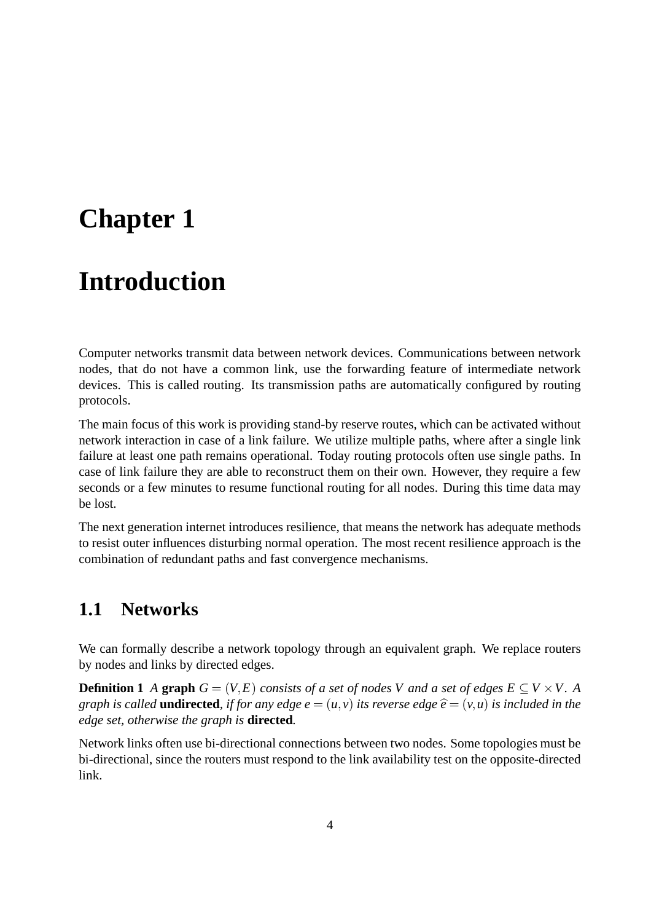# Chapter 1

# Introduction

Computer networks transmit data between network devices. Communications between network nodes, that do not have a common link, use the forwarding feature of intermediate network devices. This is called routing. Its transmission paths are automatically configured by routing protocols.

The main focus of this work is providing stand-by reserve routes, which can be activated without network interaction in case of a link failure. We utilize multiple paths, where after a single link failure at least one path remains operational. Today routing protocols often use single paths. In case of link failure they are able to reconstruct them on their own. However, they require a few seconds or a few minutes to resume functional routing for all nodes. During this time data may be lost.

The next generation internet introduces resilience, that means the network has adequate methods to resist outer influences disturbing normal operation. The most recent resilience approach is the combination of redundant paths and fast convergence mechanisms.

## 1.1 Networks

We can formally describe a network topology through an equivalent graph. We replace routers by nodes and links by directed edges.

**Definition 1** *A* **graph** $G = (V, E)$ *consists of a set of nodes* $V$ *and a set of edges* $E \subseteq V \times V$*. A graph is called* **undirected***, if for any edge* $e = (u, v)$ *its reverse edge* $\widehat{e} = (v, u)$ *is included in the edge set, otherwise the graph is* **directed***.*

Network links often use bi-directional connections between two nodes. Some topologies must be bi-directional, since the routers must respond to the link availability test on the opposite-directed link.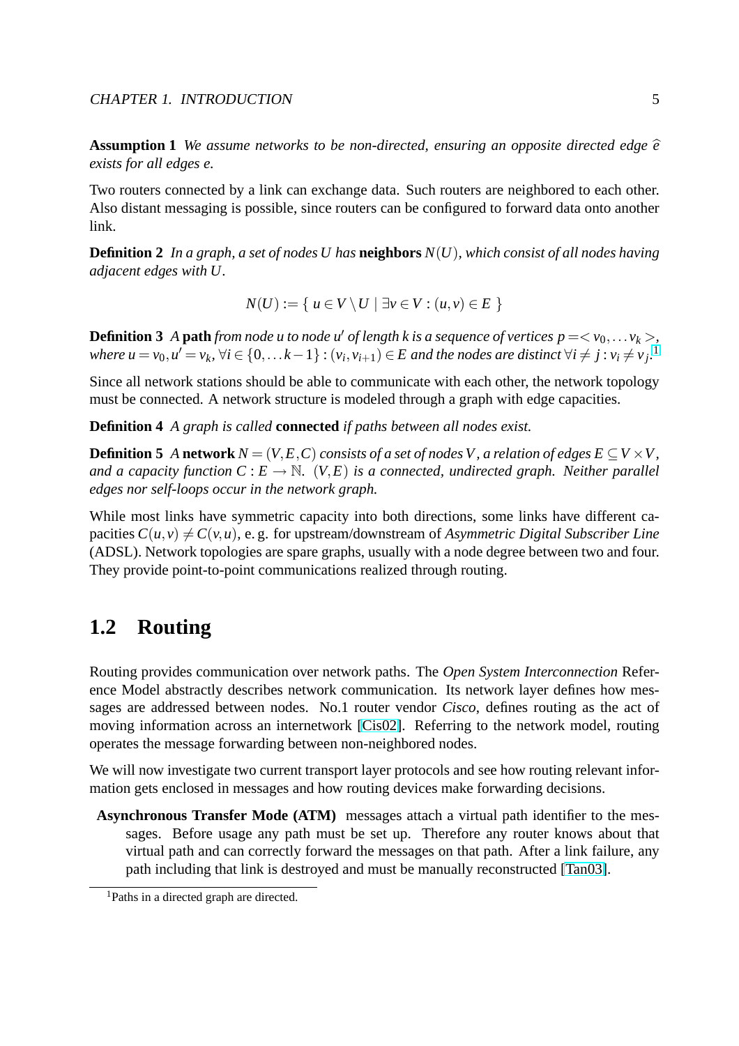**Assumption 1** *We assume networks to be non-directed, ensuring an opposite directed edge $\widehat{e}$ exists for all edges e.*

Two routers connected by a link can exchange data. Such routers are neighbored to each other. Also distant messaging is possible, since routers can be configured to forward data onto another link.

**Definition 2** *In a graph, a set of nodes U has* **neighbors** *$N(U)$, which consist of all nodes having adjacent edges with U.*

$$N(U) := \{\ u \in V \setminus U \mid \exists v \in V : (u,v) \in E\ \}$$

**Definition 3** *A* **path** *from node u to node $u'$ of length k is a sequence of vertices $p = < v_0, \ldots v_k >$, where $u = v_0, u' = v_k$, $\forall i \in \{0, \ldots k-1\} : (v_i, v_{i+1}) \in E$ and the nodes are distinct $\forall i \neq j : v_i \neq v_j$.*[1]

Since all network stations should be able to communicate with each other, the network topology must be connected. A network structure is modeled through a graph with edge capacities.

**Definition 4** *A graph is called* **connected** *if paths between all nodes exist.*

**Definition 5** *A* **network** *$N = (V, E, C)$ consists of a set of nodes V, a relation of edges $E \subseteq V \times V$, and a capacity function $C : E \to \mathbb{N}$. $(V, E)$ is a connected, undirected graph. Neither parallel edges nor self-loops occur in the network graph.*

While most links have symmetric capacity into both directions, some links have different capacities $C(u,v) \neq C(v,u)$, e. g. for upstream/downstream of *Asymmetric Digital Subscriber Line* (ADSL). Network topologies are spare graphs, usually with a node degree between two and four. They provide point-to-point communications realized through routing.

## 1.2 Routing

Routing provides communication over network paths. The *Open System Interconnection* Reference Model abstractly describes network communication. Its network layer defines how messages are addressed between nodes. No.1 router vendor *Cisco*, defines routing as the act of moving information across an internetwork [Cis02]. Referring to the network model, routing operates the message forwarding between non-neighbored nodes.

We will now investigate two current transport layer protocols and see how routing relevant information gets enclosed in messages and how routing devices make forwarding decisions.

**Asynchronous Transfer Mode (ATM)** messages attach a virtual path identifier to the messages. Before usage any path must be set up. Therefore any router knows about that virtual path and can correctly forward the messages on that path. After a link failure, any path including that link is destroyed and must be manually reconstructed [Tan03].

[1] Paths in a directed graph are directed.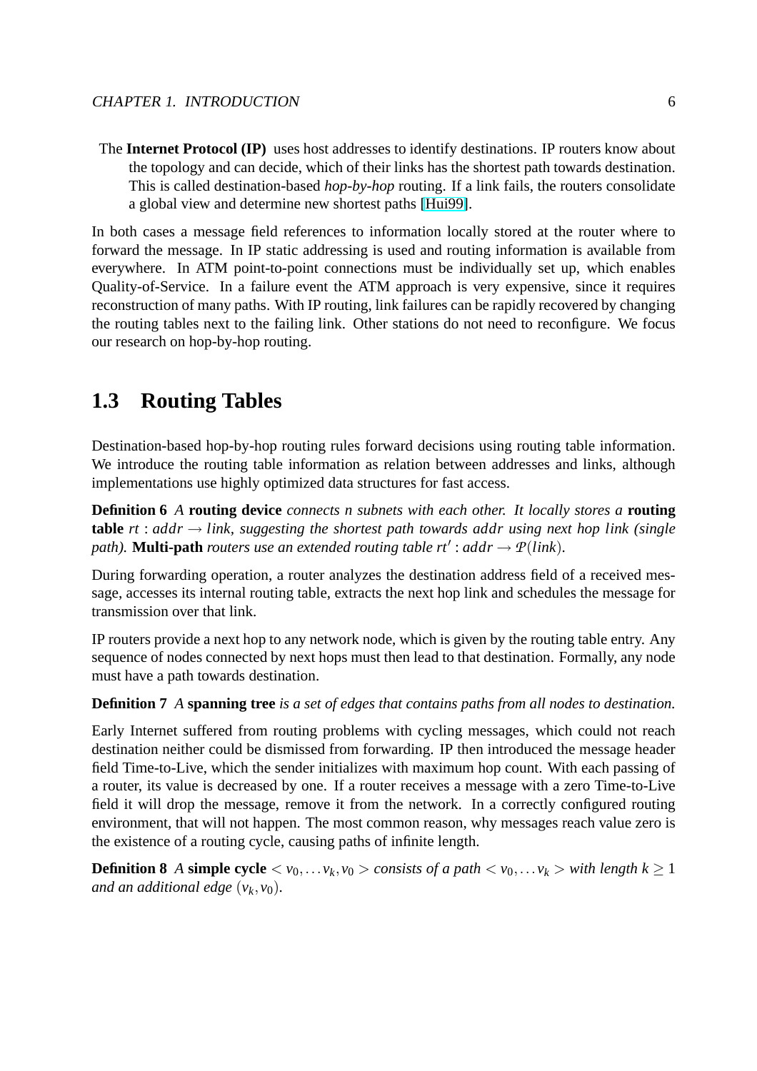**The Internet Protocol (IP)** uses host addresses to identify destinations. IP routers know about the topology and can decide, which of their links has the shortest path towards destination. This is called destination-based *hop-by-hop* routing. If a link fails, the routers consolidate a global view and determine new shortest paths [Hui99].

In both cases a message field references to information locally stored at the router where to forward the message. In IP static addressing is used and routing information is available from everywhere. In ATM point-to-point connections must be individually set up, which enables Quality-of-Service. In a failure event the ATM approach is very expensive, since it requires reconstruction of many paths. With IP routing, link failures can be rapidly recovered by changing the routing tables next to the failing link. Other stations do not need to reconfigure. We focus our research on hop-by-hop routing.

## 1.3 Routing Tables

Destination-based hop-by-hop routing rules forward decisions using routing table information. We introduce the routing table information as relation between addresses and links, although implementations use highly optimized data structures for fast access.

**Definition 6** *A* **routing device** *connects n subnets with each other. It locally stores a* **routing table** $rt : addr \rightarrow link$*, suggesting the shortest path towards* $addr$ *using next hop* $link$ *(single path).* **Multi-path** *routers use an extended routing table* $rt' : addr \rightarrow \mathcal{P}(link)$*.*

During forwarding operation, a router analyzes the destination address field of a received message, accesses its internal routing table, extracts the next hop link and schedules the message for transmission over that link.

IP routers provide a next hop to any network node, which is given by the routing table entry. Any sequence of nodes connected by next hops must then lead to that destination. Formally, any node must have a path towards destination.

**Definition 7** *A* **spanning tree** *is a set of edges that contains paths from all nodes to destination.*

Early Internet suffered from routing problems with cycling messages, which could not reach destination neither could be dismissed from forwarding. IP then introduced the message header field Time-to-Live, which the sender initializes with maximum hop count. With each passing of a router, its value is decreased by one. If a router receives a message with a zero Time-to-Live field it will drop the message, remove it from the network. In a correctly configured routing environment, that will not happen. The most common reason, why messages reach value zero is the existence of a routing cycle, causing paths of infinite length.

**Definition 8** *A* **simple cycle** $< v_0, \ldots v_k, v_0 >$ *consists of a path* $< v_0, \ldots v_k >$ *with length* $k \geq 1$ *and an additional edge* $(v_k, v_0)$*.*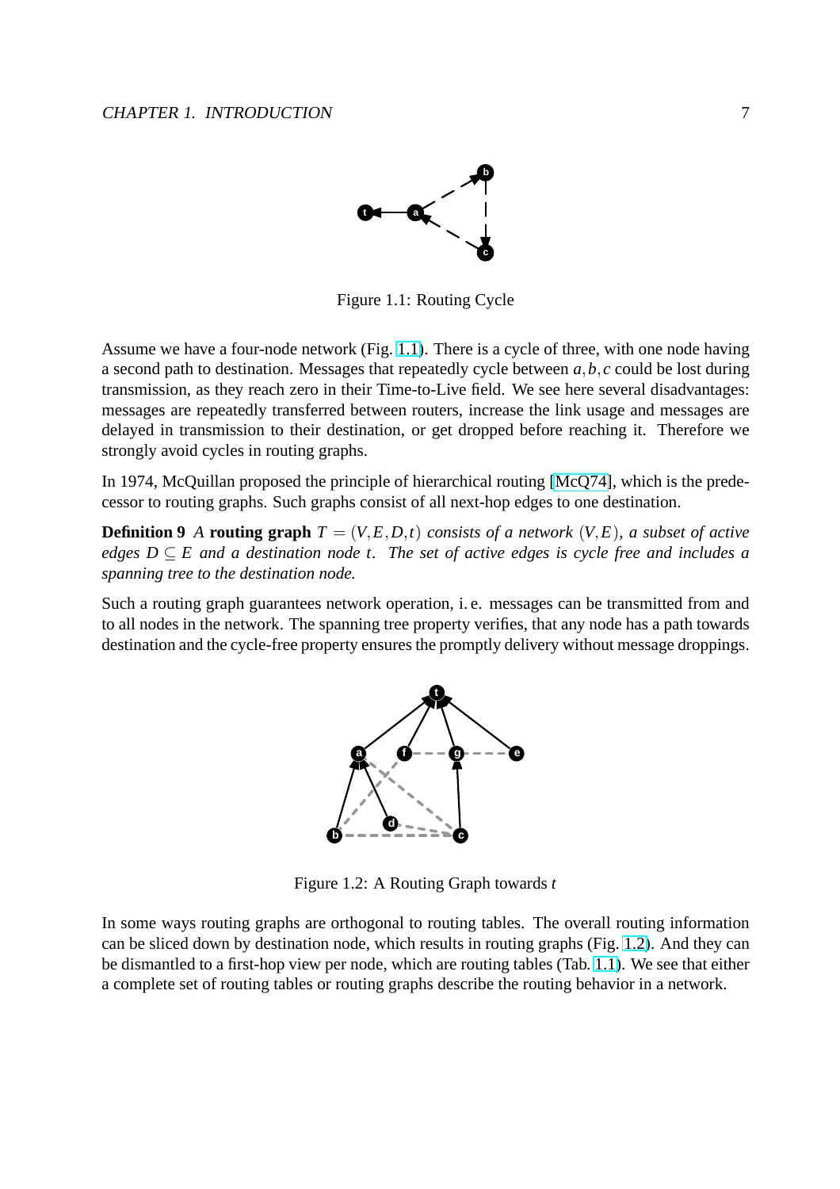Figure 1.1: Routing Cycle

Assume we have a four-node network (Fig. 1.1). There is a cycle of three, with one node having a second path to destination. Messages that repeatedly cycle between $a,b,c$ could be lost during transmission, as they reach zero in their Time-to-Live field. We see here several disadvantages: messages are repeatedly transferred between routers, increase the link usage and messages are delayed in transmission to their destination, or get dropped before reaching it. Therefore we strongly avoid cycles in routing graphs.

In 1974, McQuillan proposed the principle of hierarchical routing [McQ74], which is the predecessor to routing graphs. Such graphs consist of all next-hop edges to one destination.

**Definition 9** *A* **routing graph** $T = (V,E,D,t)$ *consists of a network* $(V,E)$*, a subset of active edges* $D \subseteq E$ *and a destination node* $t$*. The set of active edges is cycle free and includes a spanning tree to the destination node.*

Such a routing graph guarantees network operation, i. e. messages can be transmitted from and to all nodes in the network. The spanning tree property verifies, that any node has a path towards destination and the cycle-free property ensures the promptly delivery without message droppings.

Figure 1.2: A Routing Graph towards $t$

In some ways routing graphs are orthogonal to routing tables. The overall routing information can be sliced down by destination node, which results in routing graphs (Fig. 1.2). And they can be dismantled to a first-hop view per node, which are routing tables (Tab. 1.1). We see that either a complete set of routing tables or routing graphs describe the routing behavior in a network.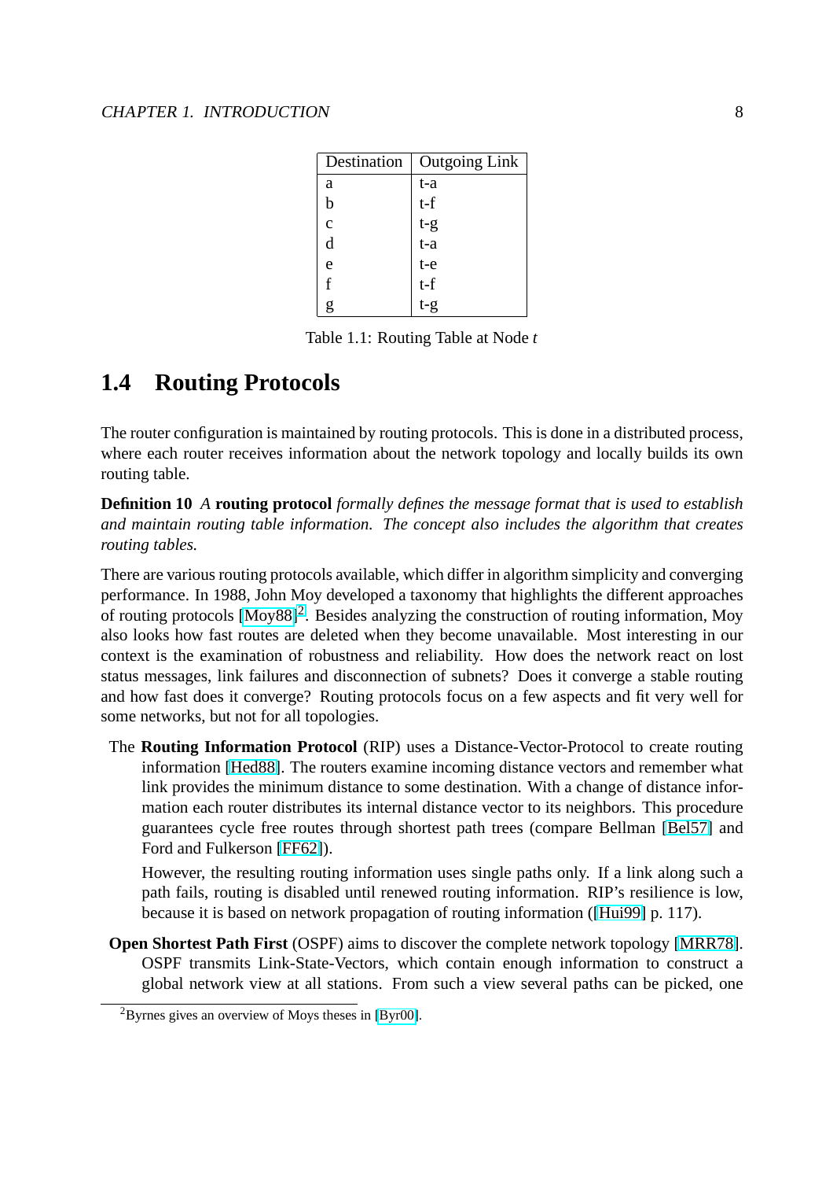| Destination | Outgoing Link |
|---|---|
| a | t-a |
| b | t-f |
| c | t-g |
| d | t-a |
| e | t-e |
| f | t-f |
| g | t-g |

Table 1.1: Routing Table at Node *t*

## 1.4 Routing Protocols

The router configuration is maintained by routing protocols. This is done in a distributed process, where each router receives information about the network topology and locally builds its own routing table.

**Definition 10** *A* **routing protocol** *formally defines the message format that is used to establish and maintain routing table information. The concept also includes the algorithm that creates routing tables.*

There are various routing protocols available, which differ in algorithm simplicity and converging performance. In 1988, John Moy developed a taxonomy that highlights the different approaches of routing protocols [Moy88][2]. Besides analyzing the construction of routing information, Moy also looks how fast routes are deleted when they become unavailable. Most interesting in our context is the examination of robustness and reliability. How does the network react on lost status messages, link failures and disconnection of subnets? Does it converge a stable routing and how fast does it converge? Routing protocols focus on a few aspects and fit very well for some networks, but not for all topologies.

The **Routing Information Protocol** (RIP) uses a Distance-Vector-Protocol to create routing information [Hed88]. The routers examine incoming distance vectors and remember what link provides the minimum distance to some destination. With a change of distance information each router distributes its internal distance vector to its neighbors. This procedure guarantees cycle free routes through shortest path trees (compare Bellman [Bel57] and Ford and Fulkerson [FF62]).

However, the resulting routing information uses single paths only. If a link along such a path fails, routing is disabled until renewed routing information. RIP's resilience is low, because it is based on network propagation of routing information ([Hui99] p. 117).

**Open Shortest Path First** (OSPF) aims to discover the complete network topology [MRR78]. OSPF transmits Link-State-Vectors, which contain enough information to construct a global network view at all stations. From such a view several paths can be picked, one

[2] Byrnes gives an overview of Moys theses in [Byr00].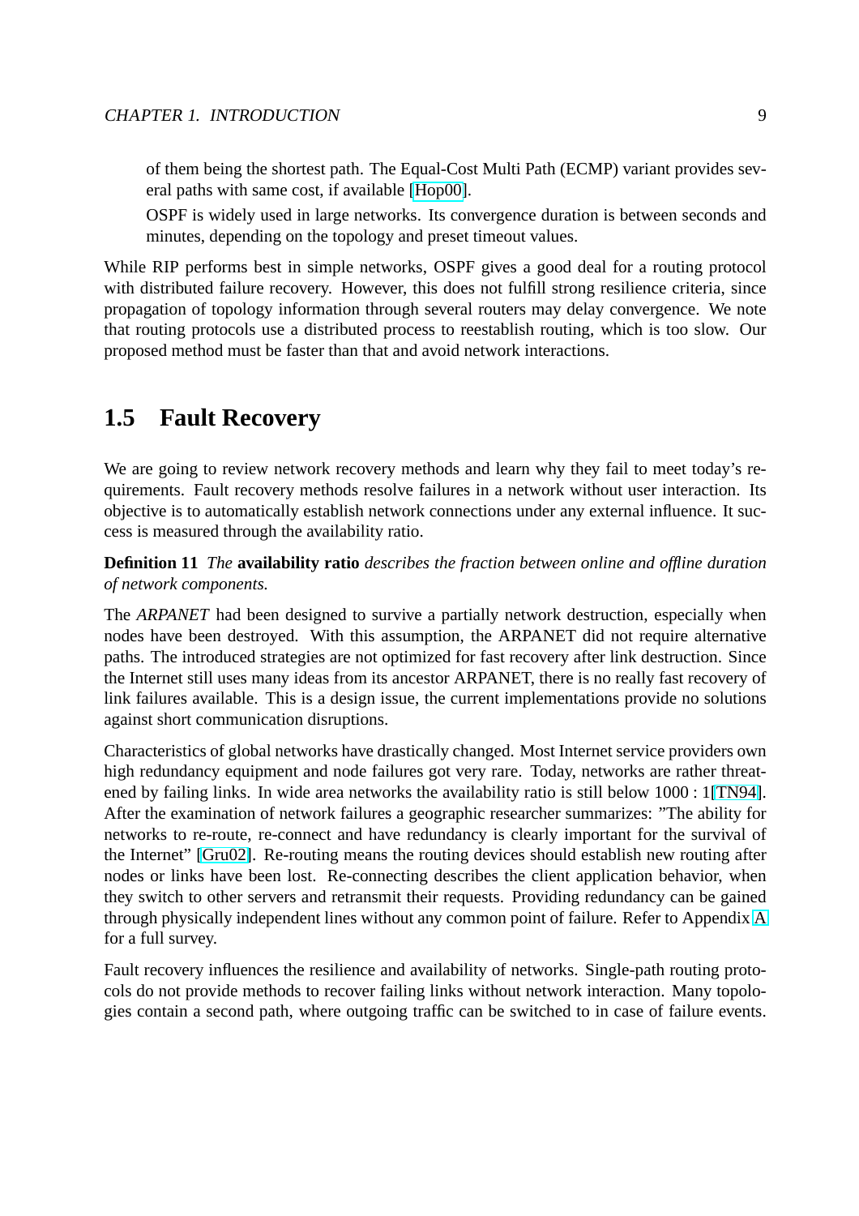of them being the shortest path. The Equal-Cost Multi Path (ECMP) variant provides several paths with same cost, if available [Hop00].

OSPF is widely used in large networks. Its convergence duration is between seconds and minutes, depending on the topology and preset timeout values.

While RIP performs best in simple networks, OSPF gives a good deal for a routing protocol with distributed failure recovery. However, this does not fulfill strong resilience criteria, since propagation of topology information through several routers may delay convergence. We note that routing protocols use a distributed process to reestablish routing, which is too slow. Our proposed method must be faster than that and avoid network interactions.

## 1.5 Fault Recovery

We are going to review network recovery methods and learn why they fail to meet today's requirements. Fault recovery methods resolve failures in a network without user interaction. Its objective is to automatically establish network connections under any external influence. It success is measured through the availability ratio.

**Definition 11** *The* **availability ratio** *describes the fraction between online and offline duration of network components.*

The *ARPANET* had been designed to survive a partially network destruction, especially when nodes have been destroyed. With this assumption, the ARPANET did not require alternative paths. The introduced strategies are not optimized for fast recovery after link destruction. Since the Internet still uses many ideas from its ancestor ARPANET, there is no really fast recovery of link failures available. This is a design issue, the current implementations provide no solutions against short communication disruptions.

Characteristics of global networks have drastically changed. Most Internet service providers own high redundancy equipment and node failures got very rare. Today, networks are rather threatened by failing links. In wide area networks the availability ratio is still below $1000 : 1$[TN94]. After the examination of network failures a geographic researcher summarizes: "The ability for networks to re-route, re-connect and have redundancy is clearly important for the survival of the Internet" [Gru02]. Re-routing means the routing devices should establish new routing after nodes or links have been lost. Re-connecting describes the client application behavior, when they switch to other servers and retransmit their requests. Providing redundancy can be gained through physically independent lines without any common point of failure. Refer to Appendix A for a full survey.

Fault recovery influences the resilience and availability of networks. Single-path routing protocols do not provide methods to recover failing links without network interaction. Many topologies contain a second path, where outgoing traffic can be switched to in case of failure events.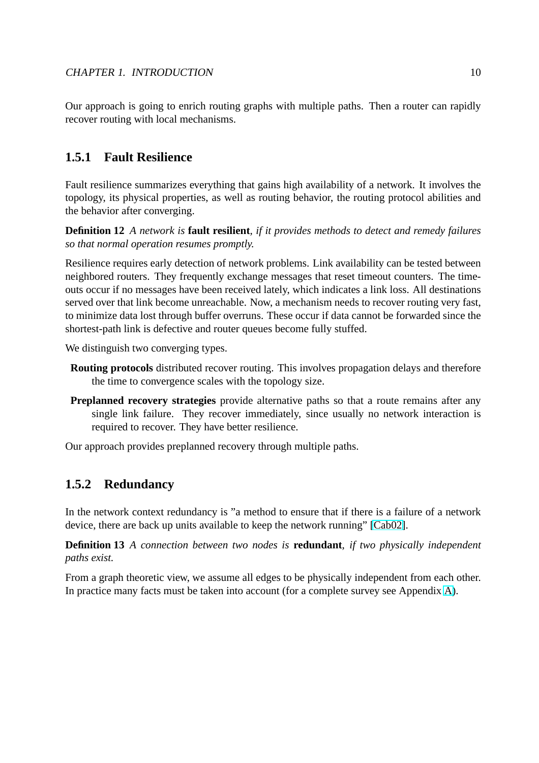Our approach is going to enrich routing graphs with multiple paths. Then a router can rapidly recover routing with local mechanisms.

### 1.5.1 Fault Resilience

Fault resilience summarizes everything that gains high availability of a network. It involves the topology, its physical properties, as well as routing behavior, the routing protocol abilities and the behavior after converging.

**Definition 12** *A network is* **fault resilient**, *if it provides methods to detect and remedy failures so that normal operation resumes promptly.*

Resilience requires early detection of network problems. Link availability can be tested between neighbored routers. They frequently exchange messages that reset timeout counters. The timeouts occur if no messages have been received lately, which indicates a link loss. All destinations served over that link become unreachable. Now, a mechanism needs to recover routing very fast, to minimize data lost through buffer overruns. These occur if data cannot be forwarded since the shortest-path link is defective and router queues become fully stuffed.

We distinguish two converging types.

**Routing protocols** distributed recover routing. This involves propagation delays and therefore the time to convergence scales with the topology size.

**Preplanned recovery strategies** provide alternative paths so that a route remains after any single link failure. They recover immediately, since usually no network interaction is required to recover. They have better resilience.

Our approach provides preplanned recovery through multiple paths.

### 1.5.2 Redundancy

In the network context redundancy is "a method to ensure that if there is a failure of a network device, there are back up units available to keep the network running" [Cab02].

**Definition 13** *A connection between two nodes is* **redundant**, *if two physically independent paths exist.*

From a graph theoretic view, we assume all edges to be physically independent from each other. In practice many facts must be taken into account (for a complete survey see Appendix A).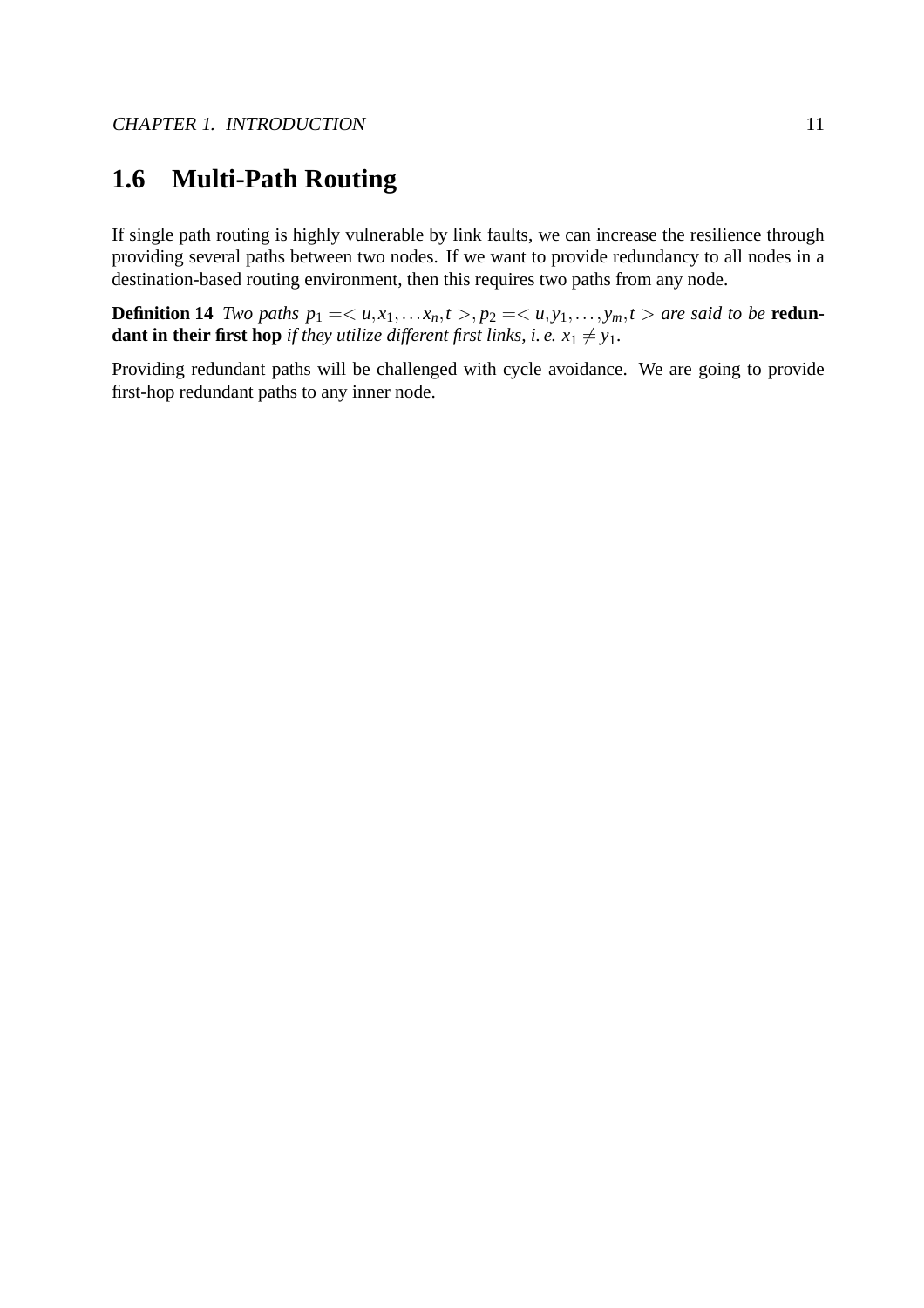## 1.6 Multi-Path Routing

If single path routing is highly vulnerable by link faults, we can increase the resilience through providing several paths between two nodes. If we want to provide redundancy to all nodes in a destination-based routing environment, then this requires two paths from any node.

**Definition 14** *Two paths* $p_1 = < u, x_1, \ldots x_n, t >, p_2 = < u, y_1, \ldots, y_m, t >$ *are said to be* **redundant in their first hop** *if they utilize different first links, i. e.* $x_1 \neq y_1$.

Providing redundant paths will be challenged with cycle avoidance. We are going to provide first-hop redundant paths to any inner node.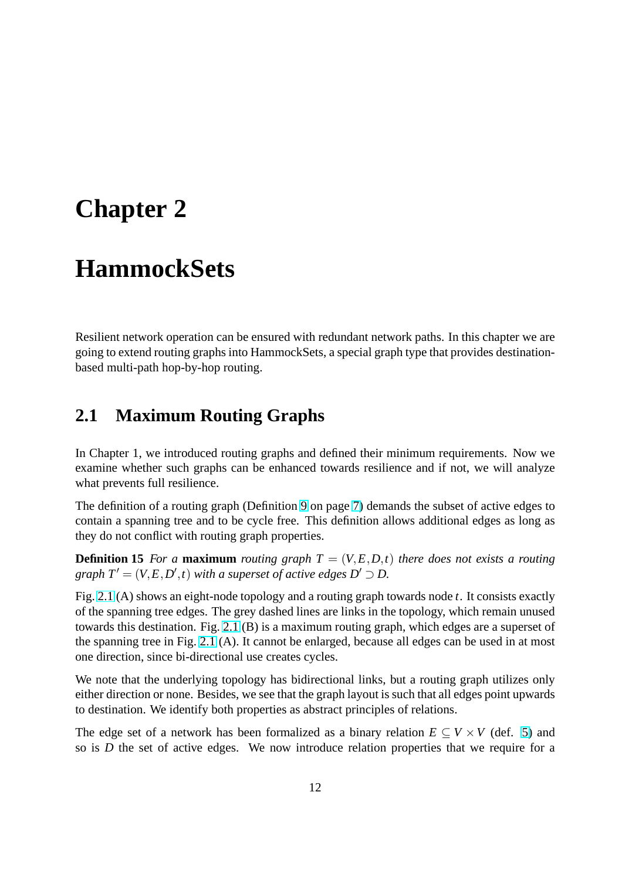# Chapter 2

# HammockSets

Resilient network operation can be ensured with redundant network paths. In this chapter we are going to extend routing graphs into HammockSets, a special graph type that provides destination-based multi-path hop-by-hop routing.

## 2.1 Maximum Routing Graphs

In Chapter 1, we introduced routing graphs and defined their minimum requirements. Now we examine whether such graphs can be enhanced towards resilience and if not, we will analyze what prevents full resilience.

The definition of a routing graph (Definition 9 on page 7) demands the subset of active edges to contain a spanning tree and to be cycle free. This definition allows additional edges as long as they do not conflict with routing graph properties.

**Definition 15** *For a* **maximum** *routing graph $T = (V, E, D, t)$ there does not exists a routing graph $T' = (V, E, D', t)$ with a superset of active edges $D' \supset D$.*

Fig. 2.1 (A) shows an eight-node topology and a routing graph towards node $t$. It consists exactly of the spanning tree edges. The grey dashed lines are links in the topology, which remain unused towards this destination. Fig. 2.1 (B) is a maximum routing graph, which edges are a superset of the spanning tree in Fig. 2.1 (A). It cannot be enlarged, because all edges can be used in at most one direction, since bi-directional use creates cycles.

We note that the underlying topology has bidirectional links, but a routing graph utilizes only either direction or none. Besides, we see that the graph layout is such that all edges point upwards to destination. We identify both properties as abstract principles of relations.

The edge set of a network has been formalized as a binary relation $E \subseteq V \times V$ (def. 5) and so is $D$ the set of active edges. We now introduce relation properties that we require for a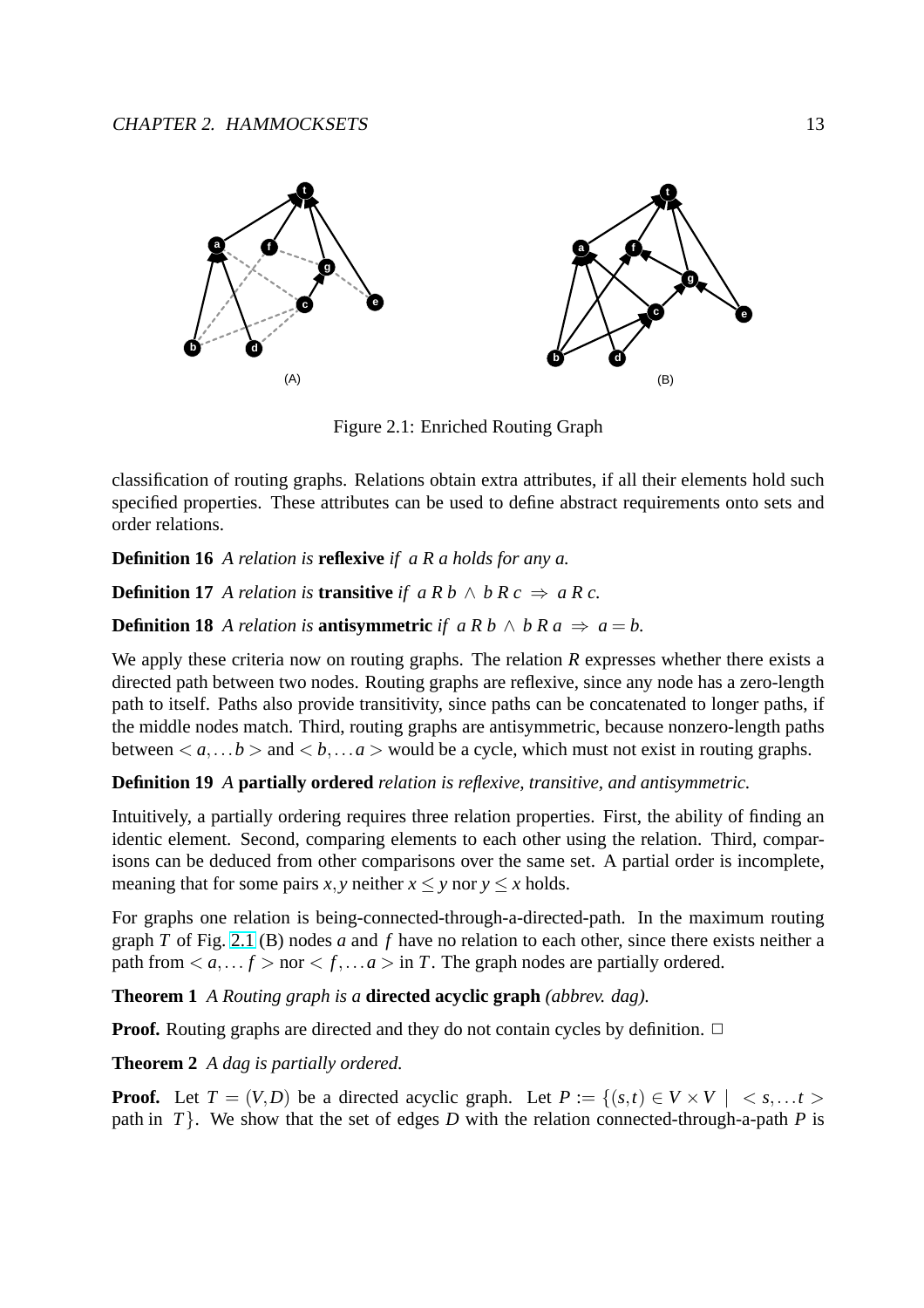Figure 2.1: Enriched Routing Graph

classification of routing graphs. Relations obtain extra attributes, if all their elements hold such specified properties. These attributes can be used to define abstract requirements onto sets and order relations.

**Definition 16** *A relation is* **reflexive** *if* $a\ R\ a$ *holds for any* $a$.

**Definition 17** *A relation is* **transitive** *if* $a\ R\ b\ \wedge\ b\ R\ c\ \Rightarrow\ a\ R\ c$.

**Definition 18** *A relation is* **antisymmetric** *if* $a\ R\ b\ \wedge\ b\ R\ a\ \Rightarrow\ a = b$.

We apply these criteria now on routing graphs. The relation $R$ expresses whether there exists a directed path between two nodes. Routing graphs are reflexive, since any node has a zero-length path to itself. Paths also provide transitivity, since paths can be concatenated to longer paths, if the middle nodes match. Third, routing graphs are antisymmetric, because nonzero-length paths between $< a, \dots b >$ and $< b, \dots a >$ would be a cycle, which must not exist in routing graphs.

**Definition 19** *A* **partially ordered** *relation is reflexive, transitive, and antisymmetric.*

Intuitively, a partially ordering requires three relation properties. First, the ability of finding an identic element. Second, comparing elements to each other using the relation. Third, comparisons can be deduced from other comparisons over the same set. A partial order is incomplete, meaning that for some pairs $x, y$ neither $x \leq y$ nor $y \leq x$ holds.

For graphs one relation is being-connected-through-a-directed-path. In the maximum routing graph $T$ of Fig. 2.1 (B) nodes $a$ and $f$ have no relation to each other, since there exists neither a path from $< a, \dots f >$ nor $< f, \dots a >$ in $T$. The graph nodes are partially ordered.

**Theorem 1** *A Routing graph is a* **directed acyclic graph** *(abbrev. dag).*

**Proof.** Routing graphs are directed and they do not contain cycles by definition. □

**Theorem 2** *A dag is partially ordered.*

**Proof.** Let $T = (V, D)$ be a directed acyclic graph. Let $P := \{(s,t) \in V \times V \mid\ < s, \dots t >$ path in $T\}$. We show that the set of edges $D$ with the relation connected-through-a-path $P$ is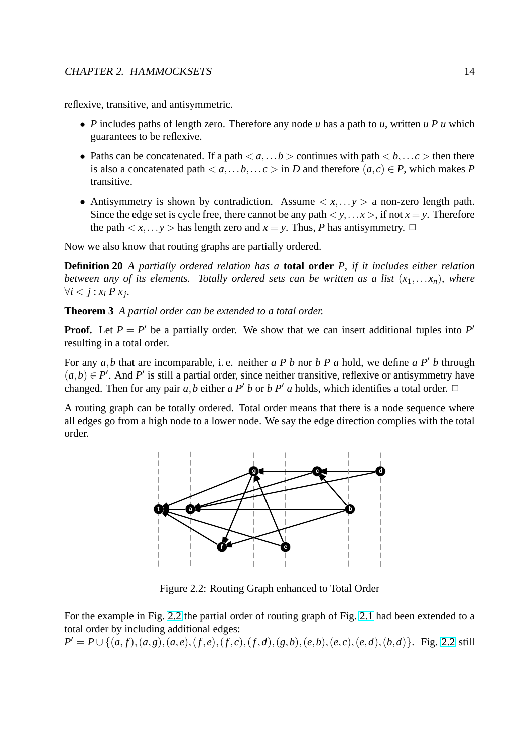reflexive, transitive, and antisymmetric.

- $P$ includes paths of length zero. Therefore any node $u$ has a path to $u$, written $u\ P\ u$ which guarantees to be reflexive.
- Paths can be concatenated. If a path $< a, \ldots b >$ continues with path $< b, \ldots c >$ then there is also a concatenated path $< a, \ldots b, \ldots c >$ in $D$ and therefore $(a, c) \in P$, which makes $P$ transitive.
- Antisymmetry is shown by contradiction. Assume $< x, \ldots y >$ a non-zero length path. Since the edge set is cycle free, there cannot be any path $< y, \ldots x >$, if not $x = y$. Therefore the path $< x, \ldots y >$ has length zero and $x = y$. Thus, $P$ has antisymmetry. □

Now we also know that routing graphs are partially ordered.

**Definition 20** *A partially ordered relation has a* **total order** *$P$, if it includes either relation between any of its elements. Totally ordered sets can be written as a list $(x_1, \ldots x_n)$, where $\forall i < j : x_i\ P\ x_j$.*

**Theorem 3** *A partial order can be extended to a total order.*

**Proof.** Let $P = P'$ be a partially order. We show that we can insert additional tuples into $P'$ resulting in a total order.

For any $a, b$ that are incomparable, i. e. neither $a\ P\ b$ nor $b\ P\ a$ hold, we define $a\ P'\ b$ through $(a, b) \in P'$. And $P'$ is still a partial order, since neither transitive, reflexive or antisymmetry have changed. Then for any pair $a, b$ either $a\ P'\ b$ or $b\ P'\ a$ holds, which identifies a total order. □

A routing graph can be totally ordered. Total order means that there is a node sequence where all edges go from a high node to a lower node. We say the edge direction complies with the total order.

Figure 2.2: Routing Graph enhanced to Total Order

For the example in Fig. 2.2 the partial order of routing graph of Fig. 2.1 had been extended to a total order by including additional edges:
$P' = P \cup \{(a, f), (a, g), (a, e), (f, e), (f, c), (f, d), (g, b), (e, b), (e, c), (e, d), (b, d)\}$. Fig. 2.2 still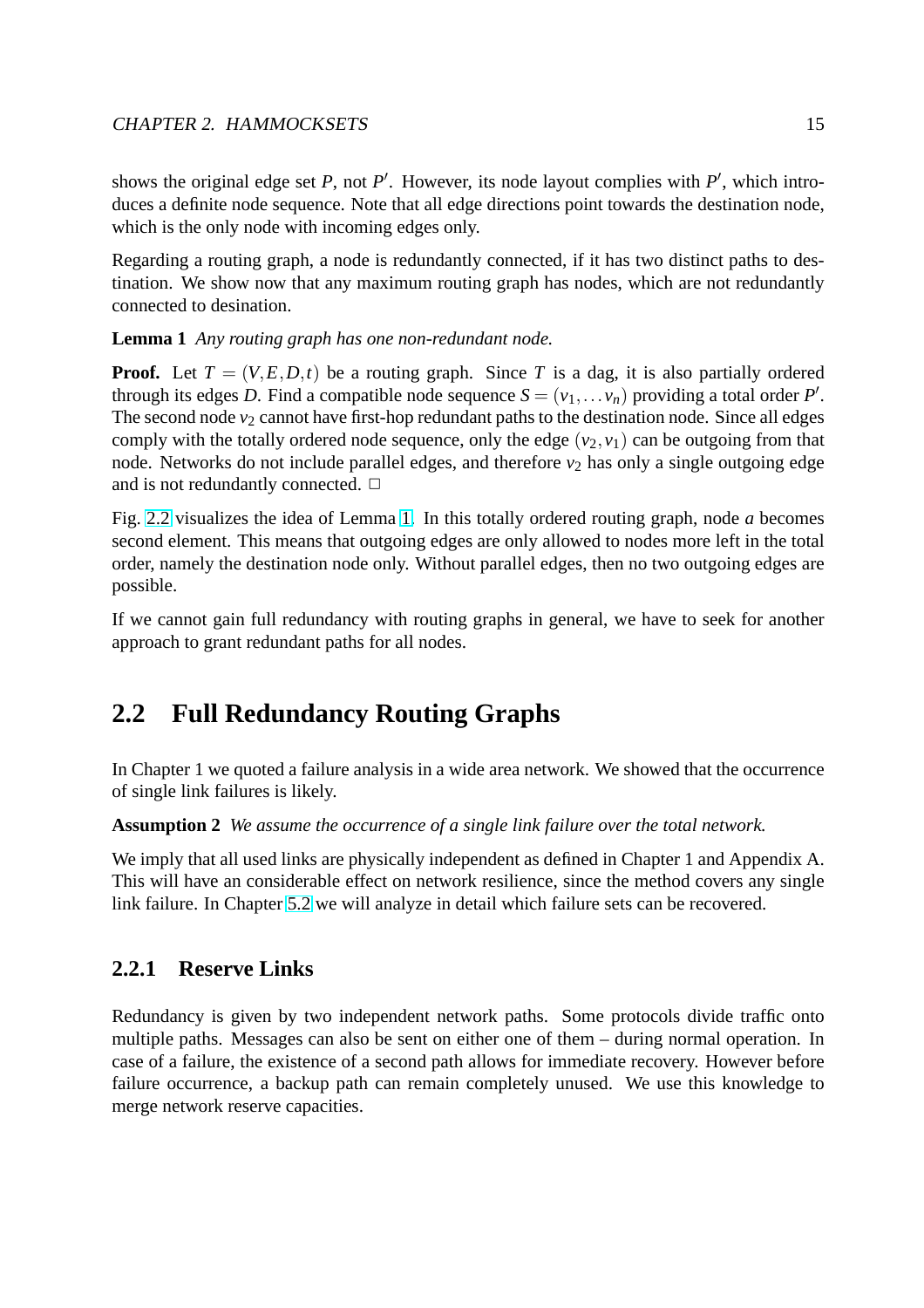shows the original edge set $P$, not $P'$. However, its node layout complies with $P'$, which introduces a definite node sequence. Note that all edge directions point towards the destination node, which is the only node with incoming edges only.

Regarding a routing graph, a node is redundantly connected, if it has two distinct paths to destination. We show now that any maximum routing graph has nodes, which are not redundantly connected to desination.

**Lemma 1** *Any routing graph has one non-redundant node.*

**Proof.** Let $T = (V, E, D, t)$ be a routing graph. Since $T$ is a dag, it is also partially ordered through its edges $D$. Find a compatible node sequence $S = (v_1, \ldots v_n)$ providing a total order $P'$. The second node $v_2$ cannot have first-hop redundant paths to the destination node. Since all edges comply with the totally ordered node sequence, only the edge $(v_2, v_1)$ can be outgoing from that node. Networks do not include parallel edges, and therefore $v_2$ has only a single outgoing edge and is not redundantly connected. □

Fig. 2.2 visualizes the idea of Lemma 1. In this totally ordered routing graph, node $a$ becomes second element. This means that outgoing edges are only allowed to nodes more left in the total order, namely the destination node only. Without parallel edges, then no two outgoing edges are possible.

If we cannot gain full redundancy with routing graphs in general, we have to seek for another approach to grant redundant paths for all nodes.

## 2.2 Full Redundancy Routing Graphs

In Chapter 1 we quoted a failure analysis in a wide area network. We showed that the occurrence of single link failures is likely.

**Assumption 2** *We assume the occurrence of a single link failure over the total network.*

We imply that all used links are physically independent as defined in Chapter 1 and Appendix A. This will have an considerable effect on network resilience, since the method covers any single link failure. In Chapter 5.2 we will analyze in detail which failure sets can be recovered.

### 2.2.1 Reserve Links

Redundancy is given by two independent network paths. Some protocols divide traffic onto multiple paths. Messages can also be sent on either one of them – during normal operation. In case of a failure, the existence of a second path allows for immediate recovery. However before failure occurrence, a backup path can remain completely unused. We use this knowledge to merge network reserve capacities.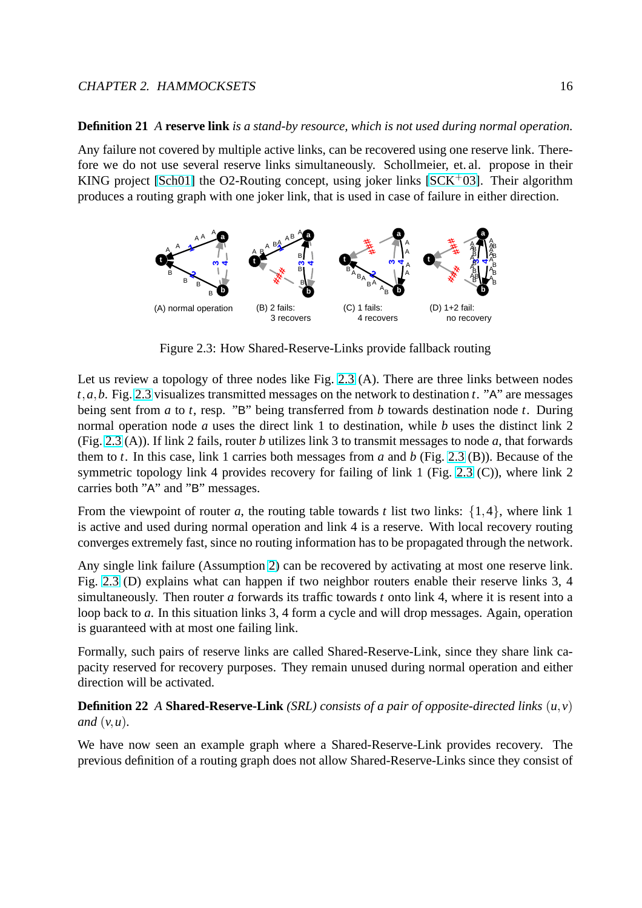**Definition 21** *A* **reserve link** *is a stand-by resource, which is not used during normal operation.*

Any failure not covered by multiple active links, can be recovered using one reserve link. Therefore we do not use several reserve links simultaneously. Schollmeier, et. al. propose in their KING project [Sch01] the O2-Routing concept, using joker links [SCK+03]. Their algorithm produces a routing graph with one joker link, that is used in case of failure in either direction.

(A) normal operation (B) 2 fails: 3 recovers (C) 1 fails: 4 recovers (D) 1+2 fail: no recovery

Figure 2.3: How Shared-Reserve-Links provide fallback routing

Let us review a topology of three nodes like Fig. 2.3 (A). There are three links between nodes $t, a, b$. Fig. 2.3 visualizes transmitted messages on the network to destination $t$. "A" are messages being sent from $a$ to $t$, resp. "B" being transferred from $b$ towards destination node $t$. During normal operation node $a$ uses the direct link 1 to destination, while $b$ uses the distinct link 2 (Fig. 2.3 (A)). If link 2 fails, router $b$ utilizes link 3 to transmit messages to node $a$, that forwards them to $t$. In this case, link 1 carries both messages from $a$ and $b$ (Fig. 2.3 (B)). Because of the symmetric topology link 4 provides recovery for failing of link 1 (Fig. 2.3 (C)), where link 2 carries both "A" and "B" messages.

From the viewpoint of router $a$, the routing table towards $t$ list two links: $\{1, 4\}$, where link 1 is active and used during normal operation and link 4 is a reserve. With local recovery routing converges extremely fast, since no routing information has to be propagated through the network.

Any single link failure (Assumption 2) can be recovered by activating at most one reserve link. Fig. 2.3 (D) explains what can happen if two neighbor routers enable their reserve links 3, 4 simultaneously. Then router $a$ forwards its traffic towards $t$ onto link 4, where it is resent into a loop back to $a$. In this situation links 3, 4 form a cycle and will drop messages. Again, operation is guaranteed with at most one failing link.

Formally, such pairs of reserve links are called Shared-Reserve-Link, since they share link capacity reserved for recovery purposes. They remain unused during normal operation and either direction will be activated.

**Definition 22** *A* **Shared-Reserve-Link** *(SRL) consists of a pair of opposite-directed links* $(u, v)$ *and* $(v, u)$*.*

We have now seen an example graph where a Shared-Reserve-Link provides recovery. The previous definition of a routing graph does not allow Shared-Reserve-Links since they consist of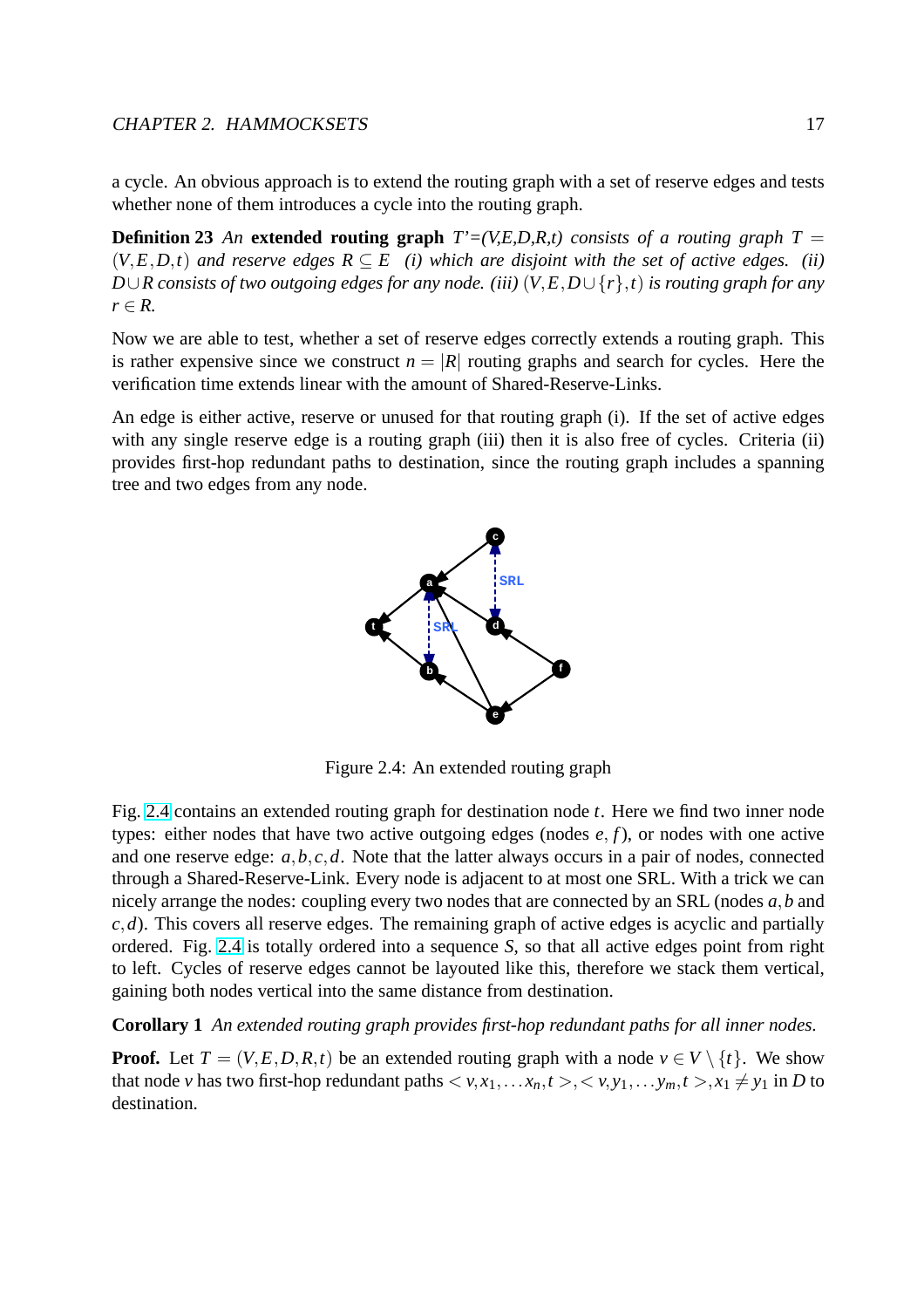a cycle. An obvious approach is to extend the routing graph with a set of reserve edges and tests whether none of them introduces a cycle into the routing graph.

**Definition 23** *An* **extended routing graph** *T'=(V,E,D,R,t) consists of a routing graph* $T = (V,E,D,t)$ *and reserve edges* $R \subseteq E$ *(i) which are disjoint with the set of active edges. (ii)* $D \cup R$ *consists of two outgoing edges for any node. (iii)* $(V,E,D \cup \{r\},t)$ *is routing graph for any* $r \in R$.

Now we are able to test, whether a set of reserve edges correctly extends a routing graph. This is rather expensive since we construct $n = |R|$ routing graphs and search for cycles. Here the verification time extends linear with the amount of Shared-Reserve-Links.

An edge is either active, reserve or unused for that routing graph (i). If the set of active edges with any single reserve edge is a routing graph (iii) then it is also free of cycles. Criteria (ii) provides first-hop redundant paths to destination, since the routing graph includes a spanning tree and two edges from any node.

Figure 2.4: An extended routing graph

Fig. 2.4 contains an extended routing graph for destination node $t$. Here we find two inner node types: either nodes that have two active outgoing edges (nodes $e, f$), or nodes with one active and one reserve edge: $a,b,c,d$. Note that the latter always occurs in a pair of nodes, connected through a Shared-Reserve-Link. Every node is adjacent to at most one SRL. With a trick we can nicely arrange the nodes: coupling every two nodes that are connected by an SRL (nodes $a,b$ and $c,d$). This covers all reserve edges. The remaining graph of active edges is acyclic and partially ordered. Fig. 2.4 is totally ordered into a sequence $S$, so that all active edges point from right to left. Cycles of reserve edges cannot be layouted like this, therefore we stack them vertical, gaining both nodes vertical into the same distance from destination.

**Corollary 1** *An extended routing graph provides first-hop redundant paths for all inner nodes.*

**Proof.** Let $T = (V,E,D,R,t)$ be an extended routing graph with a node $v \in V \setminus \{t\}$. We show that node $v$ has two first-hop redundant paths $< v, x_1, \ldots x_n, t >, < v, y_1, \ldots y_m, t >, x_1 \neq y_1$ in $D$ to destination.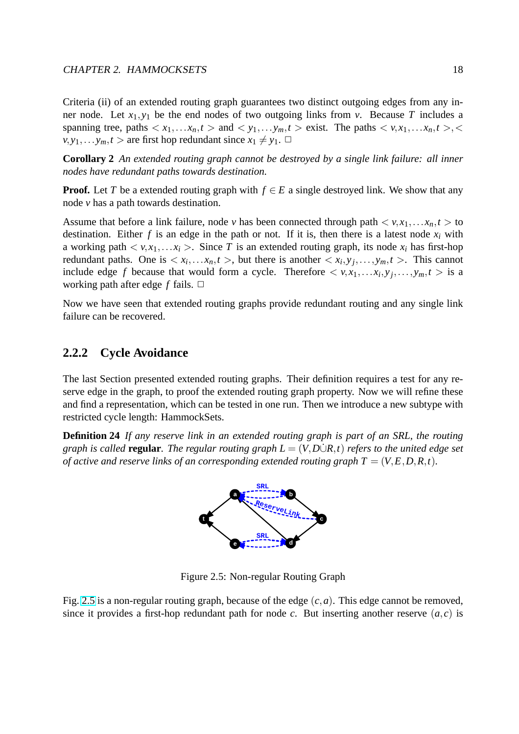Criteria (ii) of an extended routing graph guarantees two distinct outgoing edges from any inner node. Let $x_1, y_1$ be the end nodes of two outgoing links from $v$. Because $T$ includes a spanning tree, paths $< x_1, \ldots x_n, t >$ and $< y_1, \ldots y_m, t >$ exist. The paths $< v, x_1, \ldots x_n, t >, < v, y_1, \ldots y_m, t >$ are first hop redundant since $x_1 \neq y_1$. □

**Corollary 2** *An extended routing graph cannot be destroyed by a single link failure: all inner nodes have redundant paths towards destination.*

**Proof.** Let $T$ be a extended routing graph with $f \in E$ a single destroyed link. We show that any node $v$ has a path towards destination.

Assume that before a link failure, node $v$ has been connected through path $< v, x_1, \ldots x_n, t >$ to destination. Either $f$ is an edge in the path or not. If it is, then there is a latest node $x_i$ with a working path $< v, x_1, \ldots x_i >$. Since $T$ is an extended routing graph, its node $x_i$ has first-hop redundant paths. One is $< x_i, \ldots x_n, t >$, but there is another $< x_i, y_j, \ldots, y_m, t >$. This cannot include edge $f$ because that would form a cycle. Therefore $< v, x_1, \ldots x_i, y_j, \ldots, y_m, t >$ is a working path after edge $f$ fails. □

Now we have seen that extended routing graphs provide redundant routing and any single link failure can be recovered.

### 2.2.2 Cycle Avoidance

The last Section presented extended routing graphs. Their definition requires a test for any reserve edge in the graph, to proof the extended routing graph property. Now we will refine these and find a representation, which can be tested in one run. Then we introduce a new subtype with restricted cycle length: HammockSets.

**Definition 24** *If any reserve link in an extended routing graph is part of an SRL, the routing graph is called* **regular***. The regular routing graph $L = (V, D\dot{\cup}R, t)$ refers to the united edge set of active and reserve links of an corresponding extended routing graph $T = (V, E, D, R, t)$.*

Figure 2.5: Non-regular Routing Graph

Fig. 2.5 is a non-regular routing graph, because of the edge $(c, a)$. This edge cannot be removed, since it provides a first-hop redundant path for node $c$. But inserting another reserve $(a, c)$ is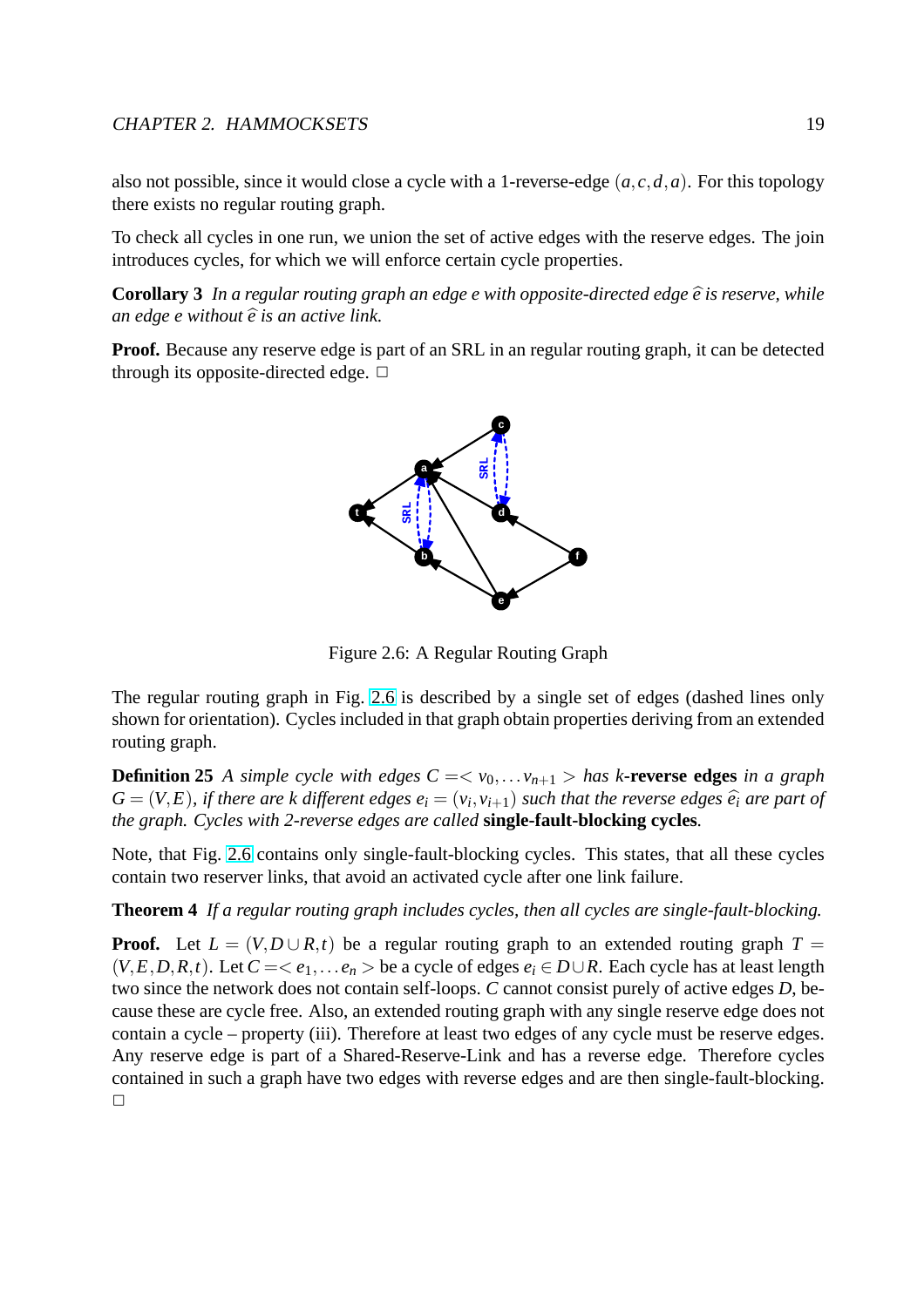also not possible, since it would close a cycle with a 1-reverse-edge $(a, c, d, a)$. For this topology there exists no regular routing graph.

To check all cycles in one run, we union the set of active edges with the reserve edges. The join introduces cycles, for which we will enforce certain cycle properties.

**Corollary 3** *In a regular routing graph an edge e with opposite-directed edge $\widehat{e}$ is reserve, while an edge e without $\widehat{e}$ is an active link.*

**Proof.** Because any reserve edge is part of an SRL in an regular routing graph, it can be detected through its opposite-directed edge. □

Figure 2.6: A Regular Routing Graph

The regular routing graph in Fig. 2.6 is described by a single set of edges (dashed lines only shown for orientation). Cycles included in that graph obtain properties deriving from an extended routing graph.

**Definition 25** *A simple cycle with edges $C = < v_0, \ldots v_{n+1} >$ has k-***reverse edges** *in a graph $G = (V, E)$, if there are k different edges $e_i = (v_i, v_{i+1})$ such that the reverse edges $\widehat{e_i}$ are part of the graph. Cycles with 2-reverse edges are called* **single-fault-blocking cycles***.*

Note, that Fig. 2.6 contains only single-fault-blocking cycles. This states, that all these cycles contain two reserver links, that avoid an activated cycle after one link failure.

**Theorem 4** *If a regular routing graph includes cycles, then all cycles are single-fault-blocking.*

**Proof.** Let $L = (V, D \cup R, t)$ be a regular routing graph to an extended routing graph $T = (V, E, D, R, t)$. Let $C = < e_1, \ldots e_n >$ be a cycle of edges $e_i \in D \cup R$. Each cycle has at least length two since the network does not contain self-loops. $C$ cannot consist purely of active edges $D$, because these are cycle free. Also, an extended routing graph with any single reserve edge does not contain a cycle – property (iii). Therefore at least two edges of any cycle must be reserve edges. Any reserve edge is part of a Shared-Reserve-Link and has a reverse edge. Therefore cycles contained in such a graph have two edges with reverse edges and are then single-fault-blocking. □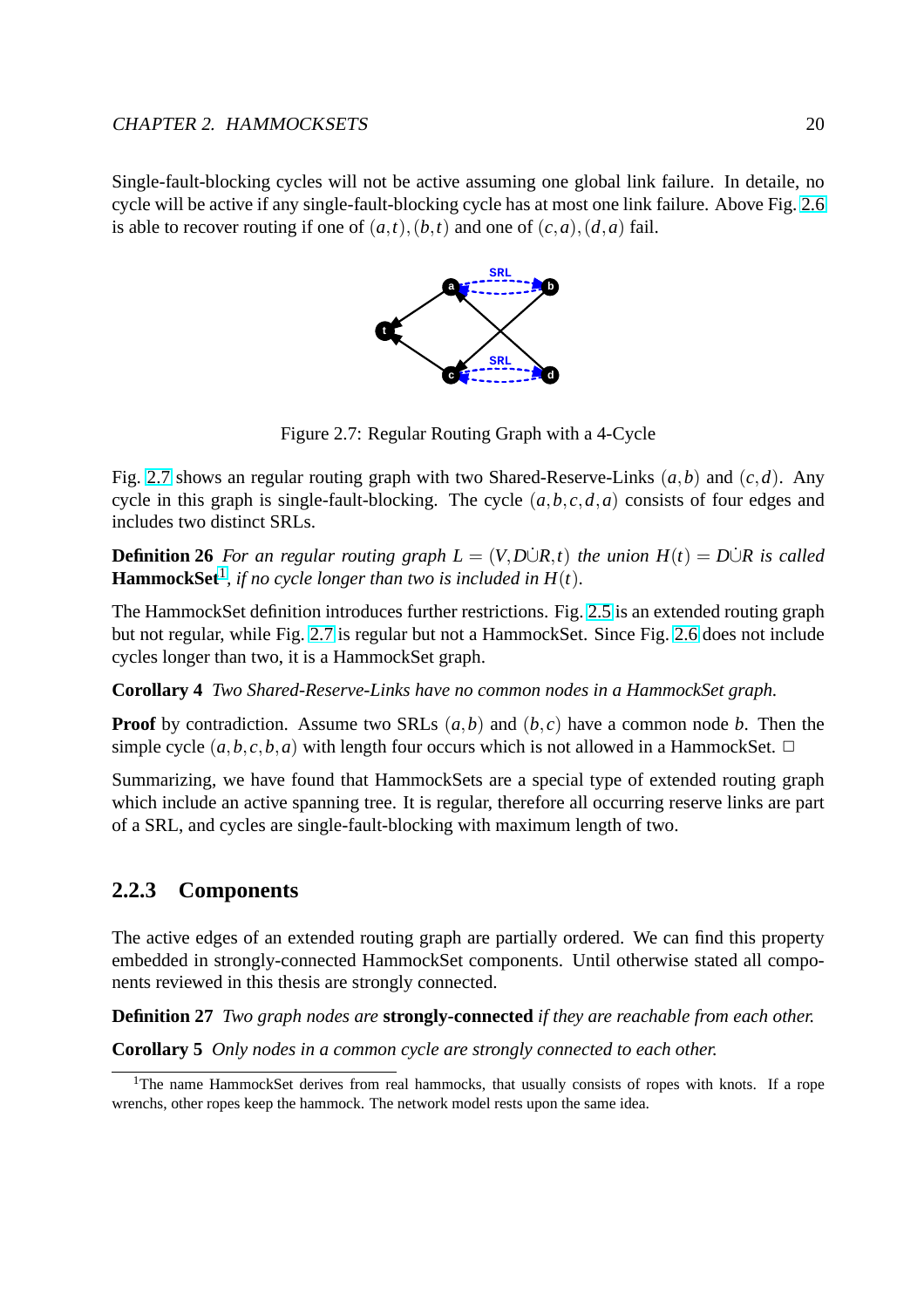Single-fault-blocking cycles will not be active assuming one global link failure. In detaile, no cycle will be active if any single-fault-blocking cycle has at most one link failure. Above Fig. 2.6 is able to recover routing if one of $(a,t),(b,t)$ and one of $(c,a),(d,a)$ fail.

Figure 2.7: Regular Routing Graph with a 4-Cycle

Fig. 2.7 shows an regular routing graph with two Shared-Reserve-Links $(a,b)$ and $(c,d)$. Any cycle in this graph is single-fault-blocking. The cycle $(a,b,c,d,a)$ consists of four edges and includes two distinct SRLs.

**Definition 26** *For an regular routing graph $L = (V, D\dot{\cup}R, t)$ the union $H(t) = D\dot{\cup}R$ is called* **HammockSet**[1]*, if no cycle longer than two is included in $H(t)$.*

The HammockSet definition introduces further restrictions. Fig. 2.5 is an extended routing graph but not regular, while Fig. 2.7 is regular but not a HammockSet. Since Fig. 2.6 does not include cycles longer than two, it is a HammockSet graph.

**Corollary 4** *Two Shared-Reserve-Links have no common nodes in a HammockSet graph.*

**Proof** by contradiction. Assume two SRLs $(a,b)$ and $(b,c)$ have a common node $b$. Then the simple cycle $(a,b,c,b,a)$ with length four occurs which is not allowed in a HammockSet. □

Summarizing, we have found that HammockSets are a special type of extended routing graph which include an active spanning tree. It is regular, therefore all occurring reserve links are part of a SRL, and cycles are single-fault-blocking with maximum length of two.

### 2.2.3 Components

The active edges of an extended routing graph are partially ordered. We can find this property embedded in strongly-connected HammockSet components. Until otherwise stated all components reviewed in this thesis are strongly connected.

**Definition 27** *Two graph nodes are* **strongly-connected** *if they are reachable from each other.*

**Corollary 5** *Only nodes in a common cycle are strongly connected to each other.*

[1] The name HammockSet derives from real hammocks, that usually consists of ropes with knots. If a rope wrenchs, other ropes keep the hammock. The network model rests upon the same idea.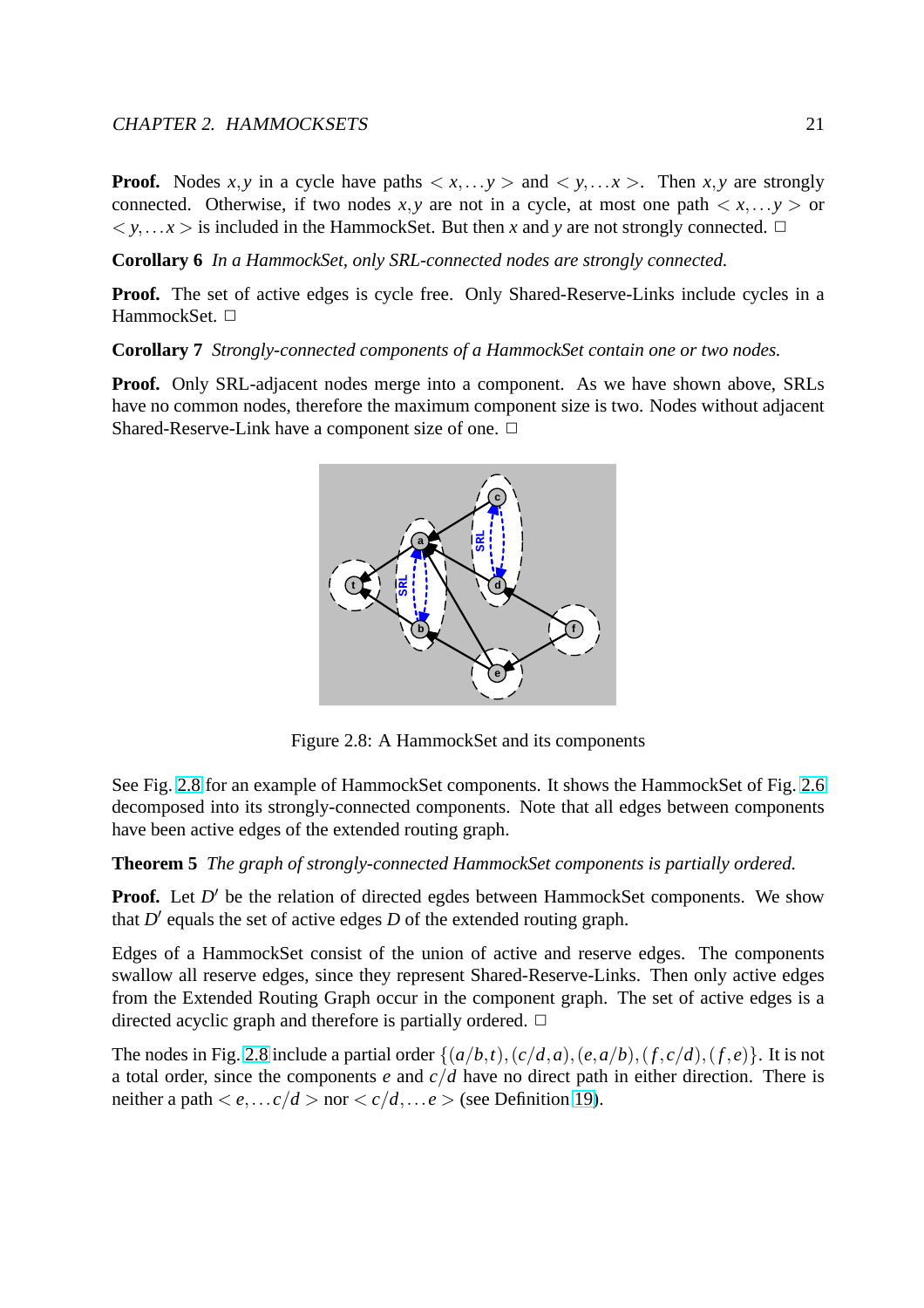**Proof.** Nodes $x,y$ in a cycle have paths $< x,\ldots y >$ and $< y,\ldots x >$. Then $x,y$ are strongly connected. Otherwise, if two nodes $x,y$ are not in a cycle, at most one path $< x,\ldots y >$ or $< y,\ldots x >$ is included in the HammockSet. But then $x$ and $y$ are not strongly connected. □

**Corollary 6** *In a HammockSet, only SRL-connected nodes are strongly connected.*

**Proof.** The set of active edges is cycle free. Only Shared-Reserve-Links include cycles in a HammockSet. □

**Corollary 7** *Strongly-connected components of a HammockSet contain one or two nodes.*

**Proof.** Only SRL-adjacent nodes merge into a component. As we have shown above, SRLs have no common nodes, therefore the maximum component size is two. Nodes without adjacent Shared-Reserve-Link have a component size of one. □

Figure 2.8: A HammockSet and its components

See Fig. 2.8 for an example of HammockSet components. It shows the HammockSet of Fig. 2.6 decomposed into its strongly-connected components. Note that all edges between components have been active edges of the extended routing graph.

**Theorem 5** *The graph of strongly-connected HammockSet components is partially ordered.*

**Proof.** Let $D'$ be the relation of directed egdes between HammockSet components. We show that $D'$ equals the set of active edges $D$ of the extended routing graph.

Edges of a HammockSet consist of the union of active and reserve edges. The components swallow all reserve edges, since they represent Shared-Reserve-Links. Then only active edges from the Extended Routing Graph occur in the component graph. The set of active edges is a directed acyclic graph and therefore is partially ordered. □

The nodes in Fig. 2.8 include a partial order $\{(a/b,t),(c/d,a),(e,a/b),(f,c/d),(f,e)\}$. It is not a total order, since the components $e$ and $c/d$ have no direct path in either direction. There is neither a path $< e,\ldots c/d >$ nor $< c/d,\ldots e >$ (see Definition 19).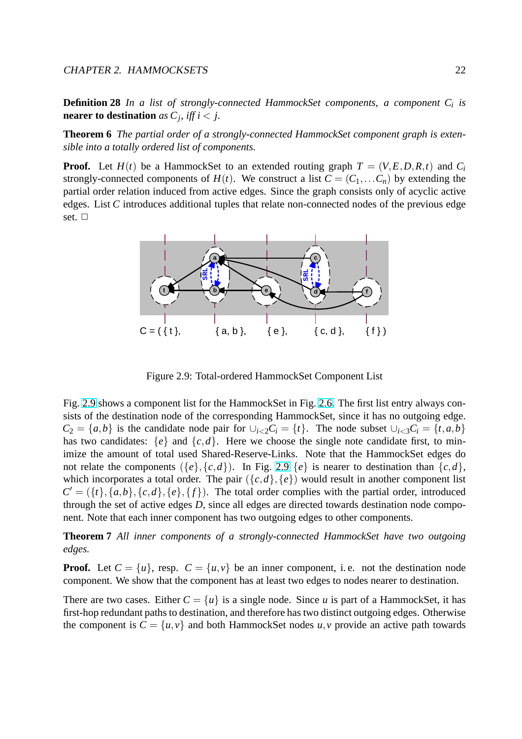**Definition 28** *In a list of strongly-connected HammockSet components, a component $C_i$ is* **nearer to destination** *as $C_j$, iff $i < j$.*

**Theorem 6** *The partial order of a strongly-connected HammockSet component graph is extensible into a totally ordered list of components.*

**Proof.** Let $H(t)$ be a HammockSet to an extended routing graph $T = (V,E,D,R,t)$ and $C_i$ strongly-connected components of $H(t)$. We construct a list $C = (C_1, \ldots C_n)$ by extending the partial order relation induced from active edges. Since the graph consists only of acyclic active edges. List $C$ introduces additional tuples that relate non-connected nodes of the previous edge set. □

C = ( { t }, { a, b }, { e }, { c, d }, { f } )

Figure 2.9: Total-ordered HammockSet Component List

Fig. 2.9 shows a component list for the HammockSet in Fig. 2.6. The first list entry always consists of the destination node of the corresponding HammockSet, since it has no outgoing edge. $C_2 = \{a,b\}$ is the candidate node pair for $\cup_{i<2} C_i = \{t\}$. The node subset $\cup_{i<3} C_i = \{t,a,b\}$ has two candidates: $\{e\}$ and $\{c,d\}$. Here we choose the single note candidate first, to minimize the amount of total used Shared-Reserve-Links. Note that the HammockSet edges do not relate the components $(\{e\},\{c,d\})$. In Fig. 2.9 $\{e\}$ is nearer to destination than $\{c,d\}$, which incorporates a total order. The pair $(\{c,d\},\{e\})$ would result in another component list $C' = (\{t\},\{a,b\},\{c,d\},\{e\},\{f\})$. The total order complies with the partial order, introduced through the set of active edges $D$, since all edges are directed towards destination node component. Note that each inner component has two outgoing edges to other components.

**Theorem 7** *All inner components of a strongly-connected HammockSet have two outgoing edges.*

**Proof.** Let $C = \{u\}$, resp. $C = \{u,v\}$ be an inner component, i. e. not the destination node component. We show that the component has at least two edges to nodes nearer to destination.

There are two cases. Either $C = \{u\}$ is a single node. Since $u$ is part of a HammockSet, it has first-hop redundant paths to destination, and therefore has two distinct outgoing edges. Otherwise the component is $C = \{u,v\}$ and both HammockSet nodes $u,v$ provide an active path towards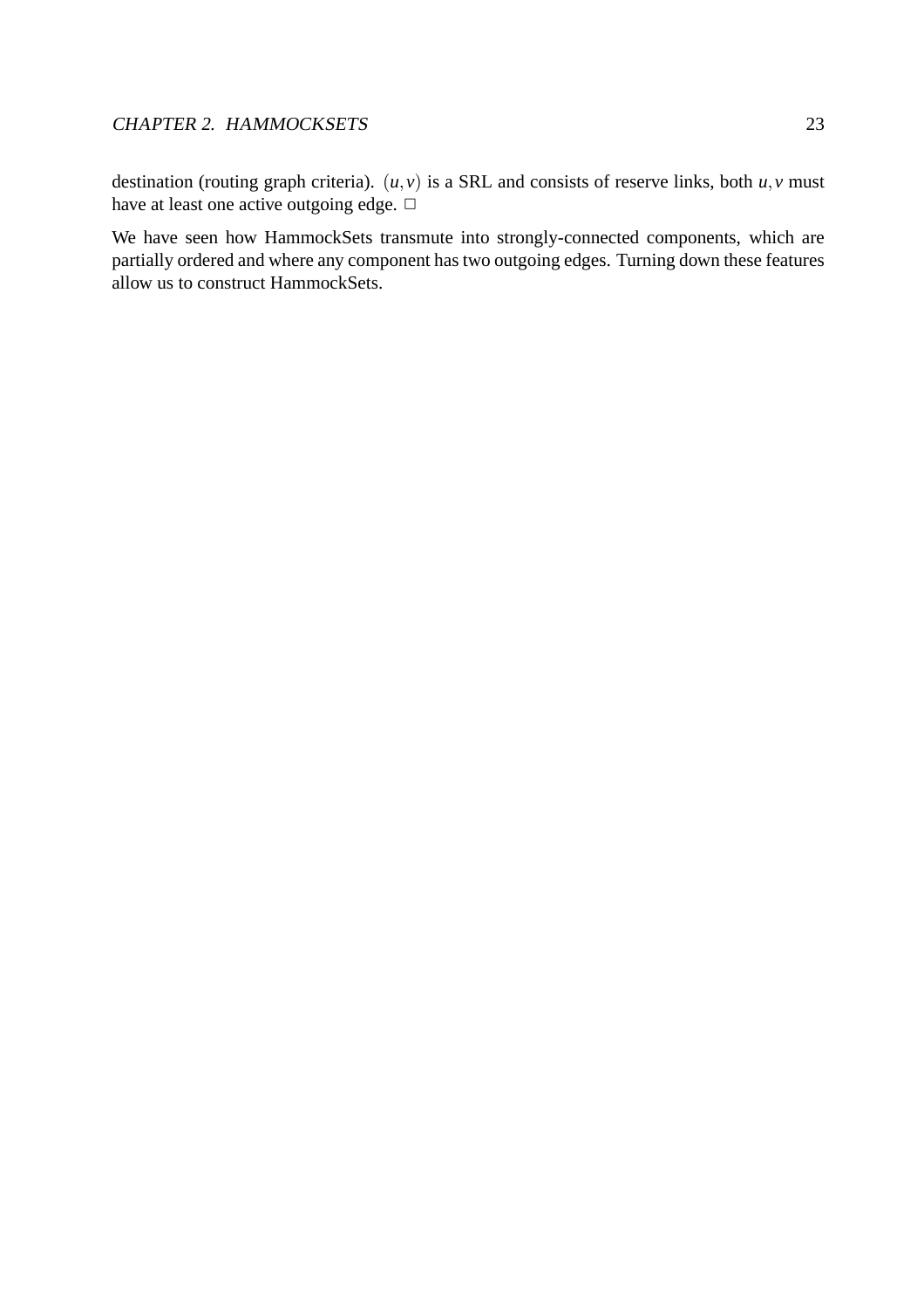destination (routing graph criteria). $(u,v)$ is a SRL and consists of reserve links, both $u,v$ must have at least one active outgoing edge. □

We have seen how HammockSets transmute into strongly-connected components, which are partially ordered and where any component has two outgoing edges. Turning down these features allow us to construct HammockSets.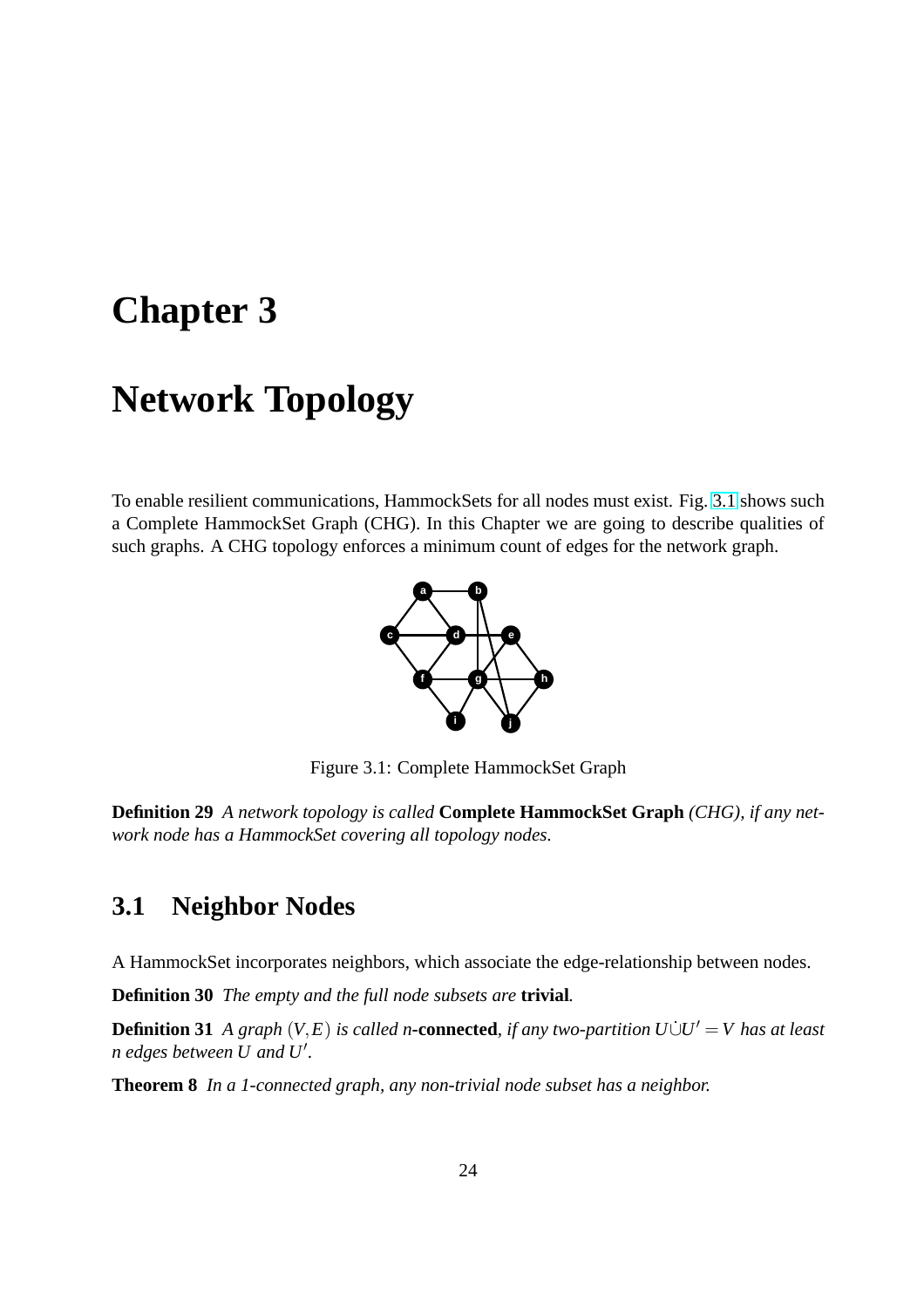# Chapter 3

# Network Topology

To enable resilient communications, HammockSets for all nodes must exist. Fig. 3.1 shows such a Complete HammockSet Graph (CHG). In this Chapter we are going to describe qualities of such graphs. A CHG topology enforces a minimum count of edges for the network graph.

Figure 3.1: Complete HammockSet Graph

**Definition 29** *A network topology is called* **Complete HammockSet Graph** *(CHG), if any network node has a HammockSet covering all topology nodes.*

## 3.1 Neighbor Nodes

A HammockSet incorporates neighbors, which associate the edge-relationship between nodes.

**Definition 30** *The empty and the full node subsets are* **trivial***.*

**Definition 31** *A graph $(V,E)$ is called n-***connected***, if any two-partition $U \dot{\cup} U' = V$ has at least n edges between $U$ and $U'$.*

**Theorem 8** *In a 1-connected graph, any non-trivial node subset has a neighbor.*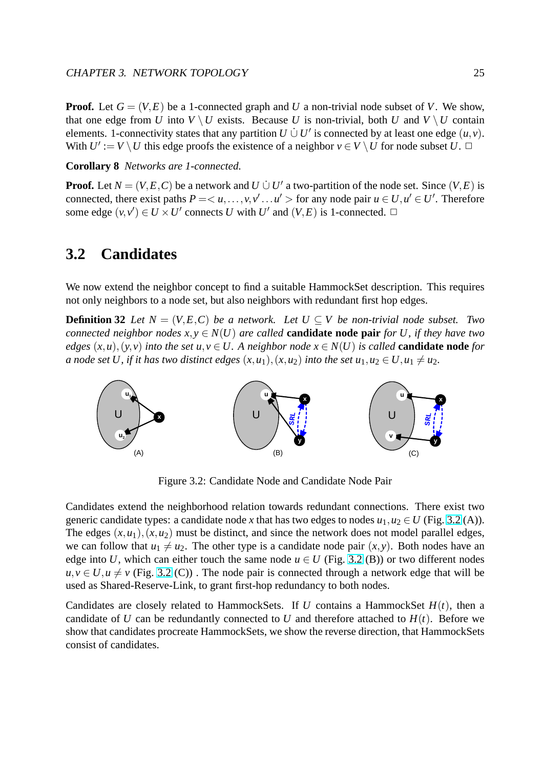**Proof.** Let $G = (V, E)$ be a 1-connected graph and $U$ a non-trivial node subset of $V$. We show, that one edge from $U$ into $V \setminus U$ exists. Because $U$ is non-trivial, both $U$ and $V \setminus U$ contain elements. 1-connectivity states that any partition $U \dot{\cup} U'$ is connected by at least one edge $(u, v)$. With $U' := V \setminus U$ this edge proofs the existence of a neighbor $v \in V \setminus U$ for node subset $U$. □

**Corollary 8** *Networks are 1-connected.*

**Proof.** Let $N = (V, E, C)$ be a network and $U \dot{\cup} U'$ a two-partition of the node set. Since $(V, E)$ is connected, there exist paths $P = < u, \ldots, v, v' \ldots u' >$ for any node pair $u \in U, u' \in U'$. Therefore some edge $(v, v') \in U \times U'$ connects $U$ with $U'$ and $(V, E)$ is 1-connected. □

## 3.2 Candidates

We now extend the neighbor concept to find a suitable HammockSet description. This requires not only neighbors to a node set, but also neighbors with redundant first hop edges.

**Definition 32** *Let $N = (V, E, C)$ be a network. Let $U \subseteq V$ be non-trivial node subset. Two connected neighbor nodes $x, y \in N(U)$ are called* **candidate node pair** *for $U$, if they have two edges $(x, u), (y, v)$ into the set $u, v \in U$. A neighbor node $x \in N(U)$ is called* **candidate node** *for a node set $U$, if it has two distinct edges $(x, u_1), (x, u_2)$ into the set $u_1, u_2 \in U, u_1 \neq u_2$.*

Figure 3.2: Candidate Node and Candidate Node Pair

Candidates extend the neighborhood relation towards redundant connections. There exist two generic candidate types: a candidate node $x$ that has two edges to nodes $u_1, u_2 \in U$ (Fig. 3.2 (A)). The edges $(x, u_1), (x, u_2)$ must be distinct, and since the network does not model parallel edges, we can follow that $u_1 \neq u_2$. The other type is a candidate node pair $(x, y)$. Both nodes have an edge into $U$, which can either touch the same node $u \in U$ (Fig. 3.2 (B)) or two different nodes $u, v \in U, u \neq v$ (Fig. 3.2 (C)) . The node pair is connected through a network edge that will be used as Shared-Reserve-Link, to grant first-hop redundancy to both nodes.

Candidates are closely related to HammockSets. If $U$ contains a HammockSet $H(t)$, then a candidate of $U$ can be redundantly connected to $U$ and therefore attached to $H(t)$. Before we show that candidates procreate HammockSets, we show the reverse direction, that HammockSets consist of candidates.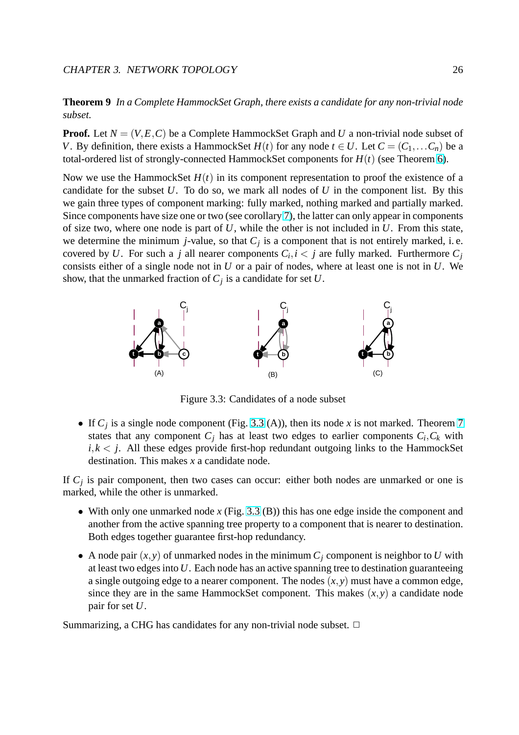**Theorem 9** *In a Complete HammockSet Graph, there exists a candidate for any non-trivial node subset.*

**Proof.** Let $N = (V, E, C)$ be a Complete HammockSet Graph and $U$ a non-trivial node subset of $V$. By definition, there exists a HammockSet $H(t)$ for any node $t \in U$. Let $C = (C_1, \ldots C_n)$ be a total-ordered list of strongly-connected HammockSet components for $H(t)$ (see Theorem 6).

Now we use the HammockSet $H(t)$ in its component representation to proof the existence of a candidate for the subset $U$. To do so, we mark all nodes of $U$ in the component list. By this we gain three types of component marking: fully marked, nothing marked and partially marked. Since components have size one or two (see corollary 7), the latter can only appear in components of size two, where one node is part of $U$, while the other is not included in $U$. From this state, we determine the minimum $j$-value, so that $C_j$ is a component that is not entirely marked, i. e. covered by $U$. For such a $j$ all nearer components $C_i, i < j$ are fully marked. Furthermore $C_j$ consists either of a single node not in $U$ or a pair of nodes, where at least one is not in $U$. We show, that the unmarked fraction of $C_j$ is a candidate for set $U$.

Figure 3.3: Candidates of a node subset

- If $C_j$ is a single node component (Fig. 3.3 (A)), then its node $x$ is not marked. Theorem 7 states that any component $C_j$ has at least two edges to earlier components $C_i, C_k$ with $i, k < j$. All these edges provide first-hop redundant outgoing links to the HammockSet destination. This makes $x$ a candidate node.

If $C_j$ is pair component, then two cases can occur: either both nodes are unmarked or one is marked, while the other is unmarked.

- With only one unmarked node $x$ (Fig. 3.3 (B)) this has one edge inside the component and another from the active spanning tree property to a component that is nearer to destination. Both edges together guarantee first-hop redundancy.
- A node pair $(x, y)$ of unmarked nodes in the minimum $C_j$ component is neighbor to $U$ with at least two edges into $U$. Each node has an active spanning tree to destination guaranteeing a single outgoing edge to a nearer component. The nodes $(x, y)$ must have a common edge, since they are in the same HammockSet component. This makes $(x, y)$ a candidate node pair for set $U$.

Summarizing, a CHG has candidates for any non-trivial node subset. □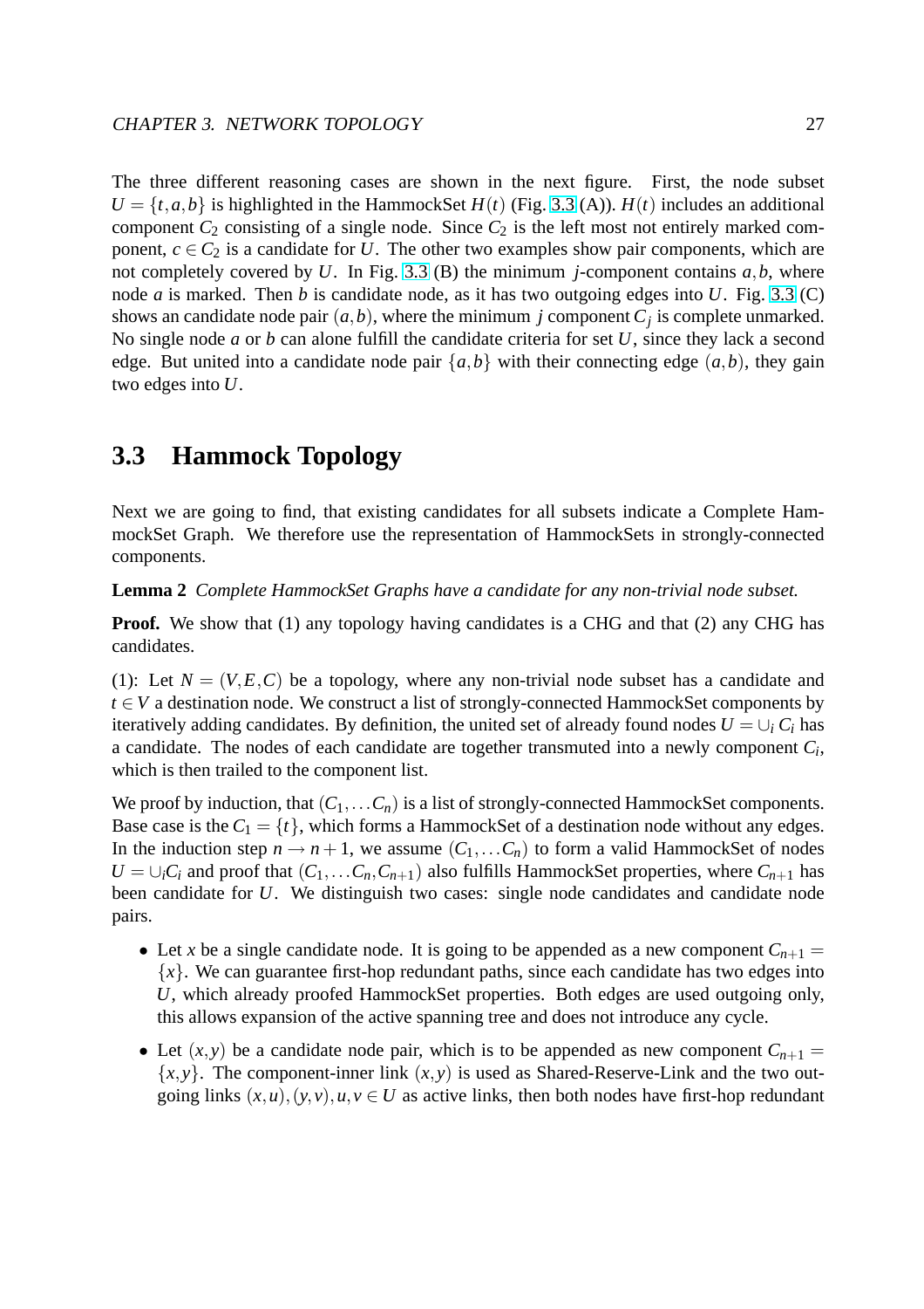The three different reasoning cases are shown in the next figure. First, the node subset $U = \{t, a, b\}$ is highlighted in the HammockSet $H(t)$ (Fig. 3.3 (A)). $H(t)$ includes an additional component $C_2$ consisting of a single node. Since $C_2$ is the left most not entirely marked component, $c \in C_2$ is a candidate for $U$. The other two examples show pair components, which are not completely covered by $U$. In Fig. 3.3 (B) the minimum $j$-component contains $a, b$, where node $a$ is marked. Then $b$ is candidate node, as it has two outgoing edges into $U$. Fig. 3.3 (C) shows an candidate node pair $(a, b)$, where the minimum $j$ component $C_j$ is complete unmarked. No single node $a$ or $b$ can alone fulfill the candidate criteria for set $U$, since they lack a second edge. But united into a candidate node pair $\{a, b\}$ with their connecting edge $(a, b)$, they gain two edges into $U$.

## 3.3 Hammock Topology

Next we are going to find, that existing candidates for all subsets indicate a Complete HammockSet Graph. We therefore use the representation of HammockSets in strongly-connected components.

**Lemma 2** *Complete HammockSet Graphs have a candidate for any non-trivial node subset.*

**Proof.** We show that (1) any topology having candidates is a CHG and that (2) any CHG has candidates.

(1): Let $N = (V, E, C)$ be a topology, where any non-trivial node subset has a candidate and $t \in V$ a destination node. We construct a list of strongly-connected HammockSet components by iteratively adding candidates. By definition, the united set of already found nodes $U = \cup_i C_i$ has a candidate. The nodes of each candidate are together transmuted into a newly component $C_i$, which is then trailed to the component list.

We proof by induction, that $(C_1, \ldots C_n)$ is a list of strongly-connected HammockSet components. Base case is the $C_1 = \{t\}$, which forms a HammockSet of a destination node without any edges. In the induction step $n \to n+1$, we assume $(C_1, \ldots C_n)$ to form a valid HammockSet of nodes $U = \cup_i C_i$ and proof that $(C_1, \ldots C_n, C_{n+1})$ also fulfills HammockSet properties, where $C_{n+1}$ has been candidate for $U$. We distinguish two cases: single node candidates and candidate node pairs.

- Let $x$ be a single candidate node. It is going to be appended as a new component $C_{n+1} = \{x\}$. We can guarantee first-hop redundant paths, since each candidate has two edges into $U$, which already proofed HammockSet properties. Both edges are used outgoing only, this allows expansion of the active spanning tree and does not introduce any cycle.
- Let $(x, y)$ be a candidate node pair, which is to be appended as new component $C_{n+1} = \{x, y\}$. The component-inner link $(x, y)$ is used as Shared-Reserve-Link and the two outgoing links $(x, u), (y, v), u, v \in U$ as active links, then both nodes have first-hop redundant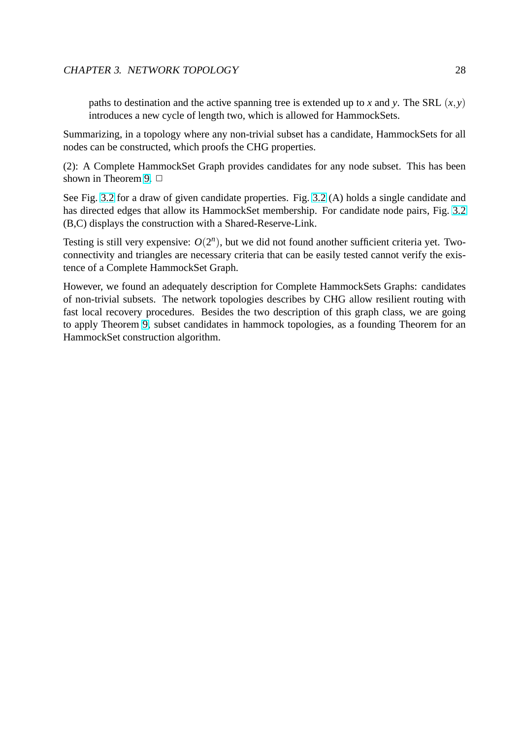paths to destination and the active spanning tree is extended up to $x$ and $y$. The SRL $(x,y)$ introduces a new cycle of length two, which is allowed for HammockSets.

Summarizing, in a topology where any non-trivial subset has a candidate, HammockSets for all nodes can be constructed, which proofs the CHG properties.

(2): A Complete HammockSet Graph provides candidates for any node subset. This has been shown in Theorem 9. □

See Fig. 3.2 for a draw of given candidate properties. Fig. 3.2 (A) holds a single candidate and has directed edges that allow its HammockSet membership. For candidate node pairs, Fig. 3.2 (B,C) displays the construction with a Shared-Reserve-Link.

Testing is still very expensive: $O(2^n)$, but we did not found another sufficient criteria yet. Two-connectivity and triangles are necessary criteria that can be easily tested cannot verify the existence of a Complete HammockSet Graph.

However, we found an adequately description for Complete HammockSets Graphs: candidates of non-trivial subsets. The network topologies describes by CHG allow resilient routing with fast local recovery procedures. Besides the two description of this graph class, we are going to apply Theorem 9, subset candidates in hammock topologies, as a founding Theorem for an HammockSet construction algorithm.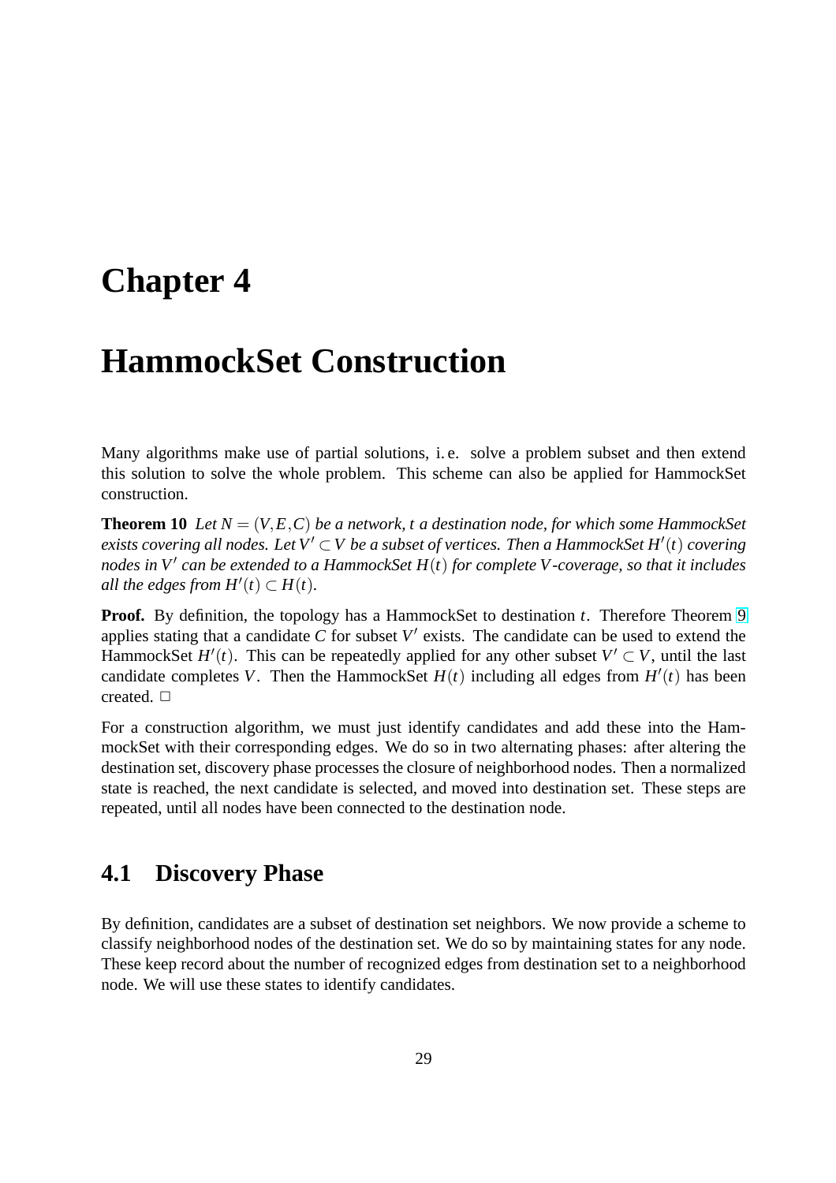# Chapter 4

# HammockSet Construction

Many algorithms make use of partial solutions, i. e. solve a problem subset and then extend this solution to solve the whole problem. This scheme can also be applied for HammockSet construction.

**Theorem 10** *Let $N = (V, E, C)$ be a network, $t$ a destination node, for which some HammockSet exists covering all nodes. Let $V' \subset V$ be a subset of vertices. Then a HammockSet $H'(t)$ covering nodes in $V'$ can be extended to a HammockSet $H(t)$ for complete $V$-coverage, so that it includes all the edges from $H'(t) \subset H(t)$.*

**Proof.** By definition, the topology has a HammockSet to destination $t$. Therefore Theorem 9 applies stating that a candidate $C$ for subset $V'$ exists. The candidate can be used to extend the HammockSet $H'(t)$. This can be repeatedly applied for any other subset $V' \subset V$, until the last candidate completes $V$. Then the HammockSet $H(t)$ including all edges from $H'(t)$ has been created. □

For a construction algorithm, we must just identify candidates and add these into the HammockSet with their corresponding edges. We do so in two alternating phases: after altering the destination set, discovery phase processes the closure of neighborhood nodes. Then a normalized state is reached, the next candidate is selected, and moved into destination set. These steps are repeated, until all nodes have been connected to the destination node.

## 4.1 Discovery Phase

By definition, candidates are a subset of destination set neighbors. We now provide a scheme to classify neighborhood nodes of the destination set. We do so by maintaining states for any node. These keep record about the number of recognized edges from destination set to a neighborhood node. We will use these states to identify candidates.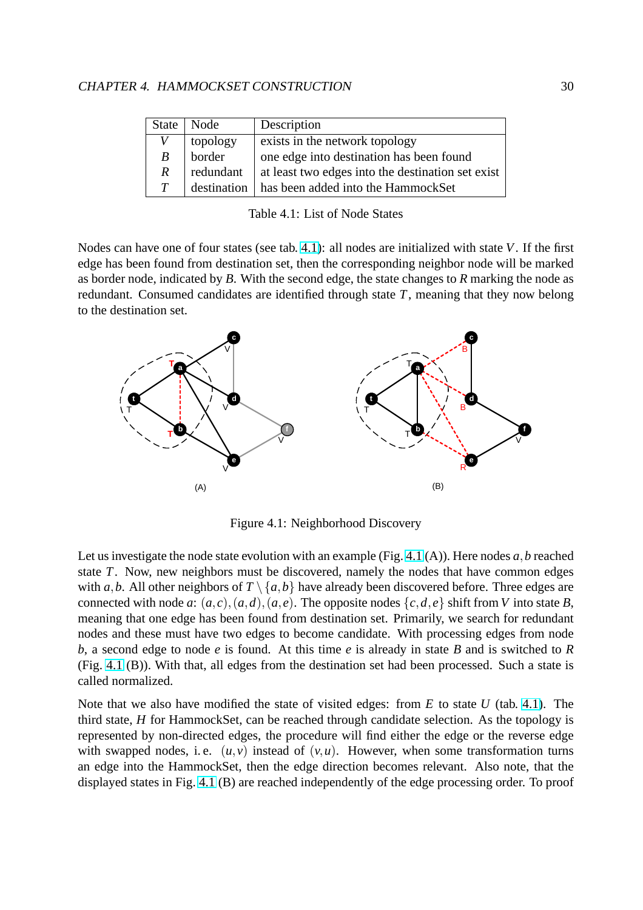| State | Node | Description |
|---|---|---|
| $V$ | topology | exists in the network topology |
| $B$ | border | one edge into destination has been found |
| $R$ | redundant | at least two edges into the destination set exist |
| $T$ | destination | has been added into the HammockSet |

Table 4.1: List of Node States

Nodes can have one of four states (see tab. 4.1): all nodes are initialized with state $V$. If the first edge has been found from destination set, then the corresponding neighbor node will be marked as border node, indicated by $B$. With the second edge, the state changes to $R$ marking the node as redundant. Consumed candidates are identified through state $T$, meaning that they now belong to the destination set.

Figure 4.1: Neighborhood Discovery

Let us investigate the node state evolution with an example (Fig. 4.1 (A)). Here nodes $a, b$ reached state $T$. Now, new neighbors must be discovered, namely the nodes that have common edges with $a, b$. All other neighbors of $T \setminus \{a, b\}$ have already been discovered before. Three edges are connected with node $a$: $(a, c), (a, d), (a, e)$. The opposite nodes $\{c, d, e\}$ shift from $V$ into state $B$, meaning that one edge has been found from destination set. Primarily, we search for redundant nodes and these must have two edges to become candidate. With processing edges from node $b$, a second edge to node $e$ is found. At this time $e$ is already in state $B$ and is switched to $R$ (Fig. 4.1 (B)). With that, all edges from the destination set had been processed. Such a state is called normalized.

Note that we also have modified the state of visited edges: from $E$ to state $U$ (tab. 4.1). The third state, $H$ for HammockSet, can be reached through candidate selection. As the topology is represented by non-directed edges, the procedure will find either the edge or the reverse edge with swapped nodes, i. e. $(u, v)$ instead of $(v, u)$. However, when some transformation turns an edge into the HammockSet, then the edge direction becomes relevant. Also note, that the displayed states in Fig. 4.1 (B) are reached independently of the edge processing order. To proof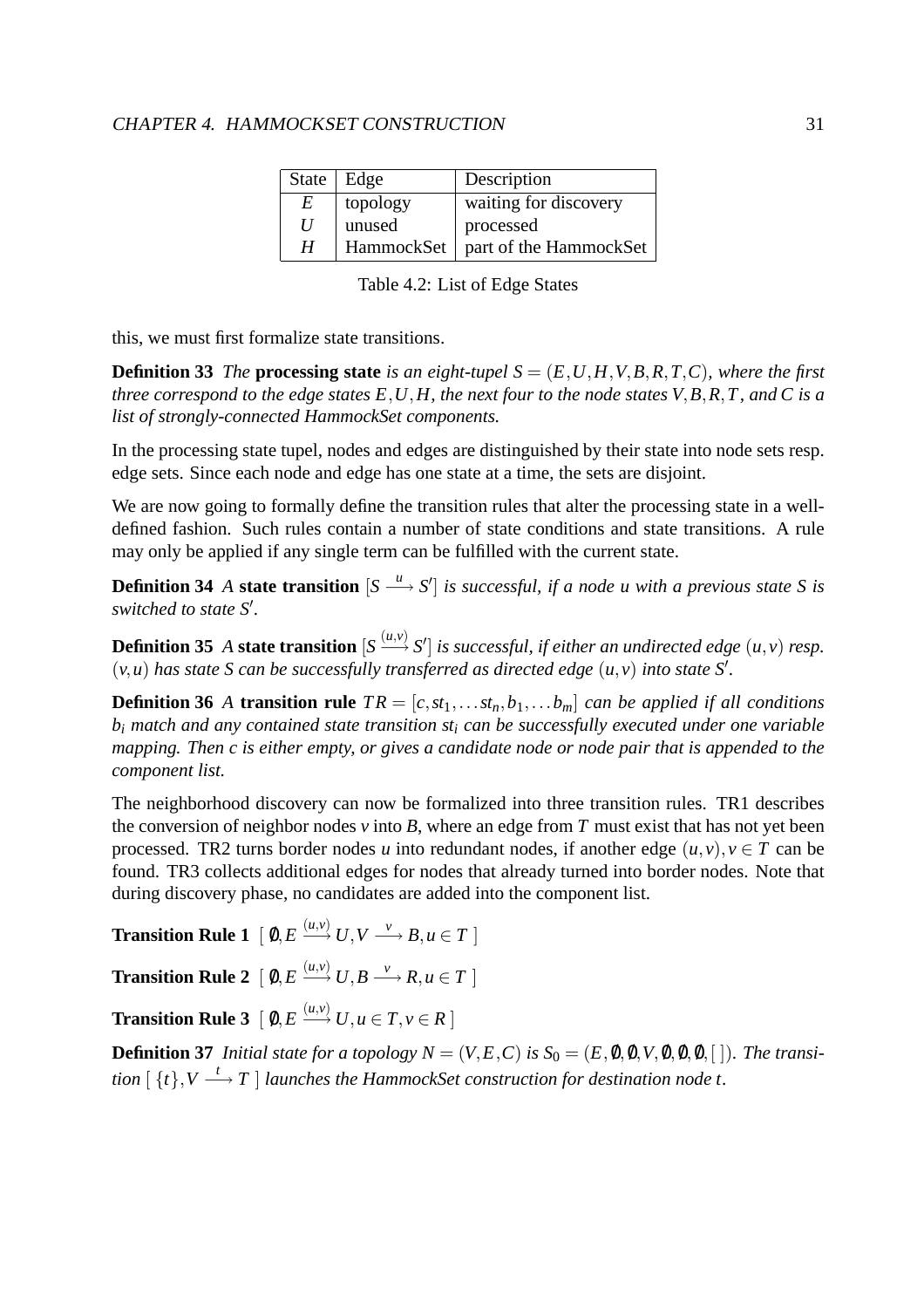| State | Edge | Description |
|---|---|---|
| $E$ | topology | waiting for discovery |
| $U$ | unused | processed |
| $H$ | HammockSet | part of the HammockSet |

Table 4.2: List of Edge States

this, we must first formalize state transitions.

**Definition 33** *The* **processing state** *is an eight-tupel $S = (E,U,H,V,B,R,T,C)$, where the first three correspond to the edge states $E,U,H$, the next four to the node states $V,B,R,T$, and $C$ is a list of strongly-connected HammockSet components.*

In the processing state tupel, nodes and edges are distinguished by their state into node sets resp. edge sets. Since each node and edge has one state at a time, the sets are disjoint.

We are now going to formally define the transition rules that alter the processing state in a well-defined fashion. Such rules contain a number of state conditions and state transitions. A rule may only be applied if any single term can be fulfilled with the current state.

**Definition 34** *A* **state transition** $[S \xrightarrow{u} S']$ *is successful, if a node $u$ with a previous state $S$ is switched to state $S'$.*

**Definition 35** *A* **state transition** $[S \xrightarrow{(u,v)} S']$ *is successful, if either an undirected edge $(u,v)$ resp. $(v,u)$ has state $S$ can be successfully transferred as directed edge $(u,v)$ into state $S'$.*

**Definition 36** *A* **transition rule** $TR = [c, st_1, \dots st_n, b_1, \dots b_m]$ *can be applied if all conditions $b_i$ match and any contained state transition $st_i$ can be successfully executed under one variable mapping. Then $c$ is either empty, or gives a candidate node or node pair that is appended to the component list.*

The neighborhood discovery can now be formalized into three transition rules. TR1 describes the conversion of neighbor nodes $v$ into $B$, where an edge from $T$ must exist that has not yet been processed. TR2 turns border nodes $u$ into redundant nodes, if another edge $(u,v), v \in T$ can be found. TR3 collects additional edges for nodes that already turned into border nodes. Note that during discovery phase, no candidates are added into the component list.

**Transition Rule 1** $[\ \emptyset, E \xrightarrow{(u,v)} U, V \xrightarrow{v} B, u \in T\ ]$

**Transition Rule 2** $[\ \emptyset, E \xrightarrow{(u,v)} U, B \xrightarrow{v} R, u \in T\ ]$

**Transition Rule 3** $[\ \emptyset, E \xrightarrow{(u,v)} U, u \in T, v \in R\ ]$

**Definition 37** *Initial state for a topology $N = (V,E,C)$ is $S_0 = (E, \emptyset, \emptyset, V, \emptyset, \emptyset, \emptyset, [\,])$. The transition $[\ \{t\}, V \xrightarrow{t} T\ ]$ launches the HammockSet construction for destination node $t$.*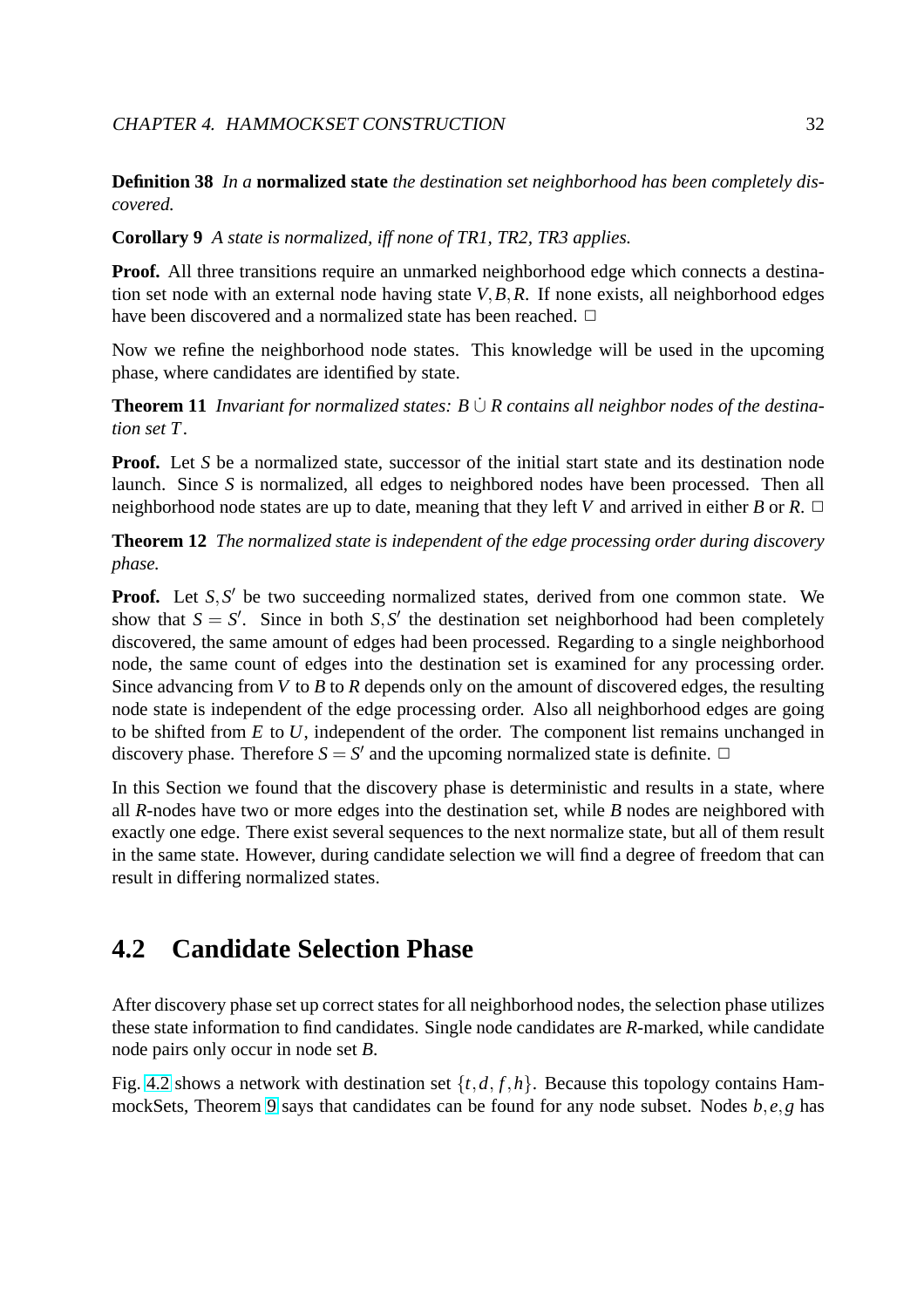**Definition 38** *In a* **normalized state** *the destination set neighborhood has been completely discovered.*

**Corollary 9** *A state is normalized, iff none of TR1, TR2, TR3 applies.*

**Proof.** All three transitions require an unmarked neighborhood edge which connects a destination set node with an external node having state $V, B, R$. If none exists, all neighborhood edges have been discovered and a normalized state has been reached. □

Now we refine the neighborhood node states. This knowledge will be used in the upcoming phase, where candidates are identified by state.

**Theorem 11** *Invariant for normalized states: $B \dot{\cup} R$ contains all neighbor nodes of the destination set $T$.*

**Proof.** Let $S$ be a normalized state, successor of the initial start state and its destination node launch. Since $S$ is normalized, all edges to neighbored nodes have been processed. Then all neighborhood node states are up to date, meaning that they left $V$ and arrived in either $B$ or $R$. □

**Theorem 12** *The normalized state is independent of the edge processing order during discovery phase.*

**Proof.** Let $S, S'$ be two succeeding normalized states, derived from one common state. We show that $S = S'$. Since in both $S, S'$ the destination set neighborhood had been completely discovered, the same amount of edges had been processed. Regarding to a single neighborhood node, the same count of edges into the destination set is examined for any processing order. Since advancing from $V$ to $B$ to $R$ depends only on the amount of discovered edges, the resulting node state is independent of the edge processing order. Also all neighborhood edges are going to be shifted from $E$ to $U$, independent of the order. The component list remains unchanged in discovery phase. Therefore $S = S'$ and the upcoming normalized state is definite. □

In this Section we found that the discovery phase is deterministic and results in a state, where all $R$-nodes have two or more edges into the destination set, while $B$ nodes are neighbored with exactly one edge. There exist several sequences to the next normalize state, but all of them result in the same state. However, during candidate selection we will find a degree of freedom that can result in differing normalized states.

## 4.2 Candidate Selection Phase

After discovery phase set up correct states for all neighborhood nodes, the selection phase utilizes these state information to find candidates. Single node candidates are $R$-marked, while candidate node pairs only occur in node set $B$.

Fig. 4.2 shows a network with destination set $\{t, d, f, h\}$. Because this topology contains HammockSets, Theorem 9 says that candidates can be found for any node subset. Nodes $b, e, g$ has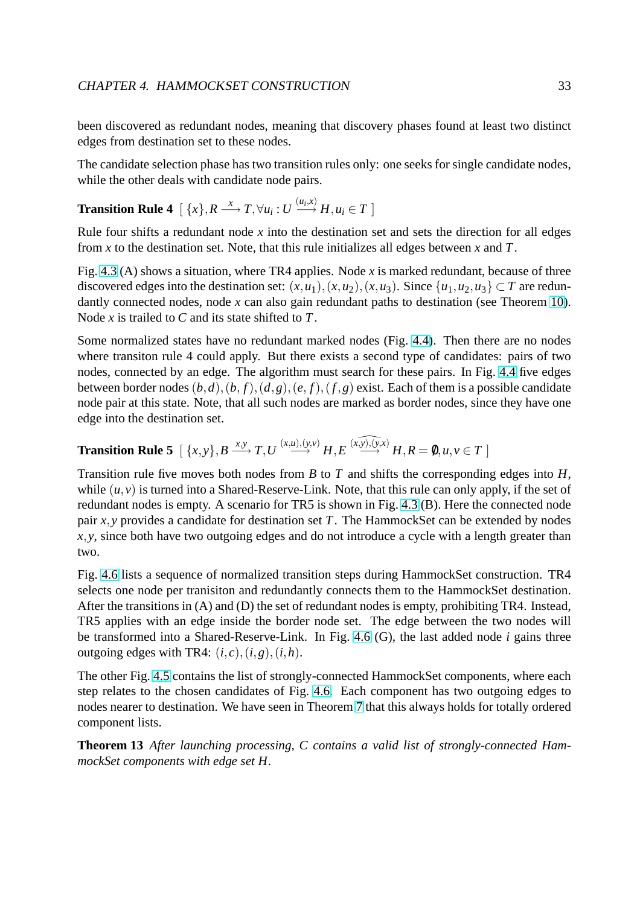been discovered as redundant nodes, meaning that discovery phases found at least two distinct edges from destination set to these nodes.

The candidate selection phase has two transition rules only: one seeks for single candidate nodes, while the other deals with candidate node pairs.

**Transition Rule 4** $[\ \{x\}, R \xrightarrow{x} T, \forall u_i : U \xrightarrow{(u_i,x)} H, u_i \in T\ ]$

Rule four shifts a redundant node $x$ into the destination set and sets the direction for all edges from $x$ to the destination set. Note, that this rule initializes all edges between $x$ and $T$.

Fig. 4.3 (A) shows a situation, where TR4 applies. Node $x$ is marked redundant, because of three discovered edges into the destination set: $(x,u_1),(x,u_2),(x,u_3)$. Since $\{u_1,u_2,u_3\} \subset T$ are redundantly connected nodes, node $x$ can also gain redundant paths to destination (see Theorem 10). Node $x$ is trailed to $C$ and its state shifted to $T$.

Some normalized states have no redundant marked nodes (Fig. 4.4). Then there are no nodes where transiton rule 4 could apply. But there exists a second type of candidates: pairs of two nodes, connected by an edge. The algorithm must search for these pairs. In Fig. 4.4 five edges between border nodes $(b,d),(b,f),(d,g),(e,f),(f,g)$ exist. Each of them is a possible candidate node pair at this state. Note, that all such nodes are marked as border nodes, since they have one edge into the destination set.

**Transition Rule 5** $[\ \{x,y\}, B \xrightarrow{x,y} T, U \xrightarrow{(x,u),(y,v)} H, E \xrightarrow{\widehat{(x,y),(y,x)}} H, R = \emptyset, u,v \in T\ ]$

Transition rule five moves both nodes from $B$ to $T$ and shifts the corresponding edges into $H$, while $(u,v)$ is turned into a Shared-Reserve-Link. Note, that this rule can only apply, if the set of redundant nodes is empty. A scenario for TR5 is shown in Fig. 4.3 (B). Here the connected node pair $x,y$ provides a candidate for destination set $T$. The HammockSet can be extended by nodes $x,y$, since both have two outgoing edges and do not introduce a cycle with a length greater than two.

Fig. 4.6 lists a sequence of normalized transition steps during HammockSet construction. TR4 selects one node per tranisiton and redundantly connects them to the HammockSet destination. After the transitions in (A) and (D) the set of redundant nodes is empty, prohibiting TR4. Instead, TR5 applies with an edge inside the border node set. The edge between the two nodes will be transformed into a Shared-Reserve-Link. In Fig. 4.6 (G), the last added node $i$ gains three outgoing edges with TR4: $(i,c),(i,g),(i,h)$.

The other Fig. 4.5 contains the list of strongly-connected HammockSet components, where each step relates to the chosen candidates of Fig. 4.6. Each component has two outgoing edges to nodes nearer to destination. We have seen in Theorem 7 that this always holds for totally ordered component lists.

**Theorem 13** *After launching processing, $C$ contains a valid list of strongly-connected HammockSet components with edge set $H$.*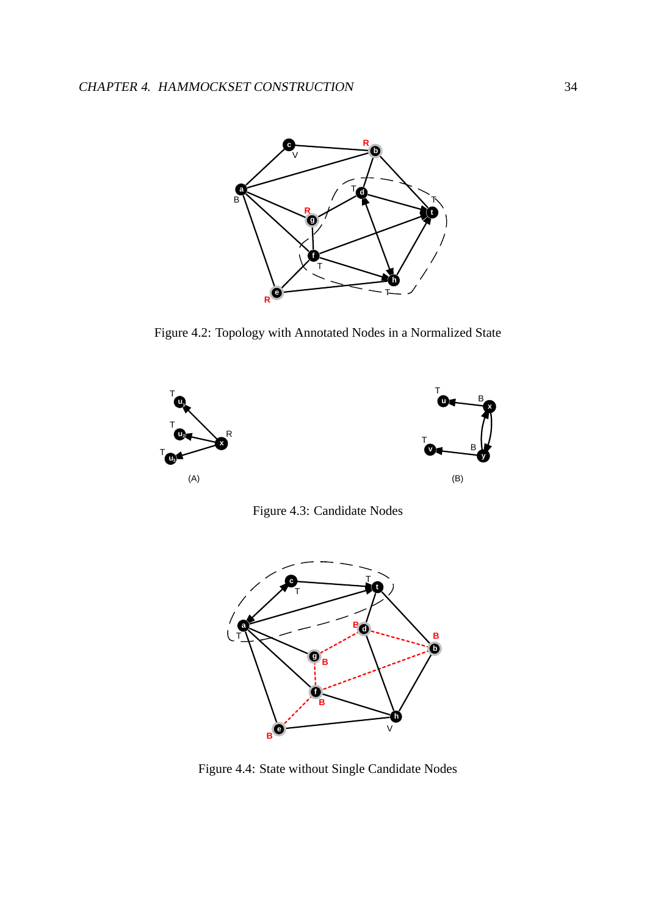Figure 4.2: Topology with Annotated Nodes in a Normalized State

Figure 4.3: Candidate Nodes

Figure 4.4: State without Single Candidate Nodes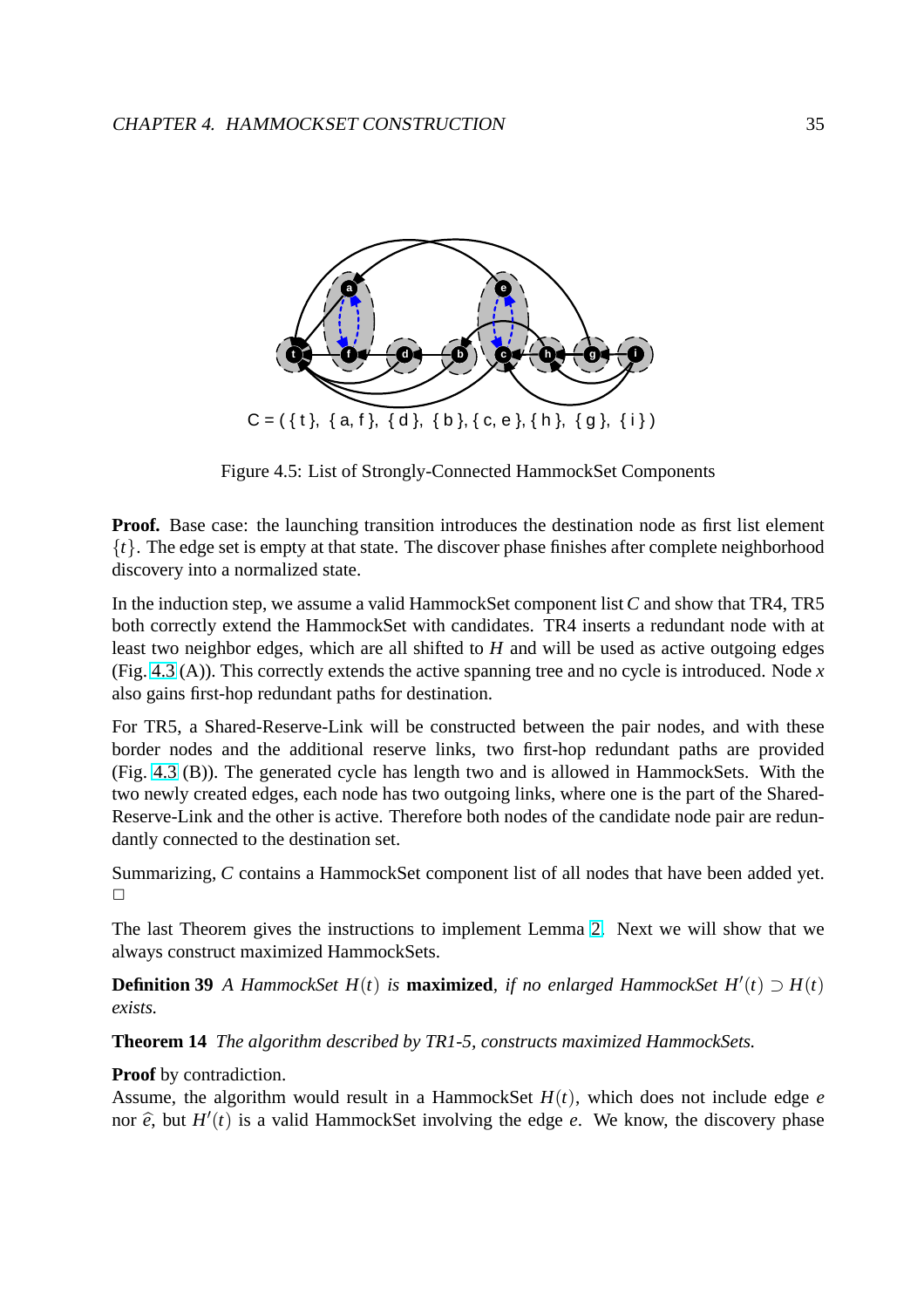C = ( { t }, { a, f }, { d }, { b }, { c, e }, { h }, { g }, { i } )

Figure 4.5: List of Strongly-Connected HammockSet Components

**Proof.** Base case: the launching transition introduces the destination node as first list element $\{t\}$. The edge set is empty at that state. The discover phase finishes after complete neighborhood discovery into a normalized state.

In the induction step, we assume a valid HammockSet component list $C$ and show that TR4, TR5 both correctly extend the HammockSet with candidates. TR4 inserts a redundant node with at least two neighbor edges, which are all shifted to $H$ and will be used as active outgoing edges (Fig. 4.3 (A)). This correctly extends the active spanning tree and no cycle is introduced. Node $x$ also gains first-hop redundant paths for destination.

For TR5, a Shared-Reserve-Link will be constructed between the pair nodes, and with these border nodes and the additional reserve links, two first-hop redundant paths are provided (Fig. 4.3 (B)). The generated cycle has length two and is allowed in HammockSets. With the two newly created edges, each node has two outgoing links, where one is the part of the Shared-Reserve-Link and the other is active. Therefore both nodes of the candidate node pair are redundantly connected to the destination set.

Summarizing, $C$ contains a HammockSet component list of all nodes that have been added yet. □

The last Theorem gives the instructions to implement Lemma 2. Next we will show that we always construct maximized HammockSets.

**Definition 39** *A HammockSet $H(t)$ is* **maximized***, if no enlarged HammockSet $H'(t) \supset H(t)$ exists.*

**Theorem 14** *The algorithm described by TR1-5, constructs maximized HammockSets.*

**Proof** by contradiction.
Assume, the algorithm would result in a HammockSet $H(t)$, which does not include edge $e$ nor $\hat{e}$, but $H'(t)$ is a valid HammockSet involving the edge $e$. We know, the discovery phase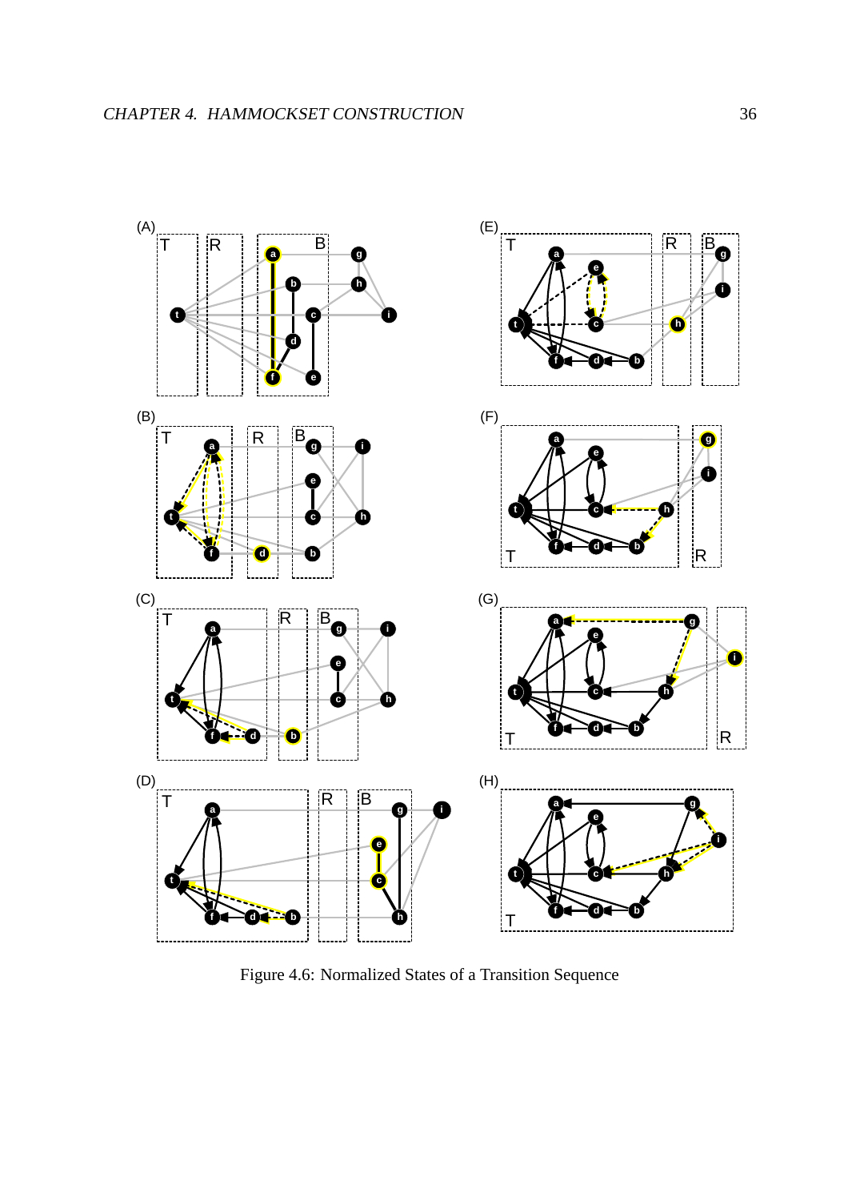Figure 4.6: Normalized States of a Transition Sequence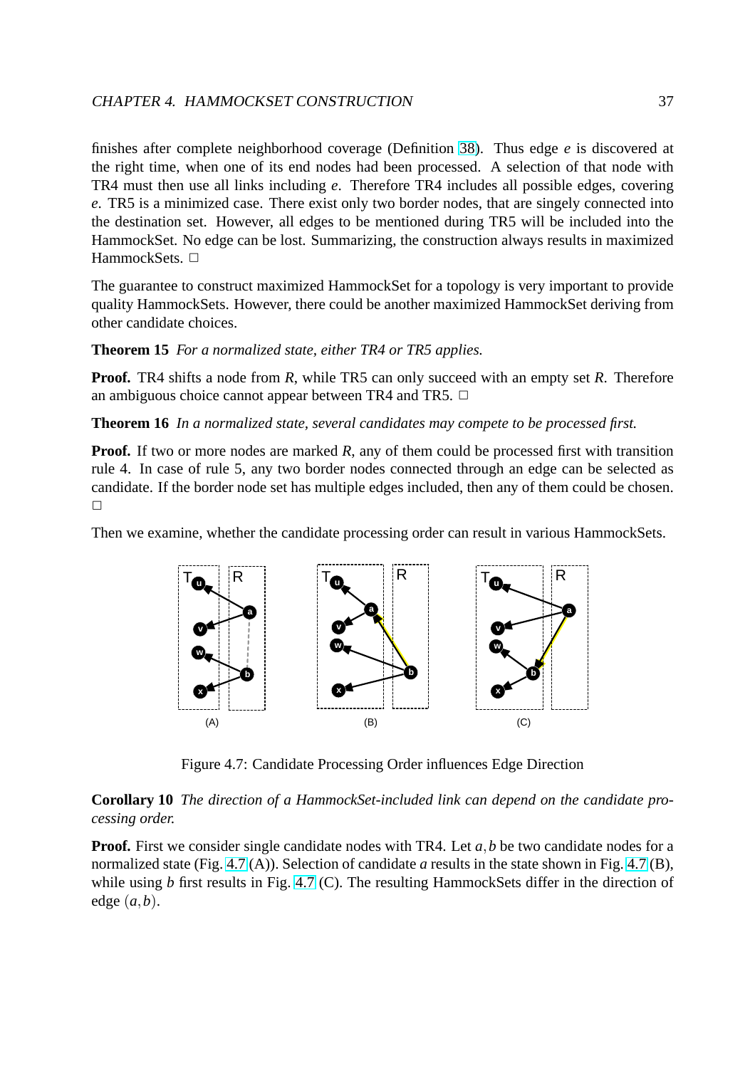finishes after complete neighborhood coverage (Definition 38). Thus edge $e$ is discovered at the right time, when one of its end nodes had been processed. A selection of that node with TR4 must then use all links including $e$. Therefore TR4 includes all possible edges, covering $e$. TR5 is a minimized case. There exist only two border nodes, that are singely connected into the destination set. However, all edges to be mentioned during TR5 will be included into the HammockSet. No edge can be lost. Summarizing, the construction always results in maximized HammockSets. □

The guarantee to construct maximized HammockSet for a topology is very important to provide quality HammockSets. However, there could be another maximized HammockSet deriving from other candidate choices.

**Theorem 15** *For a normalized state, either TR4 or TR5 applies.*

**Proof.** TR4 shifts a node from $R$, while TR5 can only succeed with an empty set $R$. Therefore an ambiguous choice cannot appear between TR4 and TR5. □

**Theorem 16** *In a normalized state, several candidates may compete to be processed first.*

**Proof.** If two or more nodes are marked $R$, any of them could be processed first with transition rule 4. In case of rule 5, any two border nodes connected through an edge can be selected as candidate. If the border node set has multiple edges included, then any of them could be chosen. □

Then we examine, whether the candidate processing order can result in various HammockSets.

Figure 4.7: Candidate Processing Order influences Edge Direction

**Corollary 10** *The direction of a HammockSet-included link can depend on the candidate processing order.*

**Proof.** First we consider single candidate nodes with TR4. Let $a, b$ be two candidate nodes for a normalized state (Fig. 4.7 (A)). Selection of candidate $a$ results in the state shown in Fig. 4.7 (B), while using $b$ first results in Fig. 4.7 (C). The resulting HammockSets differ in the direction of edge $(a, b)$.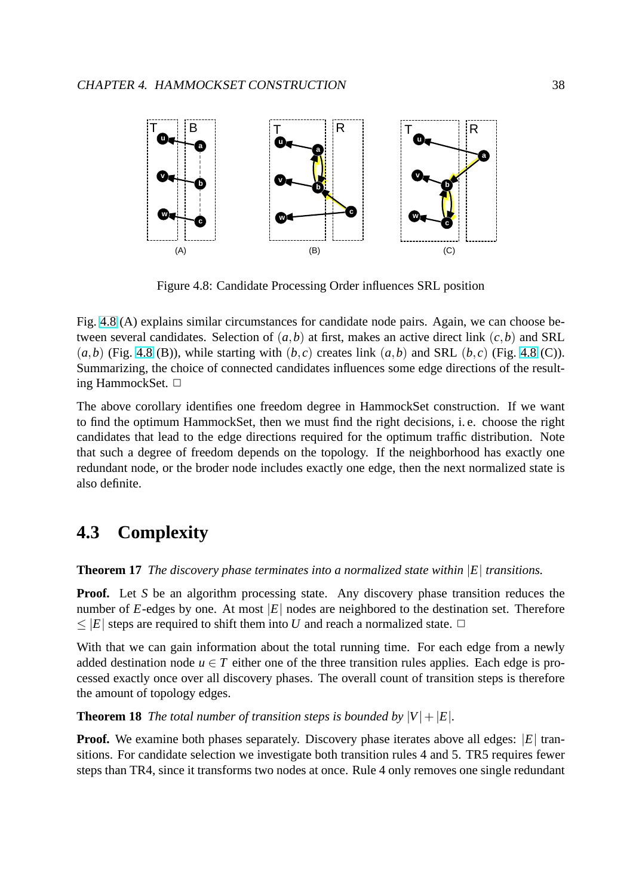Figure 4.8: Candidate Processing Order influences SRL position

Fig. 4.8 (A) explains similar circumstances for candidate node pairs. Again, we can choose between several candidates. Selection of $(a,b)$ at first, makes an active direct link $(c,b)$ and SRL $(a,b)$ (Fig. 4.8 (B)), while starting with $(b,c)$ creates link $(a,b)$ and SRL $(b,c)$ (Fig. 4.8 (C)). Summarizing, the choice of connected candidates influences some edge directions of the resulting HammockSet. □

The above corollary identifies one freedom degree in HammockSet construction. If we want to find the optimum HammockSet, then we must find the right decisions, i. e. choose the right candidates that lead to the edge directions required for the optimum traffic distribution. Note that such a degree of freedom depends on the topology. If the neighborhood has exactly one redundant node, or the broder node includes exactly one edge, then the next normalized state is also definite.

## 4.3 Complexity

**Theorem 17** *The discovery phase terminates into a normalized state within $|E|$ transitions.*

**Proof.** Let $S$ be an algorithm processing state. Any discovery phase transition reduces the number of $E$-edges by one. At most $|E|$ nodes are neighbored to the destination set. Therefore $\leq |E|$ steps are required to shift them into $U$ and reach a normalized state. □

With that we can gain information about the total running time. For each edge from a newly added destination node $u \in T$ either one of the three transition rules applies. Each edge is processed exactly once over all discovery phases. The overall count of transition steps is therefore the amount of topology edges.

**Theorem 18** *The total number of transition steps is bounded by $|V| + |E|$.*

**Proof.** We examine both phases separately. Discovery phase iterates above all edges: $|E|$ transitions. For candidate selection we investigate both transition rules 4 and 5. TR5 requires fewer steps than TR4, since it transforms two nodes at once. Rule 4 only removes one single redundant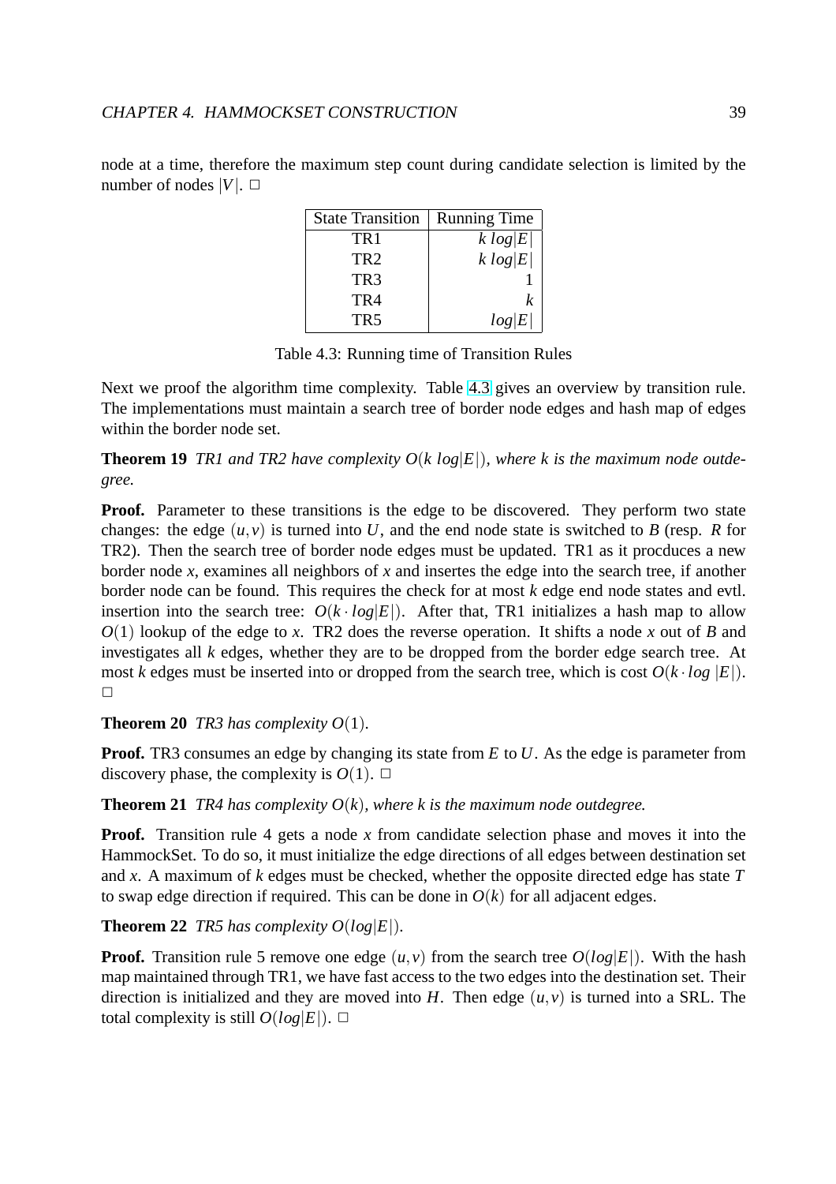node at a time, therefore the maximum step count during candidate selection is limited by the number of nodes $|V|$. □

| State Transition | Running Time |
|---|---|
| TR1 | $k\ log\|E\|$ |
| TR2 | $k\ log\|E\|$ |
| TR3 | 1 |
| TR4 | $k$ |
| TR5 | $log\|E\|$ |

Table 4.3: Running time of Transition Rules

Next we proof the algorithm time complexity. Table 4.3 gives an overview by transition rule. The implementations must maintain a search tree of border node edges and hash map of edges within the border node set.

**Theorem 19** *TR1 and TR2 have complexity $O(k\ log|E|)$, where k is the maximum node outdegree.*

**Proof.** Parameter to these transitions is the edge to be discovered. They perform two state changes: the edge $(u,v)$ is turned into $U$, and the end node state is switched to $B$ (resp. $R$ for TR2). Then the search tree of border node edges must be updated. TR1 as it procduces a new border node $x$, examines all neighbors of $x$ and insertes the edge into the search tree, if another border node can be found. This requires the check for at most $k$ edge end node states and evtl. insertion into the search tree: $O(k \cdot log|E|)$. After that, TR1 initializes a hash map to allow $O(1)$ lookup of the edge to $x$. TR2 does the reverse operation. It shifts a node $x$ out of $B$ and investigates all $k$ edges, whether they are to be dropped from the border edge search tree. At most $k$ edges must be inserted into or dropped from the search tree, which is cost $O(k \cdot log\ |E|)$. □

**Theorem 20** *TR3 has complexity $O(1)$.*

**Proof.** TR3 consumes an edge by changing its state from $E$ to $U$. As the edge is parameter from discovery phase, the complexity is $O(1)$. □

**Theorem 21** *TR4 has complexity $O(k)$, where k is the maximum node outdegree.*

**Proof.** Transition rule 4 gets a node $x$ from candidate selection phase and moves it into the HammockSet. To do so, it must initialize the edge directions of all edges between destination set and $x$. A maximum of $k$ edges must be checked, whether the opposite directed edge has state $T$ to swap edge direction if required. This can be done in $O(k)$ for all adjacent edges.

**Theorem 22** *TR5 has complexity $O(log|E|)$.*

**Proof.** Transition rule 5 remove one edge $(u,v)$ from the search tree $O(log|E|)$. With the hash map maintained through TR1, we have fast access to the two edges into the destination set. Their direction is initialized and they are moved into $H$. Then edge $(u,v)$ is turned into a SRL. The total complexity is still $O(log|E|)$. □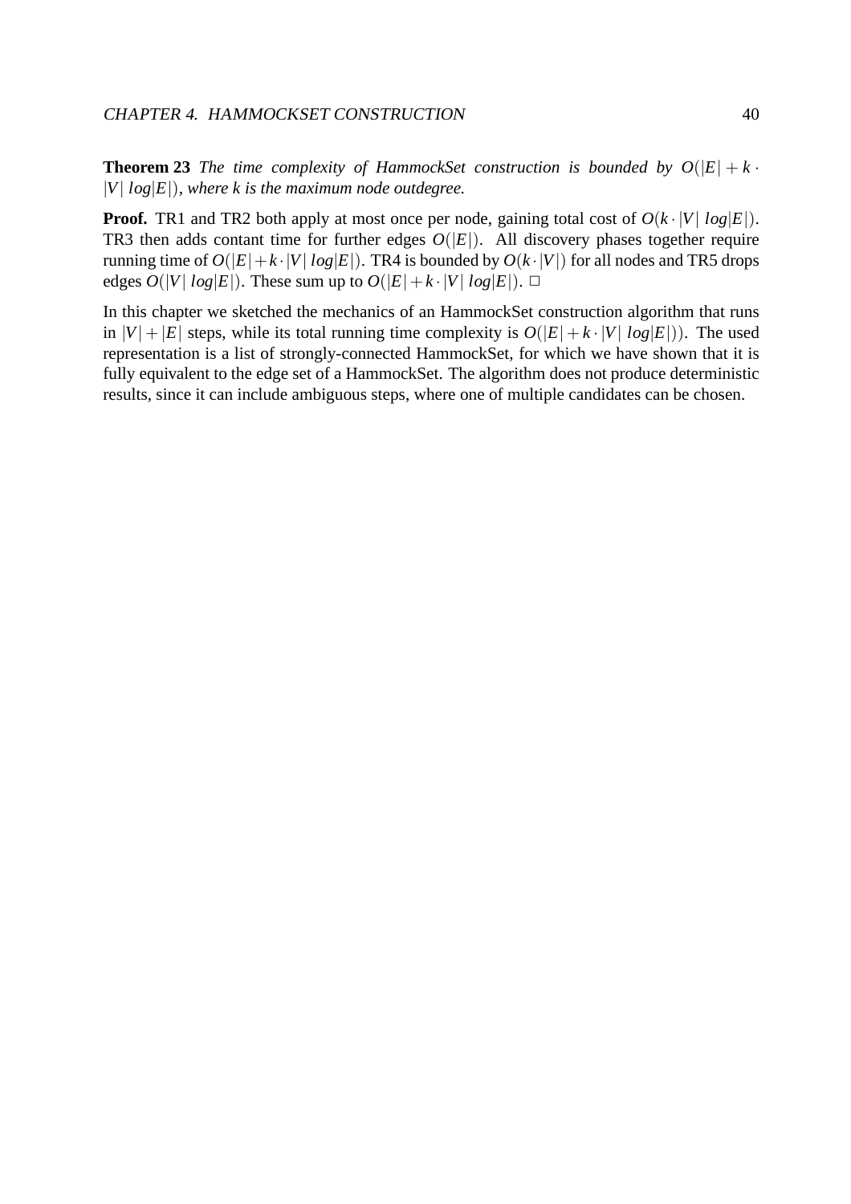**Theorem 23** *The time complexity of HammockSet construction is bounded by $O(|E| + k \cdot |V|\ log|E|)$, where k is the maximum node outdegree.*

**Proof.** TR1 and TR2 both apply at most once per node, gaining total cost of $O(k \cdot |V|\ log|E|)$. TR3 then adds contant time for further edges $O(|E|)$. All discovery phases together require running time of $O(|E| + k \cdot |V|\ log|E|)$. TR4 is bounded by $O(k \cdot |V|)$ for all nodes and TR5 drops edges $O(|V|\ log|E|)$. These sum up to $O(|E| + k \cdot |V|\ log|E|)$. □

In this chapter we sketched the mechanics of an HammockSet construction algorithm that runs in $|V| + |E|$ steps, while its total running time complexity is $O(|E| + k \cdot |V|\ log|E|))$. The used representation is a list of strongly-connected HammockSet, for which we have shown that it is fully equivalent to the edge set of a HammockSet. The algorithm does not produce deterministic results, since it can include ambiguous steps, where one of multiple candidates can be chosen.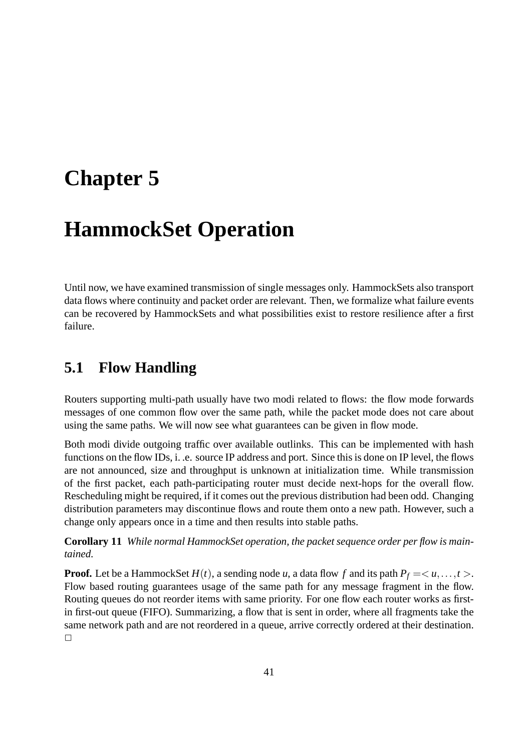# Chapter 5

# HammockSet Operation

Until now, we have examined transmission of single messages only. HammockSets also transport data flows where continuity and packet order are relevant. Then, we formalize what failure events can be recovered by HammockSets and what possibilities exist to restore resilience after a first failure.

## 5.1 Flow Handling

Routers supporting multi-path usually have two modi related to flows: the flow mode forwards messages of one common flow over the same path, while the packet mode does not care about using the same paths. We will now see what guarantees can be given in flow mode.

Both modi divide outgoing traffic over available outlinks. This can be implemented with hash functions on the flow IDs, i. .e. source IP address and port. Since this is done on IP level, the flows are not announced, size and throughput is unknown at initialization time. While transmission of the first packet, each path-participating router must decide next-hops for the overall flow. Rescheduling might be required, if it comes out the previous distribution had been odd. Changing distribution parameters may discontinue flows and route them onto a new path. However, such a change only appears once in a time and then results into stable paths.

**Corollary 11** *While normal HammockSet operation, the packet sequence order per flow is maintained.*

**Proof.** Let be a HammockSet $H(t)$, a sending node $u$, a data flow $f$ and its path $P_f = < u, \ldots, t >$. Flow based routing guarantees usage of the same path for any message fragment in the flow. Routing queues do not reorder items with same priority. For one flow each router works as first-in first-out queue (FIFO). Summarizing, a flow that is sent in order, where all fragments take the same network path and are not reordered in a queue, arrive correctly ordered at their destination. □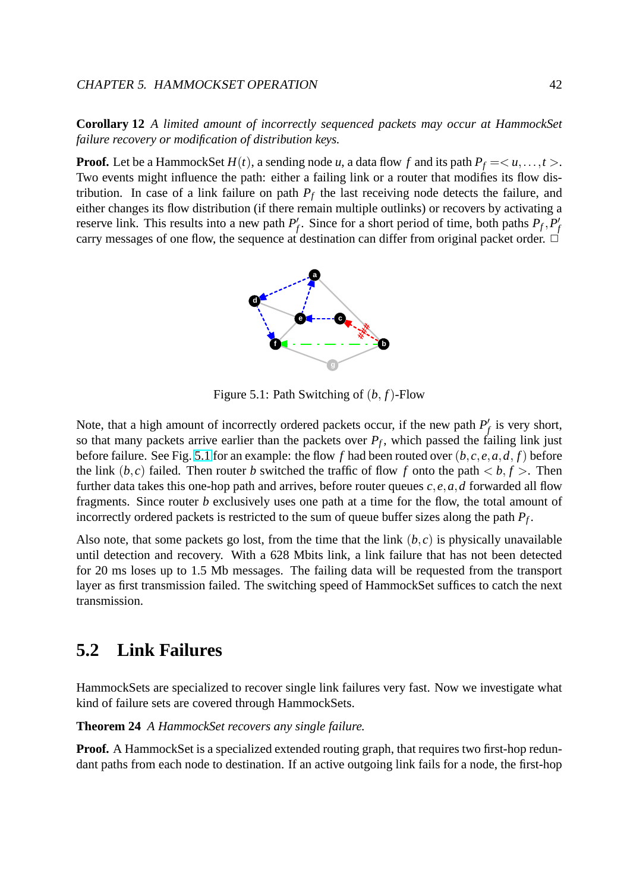**Corollary 12** *A limited amount of incorrectly sequenced packets may occur at HammockSet failure recovery or modification of distribution keys.*

**Proof.** Let be a HammockSet $H(t)$, a sending node $u$, a data flow $f$ and its path $P_f = < u, \ldots, t >$. Two events might influence the path: either a failing link or a router that modifies its flow distribution. In case of a link failure on path $P_f$ the last receiving node detects the failure, and either changes its flow distribution (if there remain multiple outlinks) or recovers by activating a reserve link. This results into a new path $P'_f$. Since for a short period of time, both paths $P_f, P'_f$ carry messages of one flow, the sequence at destination can differ from original packet order. □

Figure 5.1: Path Switching of $(b, f)$-Flow

Note, that a high amount of incorrectly ordered packets occur, if the new path $P'_f$ is very short, so that many packets arrive earlier than the packets over $P_f$, which passed the failing link just before failure. See Fig. 5.1 for an example: the flow $f$ had been routed over $(b, c, e, a, d, f)$ before the link $(b, c)$ failed. Then router $b$ switched the traffic of flow $f$ onto the path $< b, f >$. Then further data takes this one-hop path and arrives, before router queues $c, e, a, d$ forwarded all flow fragments. Since router $b$ exclusively uses one path at a time for the flow, the total amount of incorrectly ordered packets is restricted to the sum of queue buffer sizes along the path $P_f$.

Also note, that some packets go lost, from the time that the link $(b, c)$ is physically unavailable until detection and recovery. With a 628 Mbits link, a link failure that has not been detected for 20 ms loses up to 1.5 Mb messages. The failing data will be requested from the transport layer as first transmission failed. The switching speed of HammockSet suffices to catch the next transmission.

## 5.2 Link Failures

HammockSets are specialized to recover single link failures very fast. Now we investigate what kind of failure sets are covered through HammockSets.

**Theorem 24** *A HammockSet recovers any single failure.*

**Proof.** A HammockSet is a specialized extended routing graph, that requires two first-hop redundant paths from each node to destination. If an active outgoing link fails for a node, the first-hop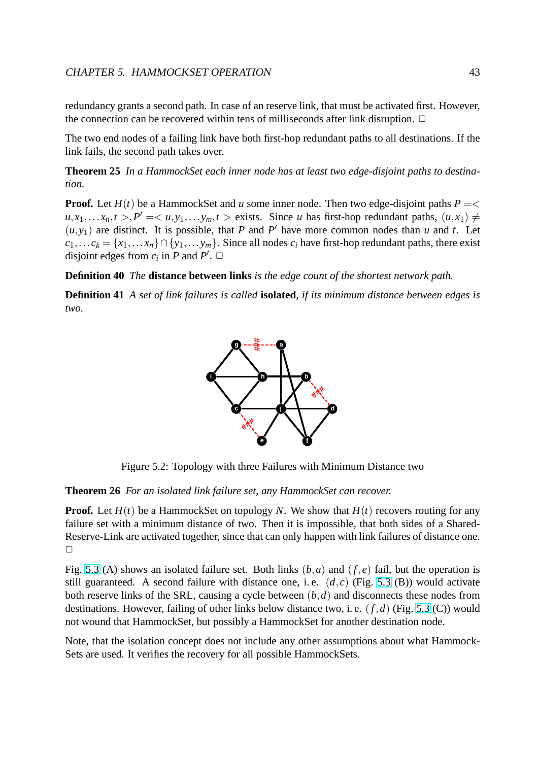redundancy grants a second path. In case of an reserve link, that must be activated first. However, the connection can be recovered within tens of milliseconds after link disruption. □

The two end nodes of a failing link have both first-hop redundant paths to all destinations. If the link fails, the second path takes over.

**Theorem 25** *In a HammockSet each inner node has at least two edge-disjoint paths to destination.*

**Proof.** Let $H(t)$ be a HammockSet and $u$ some inner node. Then two edge-disjoint paths $P =< u, x_1, \ldots x_n, t >, P' =< u, y_1, \ldots y_m, t >$ exists. Since $u$ has first-hop redundant paths, $(u, x_1) \neq (u, y_1)$ are distinct. It is possible, that $P$ and $P'$ have more common nodes than $u$ and $t$. Let $c_1, \ldots c_k = \{x_1, \ldots x_n\} \cap \{y_1, \ldots y_m\}$. Since all nodes $c_i$ have first-hop redundant paths, there exist disjoint edges from $c_i$ in $P$ and $P'$. □

**Definition 40** *The* **distance between links** *is the edge count of the shortest network path.*

**Definition 41** *A set of link failures is called* **isolated***, if its minimum distance between edges is two.*

Figure 5.2: Topology with three Failures with Minimum Distance two

**Theorem 26** *For an isolated link failure set, any HammockSet can recover.*

**Proof.** Let $H(t)$ be a HammockSet on topology $N$. We show that $H(t)$ recovers routing for any failure set with a minimum distance of two. Then it is impossible, that both sides of a Shared-Reserve-Link are activated together, since that can only happen with link failures of distance one. □

Fig. 5.3 (A) shows an isolated failure set. Both links $(b, a)$ and $(f, e)$ fail, but the operation is still guaranteed. A second failure with distance one, i. e. $(d, c)$ (Fig. 5.3 (B)) would activate both reserve links of the SRL, causing a cycle between $(b, d)$ and disconnects these nodes from destinations. However, failing of other links below distance two, i. e. $(f, d)$ (Fig. 5.3 (C)) would not wound that HammockSet, but possibly a HammockSet for another destination node.

Note, that the isolation concept does not include any other assumptions about what HammockSets are used. It verifies the recovery for all possible HammockSets.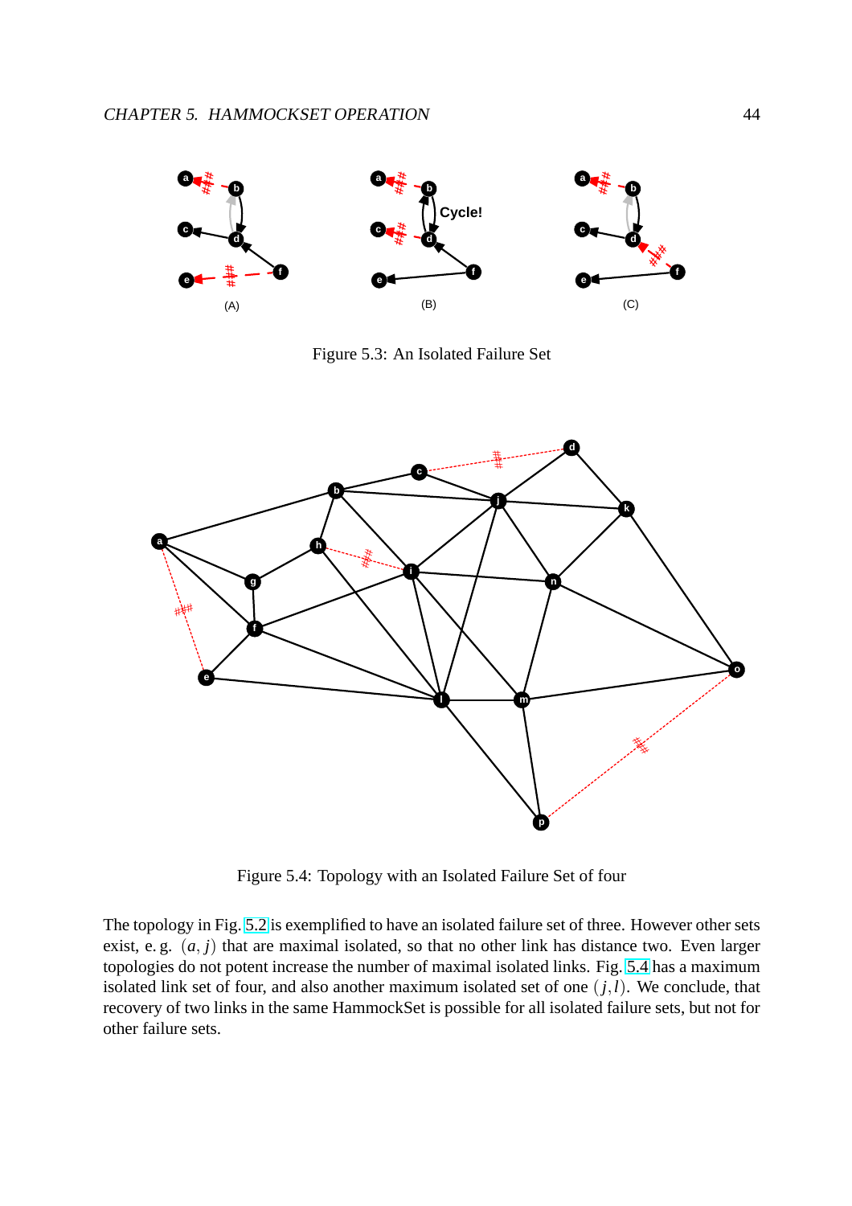Figure 5.3: An Isolated Failure Set

Figure 5.4: Topology with an Isolated Failure Set of four

The topology in Fig. 5.2 is exemplified to have an isolated failure set of three. However other sets exist, e. g. $(a, j)$ that are maximal isolated, so that no other link has distance two. Even larger topologies do not potent increase the number of maximal isolated links. Fig. 5.4 has a maximum isolated link set of four, and also another maximum isolated set of one $(j, l)$. We conclude, that recovery of two links in the same HammockSet is possible for all isolated failure sets, but not for other failure sets.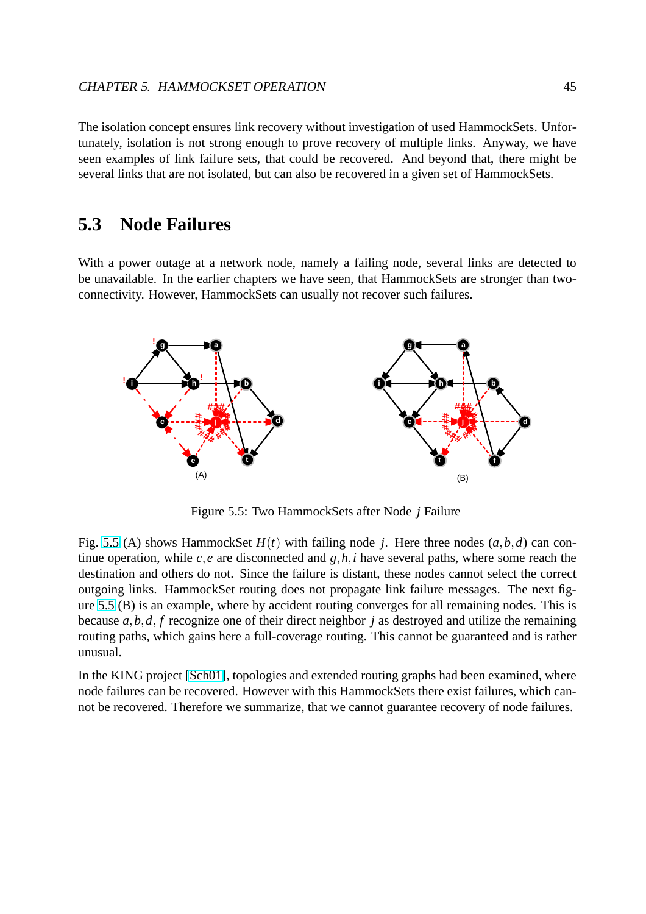The isolation concept ensures link recovery without investigation of used HammockSets. Unfortunately, isolation is not strong enough to prove recovery of multiple links. Anyway, we have seen examples of link failure sets, that could be recovered. And beyond that, there might be several links that are not isolated, but can also be recovered in a given set of HammockSets.

## 5.3 Node Failures

With a power outage at a network node, namely a failing node, several links are detected to be unavailable. In the earlier chapters we have seen, that HammockSets are stronger than two-connectivity. However, HammockSets can usually not recover such failures.

Figure 5.5: Two HammockSets after Node $j$ Failure

Fig. 5.5 (A) shows HammockSet $H(t)$ with failing node $j$. Here three nodes $(a,b,d)$ can continue operation, while $c,e$ are disconnected and $g,h,i$ have several paths, where some reach the destination and others do not. Since the failure is distant, these nodes cannot select the correct outgoing links. HammockSet routing does not propagate link failure messages. The next figure 5.5 (B) is an example, where by accident routing converges for all remaining nodes. This is because $a,b,d,f$ recognize one of their direct neighbor $j$ as destroyed and utilize the remaining routing paths, which gains here a full-coverage routing. This cannot be guaranteed and is rather unusual.

In the KING project [Sch01], topologies and extended routing graphs had been examined, where node failures can be recovered. However with this HammockSets there exist failures, which cannot be recovered. Therefore we summarize, that we cannot guarantee recovery of node failures.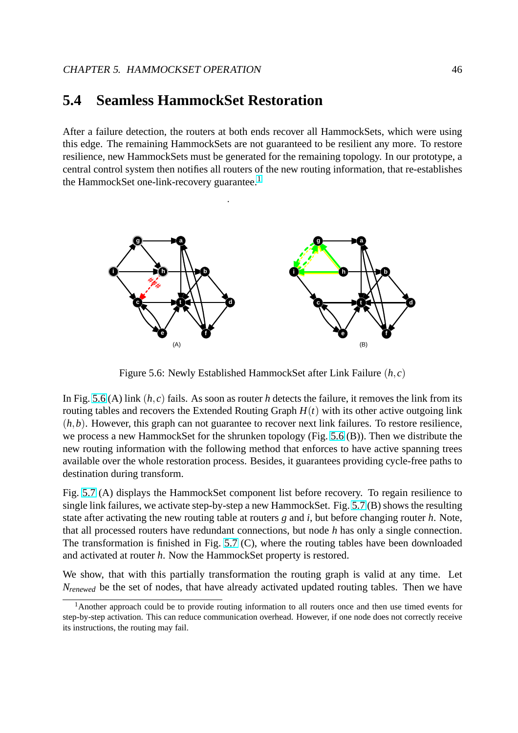## 5.4 Seamless HammockSet Restoration

After a failure detection, the routers at both ends recover all HammockSets, which were using this edge. The remaining HammockSets are not guaranteed to be resilient any more. To restore resilience, new HammockSets must be generated for the remaining topology. In our prototype, a central control system then notifies all routers of the new routing information, that re-establishes the HammockSet one-link-recovery guarantee.[1]

.

Figure 5.6: Newly Established HammockSet after Link Failure $(h,c)$

In Fig. 5.6 (A) link $(h,c)$ fails. As soon as router $h$ detects the failure, it removes the link from its routing tables and recovers the Extended Routing Graph $H(t)$ with its other active outgoing link $(h,b)$. However, this graph can not guarantee to recover next link failures. To restore resilience, we process a new HammockSet for the shrunken topology (Fig. 5.6 (B)). Then we distribute the new routing information with the following method that enforces to have active spanning trees available over the whole restoration process. Besides, it guarantees providing cycle-free paths to destination during transform.

Fig. 5.7 (A) displays the HammockSet component list before recovery. To regain resilience to single link failures, we activate step-by-step a new HammockSet. Fig. 5.7 (B) shows the resulting state after activating the new routing table at routers $g$ and $i$, but before changing router $h$. Note, that all processed routers have redundant connections, but node $h$ has only a single connection. The transformation is finished in Fig. 5.7 (C), where the routing tables have been downloaded and activated at router $h$. Now the HammockSet property is restored.

We show, that with this partially transformation the routing graph is valid at any time. Let $N_{renewed}$ be the set of nodes, that have already activated updated routing tables. Then we have

[1] Another approach could be to provide routing information to all routers once and then use timed events for step-by-step activation. This can reduce communication overhead. However, if one node does not correctly receive its instructions, the routing may fail.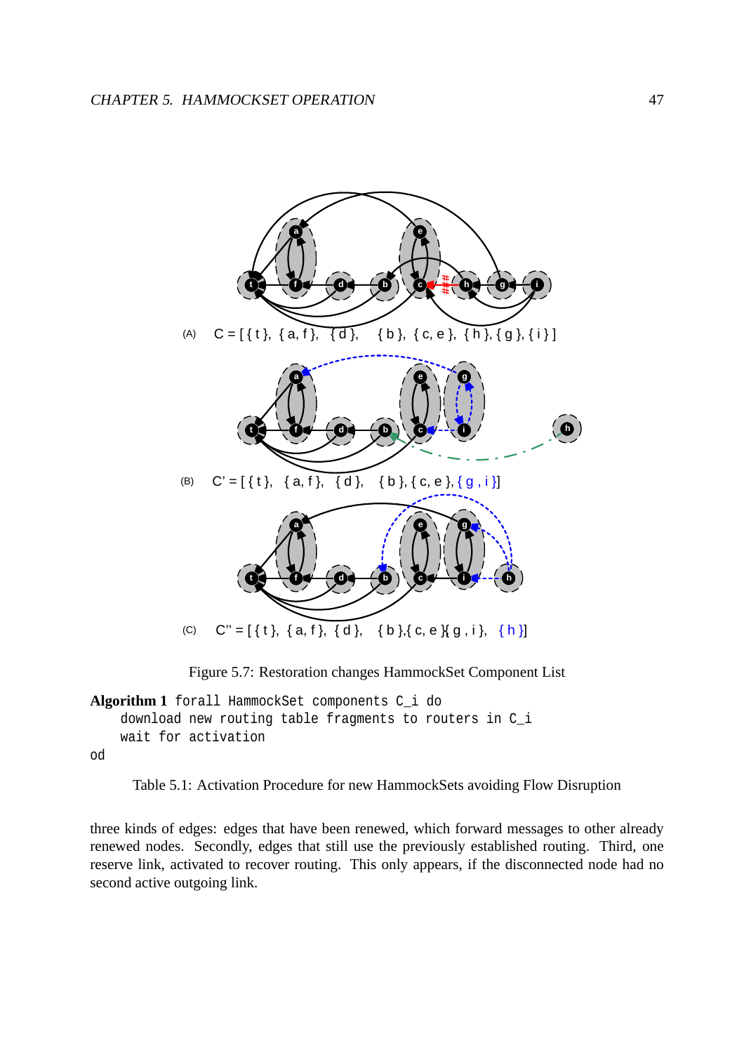(A) C = [ { t }, { a, f }, { d }, { b }, { c, e }, { h }, { g }, { i } ]

(B) C' = [ { t }, { a, f }, { d }, { b }, { c, e }, { g , i }]

(C) C'' = [ { t }, { a, f }, { d }, { b },{ c, e }{ g , i }, { h }]

Figure 5.7: Restoration changes HammockSet Component List

**Algorithm 1**
```
forall HammockSet components C_i do
    download new routing table fragments to routers in C_i
    wait for activation
od
```

Table 5.1: Activation Procedure for new HammockSets avoiding Flow Disruption

three kinds of edges: edges that have been renewed, which forward messages to other already renewed nodes. Secondly, edges that still use the previously established routing. Third, one reserve link, activated to recover routing. This only appears, if the disconnected node had no second active outgoing link.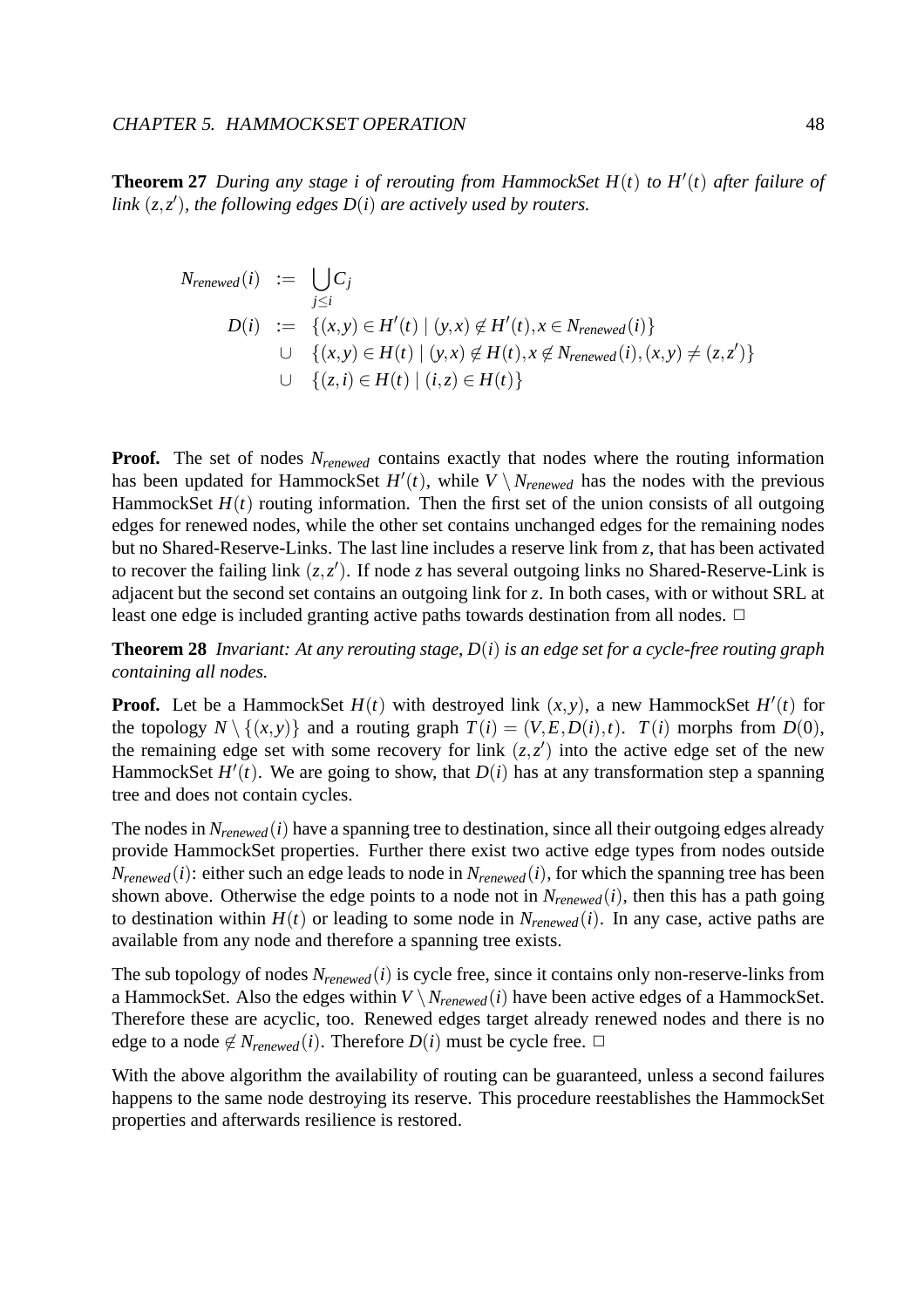**Theorem 27** *During any stage $i$ of rerouting from HammockSet $H(t)$ to $H'(t)$ after failure of link $(z,z')$, the following edges $D(i)$ are actively used by routers.*

$$
\begin{aligned}
N_{renewed}(i) &:= \bigcup_{j \leq i} C_j \\
D(i) &:= \{(x,y) \in H'(t) \mid (y,x) \notin H'(t), x \in N_{renewed}(i)\} \\
&\cup \quad \{(x,y) \in H(t) \mid (y,x) \notin H(t), x \notin N_{renewed}(i), (x,y) \neq (z,z')\} \\
&\cup \quad \{(z,i) \in H(t) \mid (i,z) \in H(t)\}
\end{aligned}
$$

**Proof.** The set of nodes $N_{renewed}$ contains exactly that nodes where the routing information has been updated for HammockSet $H'(t)$, while $V \setminus N_{renewed}$ has the nodes with the previous HammockSet $H(t)$ routing information. Then the first set of the union consists of all outgoing edges for renewed nodes, while the other set contains unchanged edges for the remaining nodes but no Shared-Reserve-Links. The last line includes a reserve link from $z$, that has been activated to recover the failing link $(z,z')$. If node $z$ has several outgoing links no Shared-Reserve-Link is adjacent but the second set contains an outgoing link for $z$. In both cases, with or without SRL at least one edge is included granting active paths towards destination from all nodes. □

**Theorem 28** *Invariant: At any rerouting stage, $D(i)$ is an edge set for a cycle-free routing graph containing all nodes.*

**Proof.** Let be a HammockSet $H(t)$ with destroyed link $(x,y)$, a new HammockSet $H'(t)$ for the topology $N \setminus \{(x,y)\}$ and a routing graph $T(i) = (V,E,D(i),t)$. $T(i)$ morphs from $D(0)$, the remaining edge set with some recovery for link $(z,z')$ into the active edge set of the new HammockSet $H'(t)$. We are going to show, that $D(i)$ has at any transformation step a spanning tree and does not contain cycles.

The nodes in $N_{renewed}(i)$ have a spanning tree to destination, since all their outgoing edges already provide HammockSet properties. Further there exist two active edge types from nodes outside $N_{renewed}(i)$: either such an edge leads to node in $N_{renewed}(i)$, for which the spanning tree has been shown above. Otherwise the edge points to a node not in $N_{renewed}(i)$, then this has a path going to destination within $H(t)$ or leading to some node in $N_{renewed}(i)$. In any case, active paths are available from any node and therefore a spanning tree exists.

The sub topology of nodes $N_{renewed}(i)$ is cycle free, since it contains only non-reserve-links from a HammockSet. Also the edges within $V \setminus N_{renewed}(i)$ have been active edges of a HammockSet. Therefore these are acyclic, too. Renewed edges target already renewed nodes and there is no edge to a node $\notin N_{renewed}(i)$. Therefore $D(i)$ must be cycle free. □

With the above algorithm the availability of routing can be guaranteed, unless a second failures happens to the same node destroying its reserve. This procedure reestablishes the HammockSet properties and afterwards resilience is restored.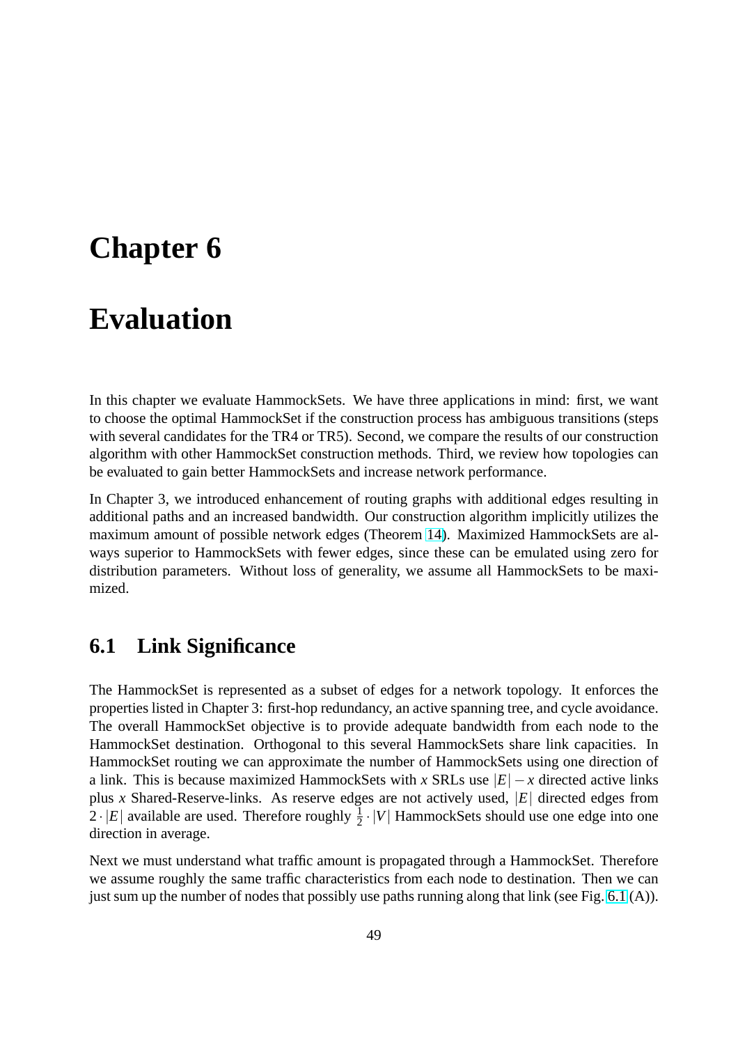# Chapter 6

# Evaluation

In this chapter we evaluate HammockSets. We have three applications in mind: first, we want to choose the optimal HammockSet if the construction process has ambiguous transitions (steps with several candidates for the TR4 or TR5). Second, we compare the results of our construction algorithm with other HammockSet construction methods. Third, we review how topologies can be evaluated to gain better HammockSets and increase network performance.

In Chapter 3, we introduced enhancement of routing graphs with additional edges resulting in additional paths and an increased bandwidth. Our construction algorithm implicitly utilizes the maximum amount of possible network edges (Theorem 14). Maximized HammockSets are always superior to HammockSets with fewer edges, since these can be emulated using zero for distribution parameters. Without loss of generality, we assume all HammockSets to be maximized.

## 6.1 Link Significance

The HammockSet is represented as a subset of edges for a network topology. It enforces the properties listed in Chapter 3: first-hop redundancy, an active spanning tree, and cycle avoidance. The overall HammockSet objective is to provide adequate bandwidth from each node to the HammockSet destination. Orthogonal to this several HammockSets share link capacities. In HammockSet routing we can approximate the number of HammockSets using one direction of a link. This is because maximized HammockSets with $x$ SRLs use $|E| - x$ directed active links plus $x$ Shared-Reserve-links. As reserve edges are not actively used, $|E|$ directed edges from $2 \cdot |E|$ available are used. Therefore roughly $\frac{1}{2} \cdot |V|$ HammockSets should use one edge into one direction in average.

Next we must understand what traffic amount is propagated through a HammockSet. Therefore we assume roughly the same traffic characteristics from each node to destination. Then we can just sum up the number of nodes that possibly use paths running along that link (see Fig. 6.1 (A)).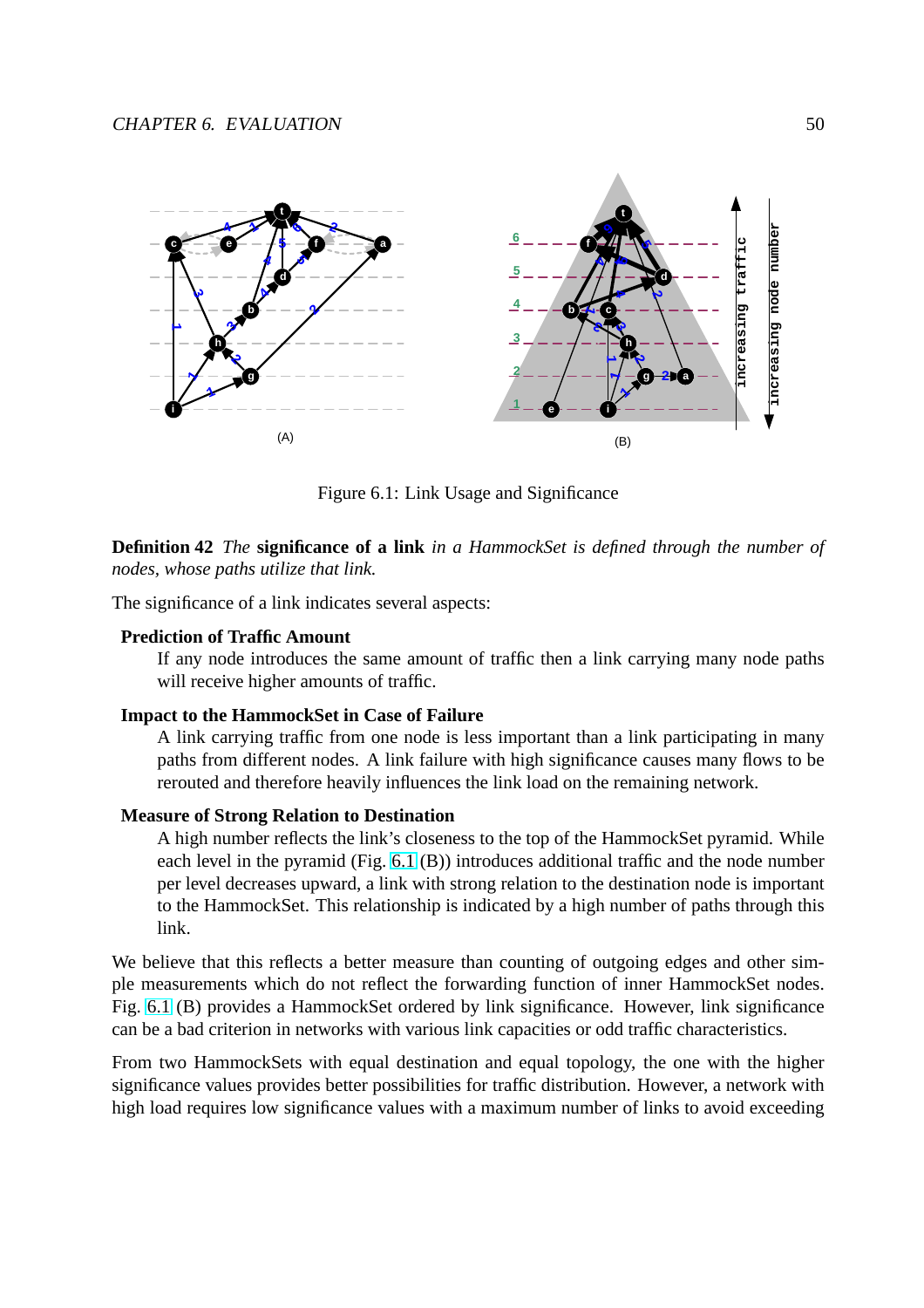Figure 6.1: Link Usage and Significance

**Definition 42** *The* **significance of a link** *in a HammockSet is defined through the number of nodes, whose paths utilize that link.*

The significance of a link indicates several aspects:

**Prediction of Traffic Amount**
If any node introduces the same amount of traffic then a link carrying many node paths will receive higher amounts of traffic.

**Impact to the HammockSet in Case of Failure**
A link carrying traffic from one node is less important than a link participating in many paths from different nodes. A link failure with high significance causes many flows to be rerouted and therefore heavily influences the link load on the remaining network.

**Measure of Strong Relation to Destination**
A high number reflects the link's closeness to the top of the HammockSet pyramid. While each level in the pyramid (Fig. 6.1 (B)) introduces additional traffic and the node number per level decreases upward, a link with strong relation to the destination node is important to the HammockSet. This relationship is indicated by a high number of paths through this link.

We believe that this reflects a better measure than counting of outgoing edges and other simple measurements which do not reflect the forwarding function of inner HammockSet nodes. Fig. 6.1 (B) provides a HammockSet ordered by link significance. However, link significance can be a bad criterion in networks with various link capacities or odd traffic characteristics.

From two HammockSets with equal destination and equal topology, the one with the higher significance values provides better possibilities for traffic distribution. However, a network with high load requires low significance values with a maximum number of links to avoid exceeding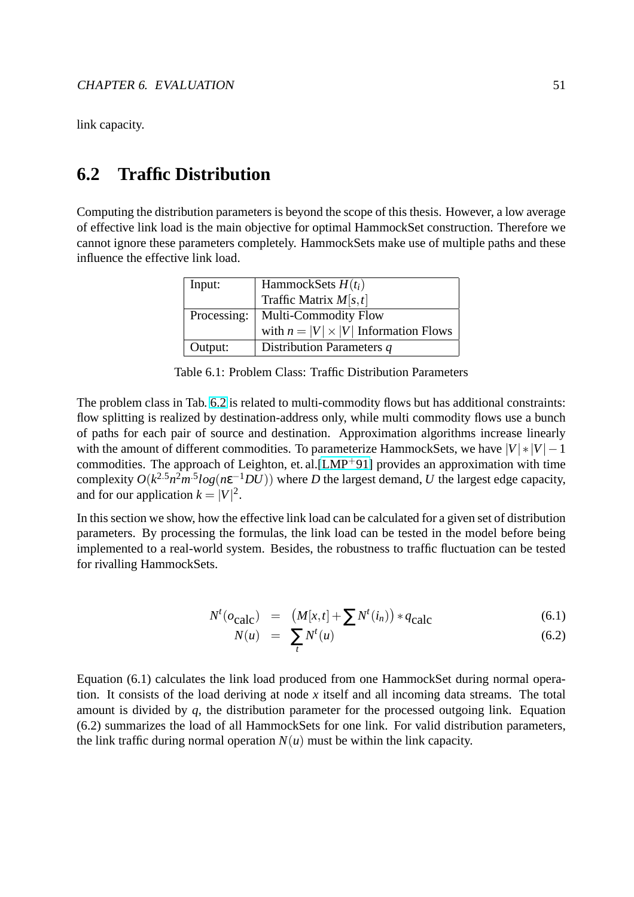link capacity.

## 6.2 Traffic Distribution

Computing the distribution parameters is beyond the scope of this thesis. However, a low average of effective link load is the main objective for optimal HammockSet construction. Therefore we cannot ignore these parameters completely. HammockSets make use of multiple paths and these influence the effective link load.

| Input: | HammockSets $H(t_i)$ Traffic Matrix $M[s,t]$ |
|---|---|
| Processing: | Multi-Commodity Flow with $n = \|V\| \times \|V\|$ Information Flows |
| Output: | Distribution Parameters $q$ |

Table 6.1: Problem Class: Traffic Distribution Parameters

The problem class in Tab. 6.2 is related to multi-commodity flows but has additional constraints: flow splitting is realized by destination-address only, while multi commodity flows use a bunch of paths for each pair of source and destination. Approximation algorithms increase linearly with the amount of different commodities. To parameterize HammockSets, we have $|V| * |V| - 1$ commodities. The approach of Leighton, et. al.[LMP+91] provides an approximation with time complexity $O(k^{2.5}n^2m^{.5}log(n\varepsilon^{-1}DU))$ where $D$ the largest demand, $U$ the largest edge capacity, and for our application $k = |V|^2$.

In this section we show, how the effective link load can be calculated for a given set of distribution parameters. By processing the formulas, the link load can be tested in the model before being implemented to a real-world system. Besides, the robustness to traffic fluctuation can be tested for rivalling HammockSets.

$$N^t(o_{\text{calc}}) = \left(M[x,t] + \sum N^t(i_n)\right) * q_{\text{calc}} \tag{6.1}$$

$$N(u) = \sum_t N^t(u) \tag{6.2}$$

Equation (6.1) calculates the link load produced from one HammockSet during normal operation. It consists of the load deriving at node $x$ itself and all incoming data streams. The total amount is divided by $q$, the distribution parameter for the processed outgoing link. Equation (6.2) summarizes the load of all HammockSets for one link. For valid distribution parameters, the link traffic during normal operation $N(u)$ must be within the link capacity.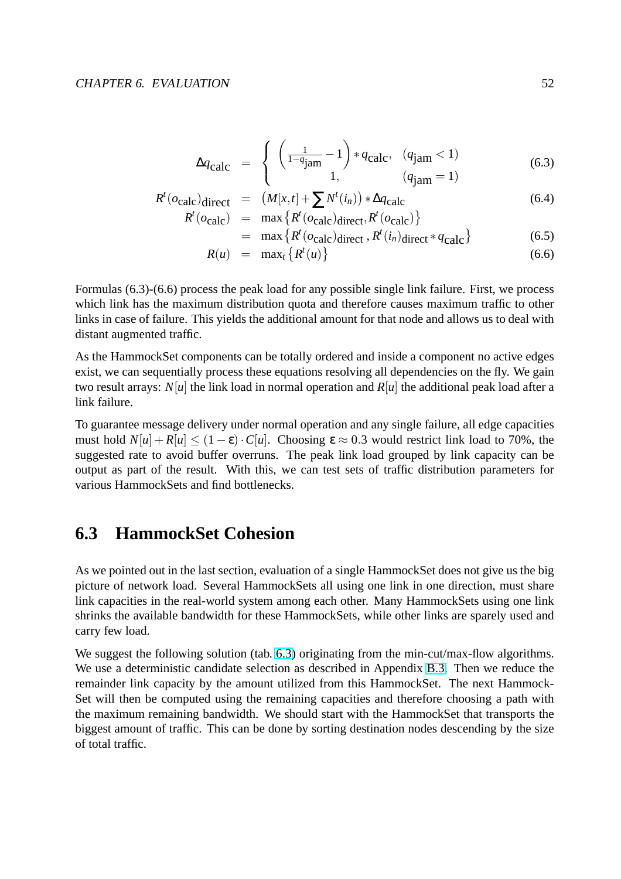$$
\Delta q_{\text{calc}} = \begin{cases} \left(\frac{1}{1-q_{\text{jam}}} - 1\right) * q_{\text{calc}}, & (q_{\text{jam}} < 1) \\ 1, & (q_{\text{jam}} = 1) \end{cases} \tag{6.3}
$$

$$
R^t(o_{\text{calc}})_{\text{direct}} = \left(M[x,t] + \sum N^t(i_n)\right) * \Delta q_{\text{calc}} \tag{6.4}
$$

$$
\begin{aligned}
R^t(o_{\text{calc}}) &= \max\left\{R^t(o_{\text{calc}})_{\text{direct}}, R^t(o_{\text{calc}})\right\} \\
&= \max\left\{R^t(o_{\text{calc}})_{\text{direct}}\, , R^t(i_n)_{\text{direct}} * q_{\text{calc}}\right\}
\end{aligned} \tag{6.5}
$$

$$
R(u) = \max_t \left\{R^t(u)\right\} \tag{6.6}
$$

Formulas (6.3)-(6.6) process the peak load for any possible single link failure. First, we process which link has the maximum distribution quota and therefore causes maximum traffic to other links in case of failure. This yields the additional amount for that node and allows us to deal with distant augmented traffic.

As the HammockSet components can be totally ordered and inside a component no active edges exist, we can sequentially process these equations resolving all dependencies on the fly. We gain two result arrays: $N[u]$ the link load in normal operation and $R[u]$ the additional peak load after a link failure.

To guarantee message delivery under normal operation and any single failure, all edge capacities must hold $N[u] + R[u] \leq (1-\varepsilon) \cdot C[u]$. Choosing $\varepsilon \approx 0.3$ would restrict link load to 70%, the suggested rate to avoid buffer overruns. The peak link load grouped by link capacity can be output as part of the result. With this, we can test sets of traffic distribution parameters for various HammockSets and find bottlenecks.

## 6.3 HammockSet Cohesion

As we pointed out in the last section, evaluation of a single HammockSet does not give us the big picture of network load. Several HammockSets all using one link in one direction, must share link capacities in the real-world system among each other. Many HammockSets using one link shrinks the available bandwidth for these HammockSets, while other links are sparely used and carry few load.

We suggest the following solution (tab. 6.3) originating from the min-cut/max-flow algorithms. We use a deterministic candidate selection as described in Appendix B.3. Then we reduce the remainder link capacity by the amount utilized from this HammockSet. The next HammockSet will then be computed using the remaining capacities and therefore choosing a path with the maximum remaining bandwidth. We should start with the HammockSet that transports the biggest amount of traffic. This can be done by sorting destination nodes descending by the size of total traffic.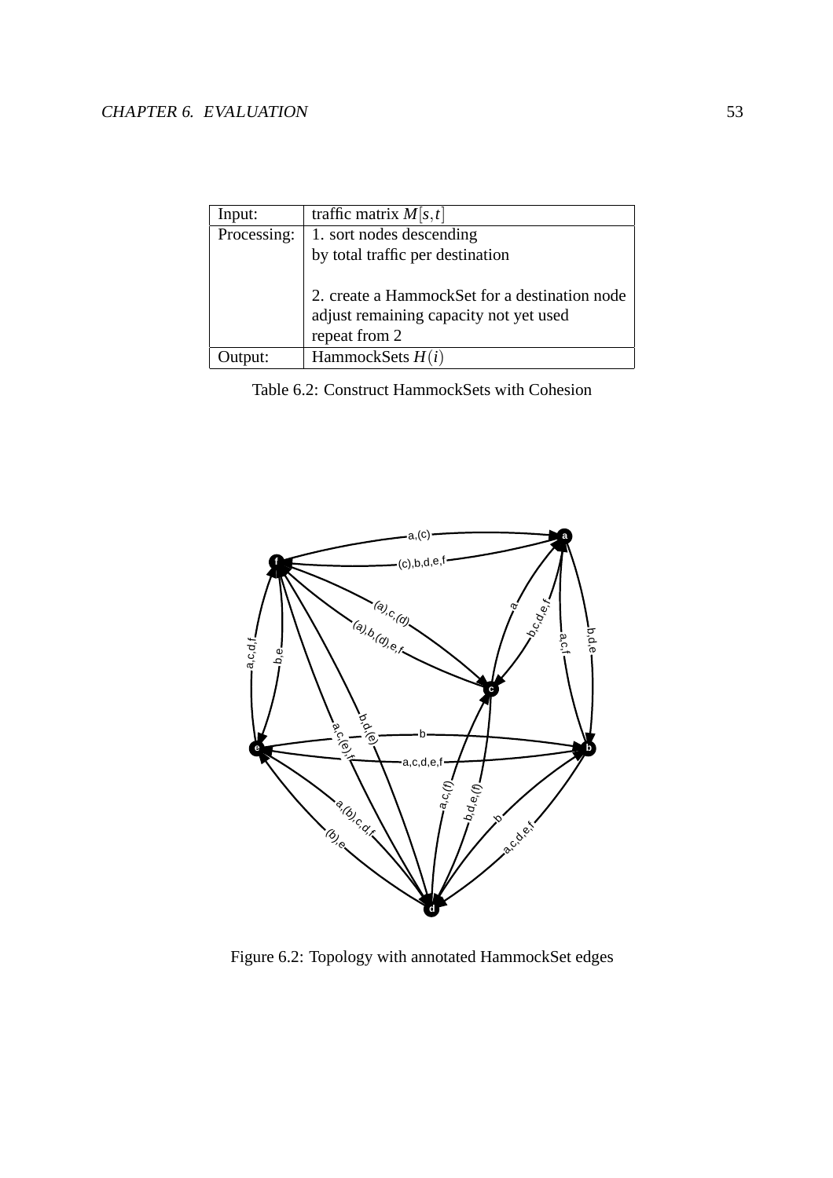| Input: | traffic matrix $M[s,t]$ |
|---|---|
| Processing: | 1. sort nodes descending<br>by total traffic per destination<br><br>2. create a HammockSet for a destination node<br>adjust remaining capacity not yet used<br>repeat from 2 |
| Output: | HammockSets $H(i)$ |

Table 6.2: Construct HammockSets with Cohesion

Figure 6.2: Topology with annotated HammockSet edges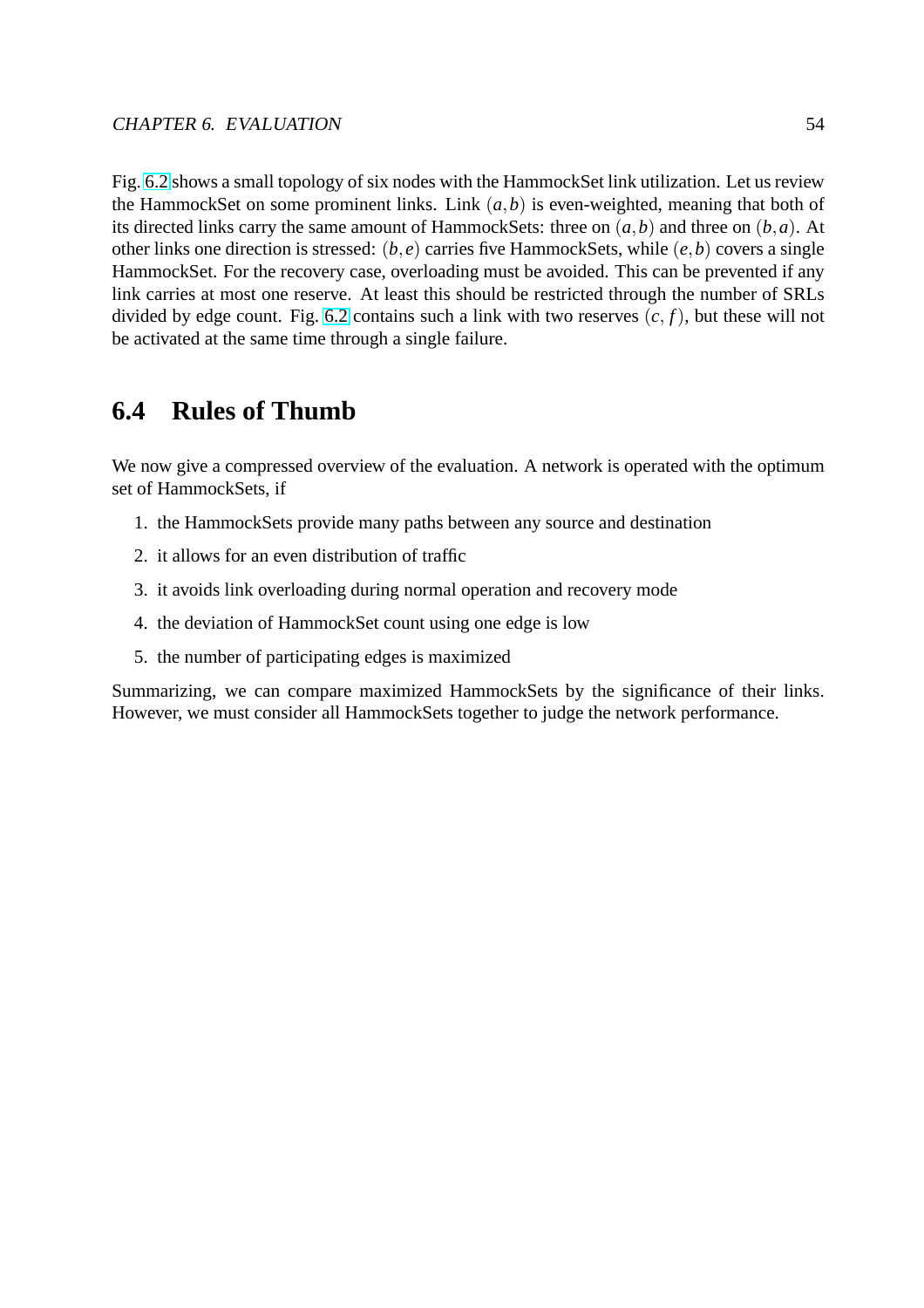Fig. 6.2 shows a small topology of six nodes with the HammockSet link utilization. Let us review the HammockSet on some prominent links. Link $(a,b)$ is even-weighted, meaning that both of its directed links carry the same amount of HammockSets: three on $(a,b)$ and three on $(b,a)$. At other links one direction is stressed: $(b,e)$ carries five HammockSets, while $(e,b)$ covers a single HammockSet. For the recovery case, overloading must be avoided. This can be prevented if any link carries at most one reserve. At least this should be restricted through the number of SRLs divided by edge count. Fig. 6.2 contains such a link with two reserves $(c,f)$, but these will not be activated at the same time through a single failure.

## 6.4 Rules of Thumb

We now give a compressed overview of the evaluation. A network is operated with the optimum set of HammockSets, if

1. the HammockSets provide many paths between any source and destination
2. it allows for an even distribution of traffic
3. it avoids link overloading during normal operation and recovery mode
4. the deviation of HammockSet count using one edge is low
5. the number of participating edges is maximized

Summarizing, we can compare maximized HammockSets by the significance of their links. However, we must consider all HammockSets together to judge the network performance.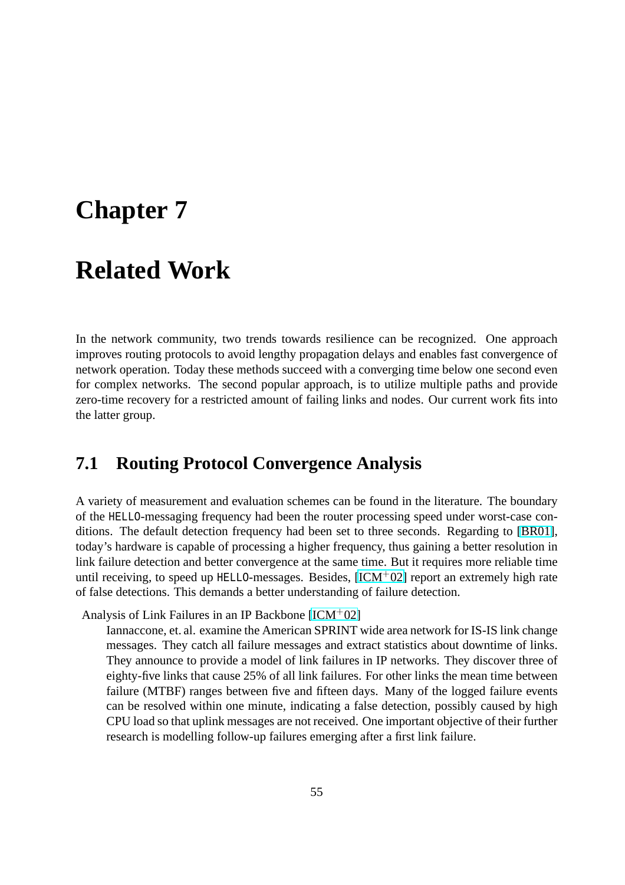# Chapter 7

# Related Work

In the network community, two trends towards resilience can be recognized. One approach improves routing protocols to avoid lengthy propagation delays and enables fast convergence of network operation. Today these methods succeed with a converging time below one second even for complex networks. The second popular approach, is to utilize multiple paths and provide zero-time recovery for a restricted amount of failing links and nodes. Our current work fits into the latter group.

## 7.1 Routing Protocol Convergence Analysis

A variety of measurement and evaluation schemes can be found in the literature. The boundary of the `HELLO`-messaging frequency had been the router processing speed under worst-case conditions. The default detection frequency had been set to three seconds. Regarding to [BR01], today's hardware is capable of processing a higher frequency, thus gaining a better resolution in link failure detection and better convergence at the same time. But it requires more reliable time until receiving, to speed up `HELLO`-messages. Besides, [ICM+02] report an extremely high rate of false detections. This demands a better understanding of failure detection.

Analysis of Link Failures in an IP Backbone [ICM+02]
: Iannaccone, et. al. examine the American SPRINT wide area network for IS-IS link change messages. They catch all failure messages and extract statistics about downtime of links. They announce to provide a model of link failures in IP networks. They discover three of eighty-five links that cause 25% of all link failures. For other links the mean time between failure (MTBF) ranges between five and fifteen days. Many of the logged failure events can be resolved within one minute, indicating a false detection, possibly caused by high CPU load so that uplink messages are not received. One important objective of their further research is modelling follow-up failures emerging after a first link failure.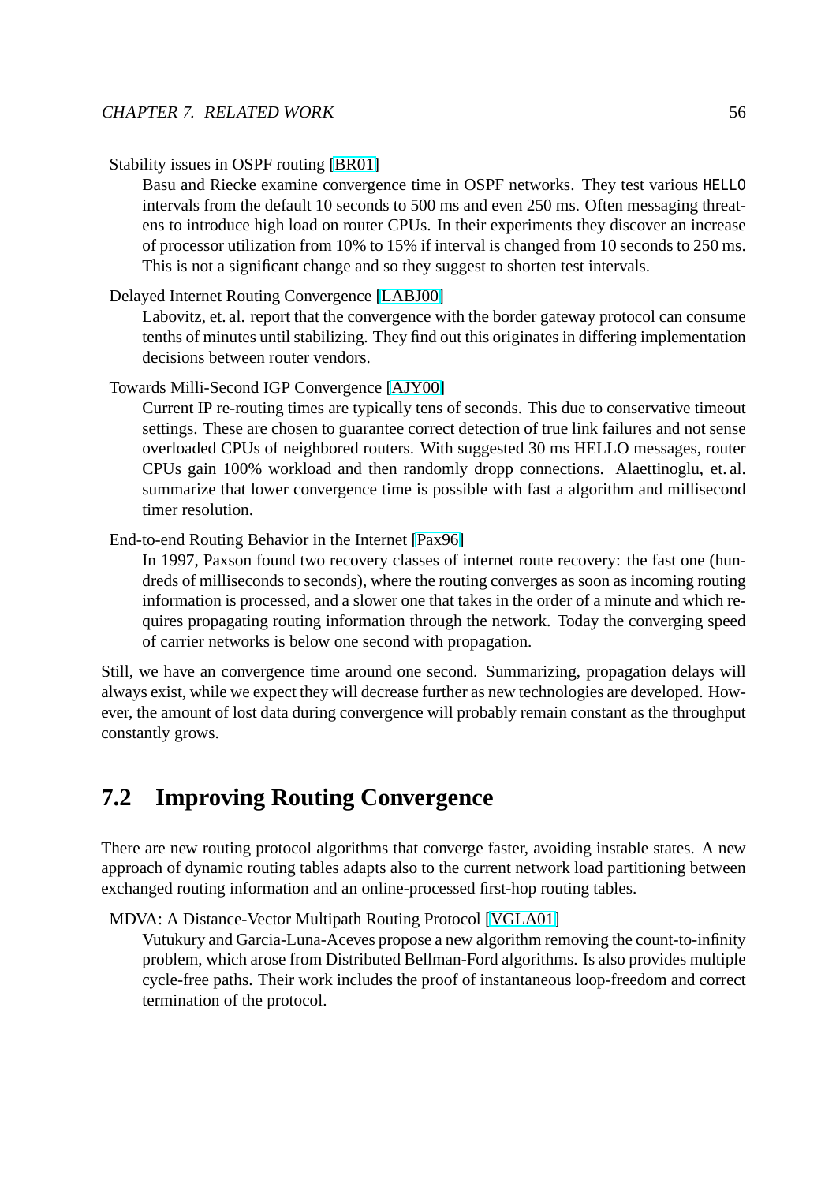Stability issues in OSPF routing [BR01]
: Basu and Riecke examine convergence time in OSPF networks. They test various `HELLO` intervals from the default 10 seconds to 500 ms and even 250 ms. Often messaging threatens to introduce high load on router CPUs. In their experiments they discover an increase of processor utilization from 10% to 15% if interval is changed from 10 seconds to 250 ms. This is not a significant change and so they suggest to shorten test intervals.

Delayed Internet Routing Convergence [LABJ00]
: Labovitz, et. al. report that the convergence with the border gateway protocol can consume tenths of minutes until stabilizing. They find out this originates in differing implementation decisions between router vendors.

Towards Milli-Second IGP Convergence [AJY00]
: Current IP re-routing times are typically tens of seconds. This due to conservative timeout settings. These are chosen to guarantee correct detection of true link failures and not sense overloaded CPUs of neighbored routers. With suggested 30 ms HELLO messages, router CPUs gain 100% workload and then randomly dropp connections. Alaettinoglu, et. al. summarize that lower convergence time is possible with fast a algorithm and millisecond timer resolution.

End-to-end Routing Behavior in the Internet [Pax96]
: In 1997, Paxson found two recovery classes of internet route recovery: the fast one (hundreds of milliseconds to seconds), where the routing converges as soon as incoming routing information is processed, and a slower one that takes in the order of a minute and which requires propagating routing information through the network. Today the converging speed of carrier networks is below one second with propagation.

Still, we have an convergence time around one second. Summarizing, propagation delays will always exist, while we expect they will decrease further as new technologies are developed. However, the amount of lost data during convergence will probably remain constant as the throughput constantly grows.

## 7.2 Improving Routing Convergence

There are new routing protocol algorithms that converge faster, avoiding instable states. A new approach of dynamic routing tables adapts also to the current network load partitioning between exchanged routing information and an online-processed first-hop routing tables.

MDVA: A Distance-Vector Multipath Routing Protocol [VGLA01]
: Vutukury and Garcia-Luna-Aceves propose a new algorithm removing the count-to-infinity problem, which arose from Distributed Bellman-Ford algorithms. Is also provides multiple cycle-free paths. Their work includes the proof of instantaneous loop-freedom and correct termination of the protocol.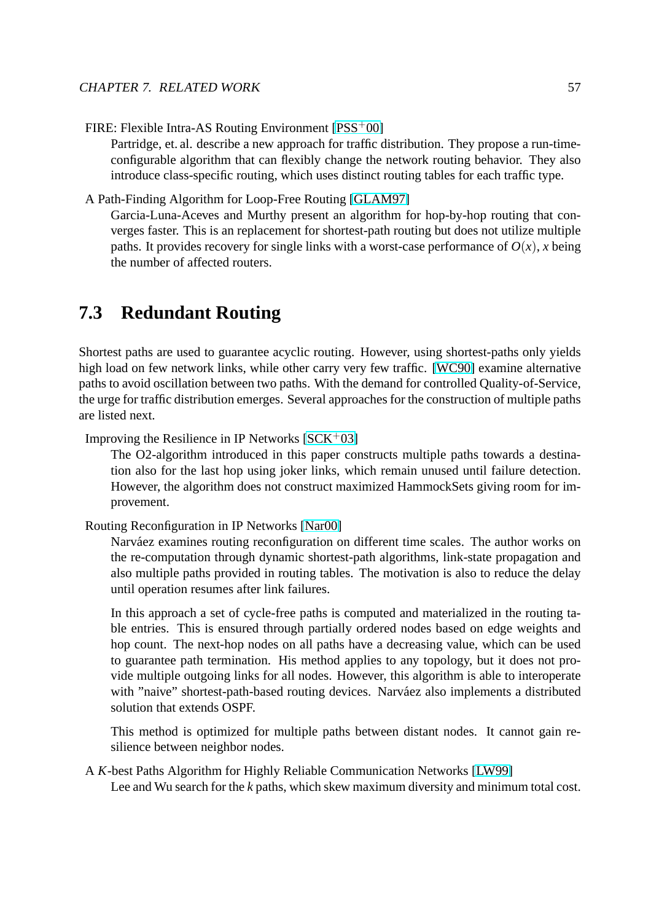FIRE: Flexible Intra-AS Routing Environment [PSS+00]

Partridge, et. al. describe a new approach for traffic distribution. They propose a run-time-configurable algorithm that can flexibly change the network routing behavior. They also introduce class-specific routing, which uses distinct routing tables for each traffic type.

A Path-Finding Algorithm for Loop-Free Routing [GLAM97]

Garcia-Luna-Aceves and Murthy present an algorithm for hop-by-hop routing that converges faster. This is an replacement for shortest-path routing but does not utilize multiple paths. It provides recovery for single links with a worst-case performance of $O(x)$, $x$ being the number of affected routers.

## 7.3 Redundant Routing

Shortest paths are used to guarantee acyclic routing. However, using shortest-paths only yields high load on few network links, while other carry very few traffic. [WC90] examine alternative paths to avoid oscillation between two paths. With the demand for controlled Quality-of-Service, the urge for traffic distribution emerges. Several approaches for the construction of multiple paths are listed next.

Improving the Resilience in IP Networks [SCK+03]

The O2-algorithm introduced in this paper constructs multiple paths towards a destination also for the last hop using joker links, which remain unused until failure detection. However, the algorithm does not construct maximized HammockSets giving room for improvement.

Routing Reconfiguration in IP Networks [Nar00]

Narváez examines routing reconfiguration on different time scales. The author works on the re-computation through dynamic shortest-path algorithms, link-state propagation and also multiple paths provided in routing tables. The motivation is also to reduce the delay until operation resumes after link failures.

In this approach a set of cycle-free paths is computed and materialized in the routing table entries. This is ensured through partially ordered nodes based on edge weights and hop count. The next-hop nodes on all paths have a decreasing value, which can be used to guarantee path termination. His method applies to any topology, but it does not provide multiple outgoing links for all nodes. However, this algorithm is able to interoperate with "naive" shortest-path-based routing devices. Narváez also implements a distributed solution that extends OSPF.

This method is optimized for multiple paths between distant nodes. It cannot gain resilience between neighbor nodes.

A $K$-best Paths Algorithm for Highly Reliable Communication Networks [LW99]

Lee and Wu search for the $k$ paths, which skew maximum diversity and minimum total cost.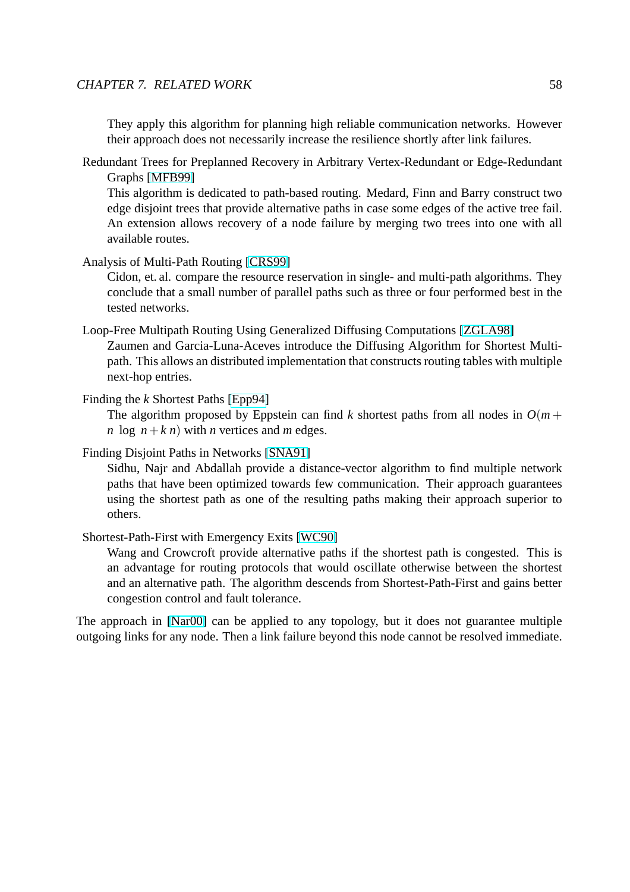They apply this algorithm for planning high reliable communication networks. However their approach does not necessarily increase the resilience shortly after link failures.

Redundant Trees for Preplanned Recovery in Arbitrary Vertex-Redundant or Edge-Redundant Graphs [MFB99]
: This algorithm is dedicated to path-based routing. Medard, Finn and Barry construct two edge disjoint trees that provide alternative paths in case some edges of the active tree fail. An extension allows recovery of a node failure by merging two trees into one with all available routes.

Analysis of Multi-Path Routing [CRS99]
: Cidon, et. al. compare the resource reservation in single- and multi-path algorithms. They conclude that a small number of parallel paths such as three or four performed best in the tested networks.

Loop-Free Multipath Routing Using Generalized Diffusing Computations [ZGLA98]
: Zaumen and Garcia-Luna-Aceves introduce the Diffusing Algorithm for Shortest Multipath. This allows an distributed implementation that constructs routing tables with multiple next-hop entries.

Finding the $k$ Shortest Paths [Epp94]
: The algorithm proposed by Eppstein can find $k$ shortest paths from all nodes in $O(m + n \log n + k\, n)$ with $n$ vertices and $m$ edges.

Finding Disjoint Paths in Networks [SNA91]
: Sidhu, Najr and Abdallah provide a distance-vector algorithm to find multiple network paths that have been optimized towards few communication. Their approach guarantees using the shortest path as one of the resulting paths making their approach superior to others.

Shortest-Path-First with Emergency Exits [WC90]
: Wang and Crowcroft provide alternative paths if the shortest path is congested. This is an advantage for routing protocols that would oscillate otherwise between the shortest and an alternative path. The algorithm descends from Shortest-Path-First and gains better congestion control and fault tolerance.

The approach in [Nar00] can be applied to any topology, but it does not guarantee multiple outgoing links for any node. Then a link failure beyond this node cannot be resolved immediate.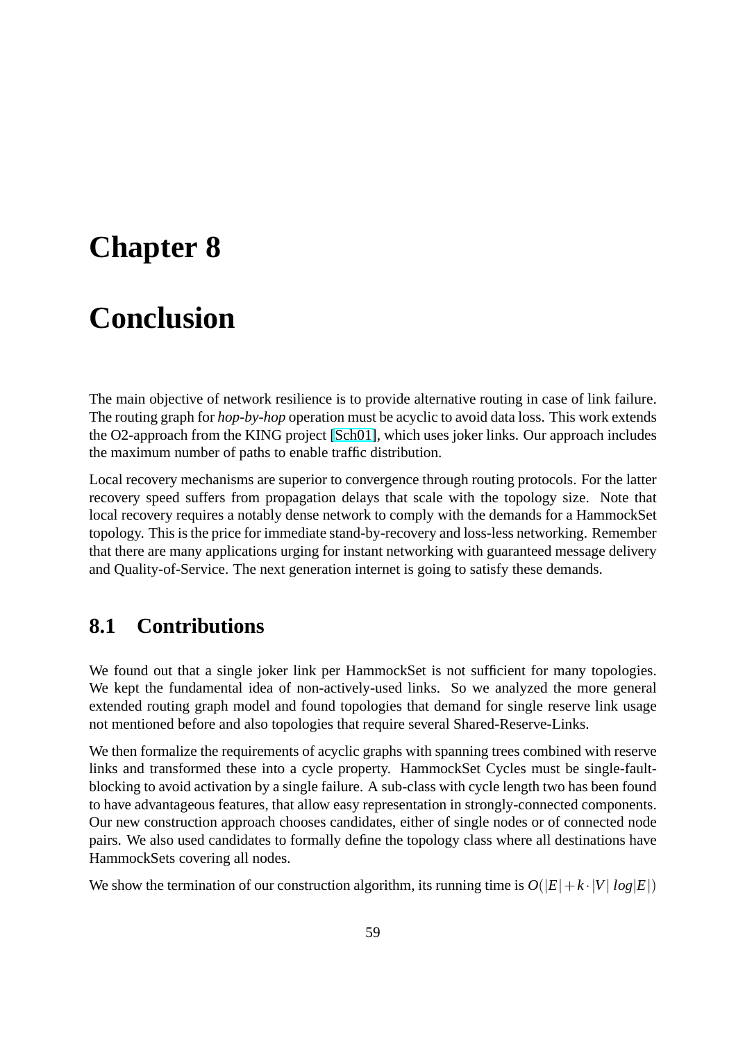# Chapter 8

# Conclusion

The main objective of network resilience is to provide alternative routing in case of link failure. The routing graph for *hop-by-hop* operation must be acyclic to avoid data loss. This work extends the O2-approach from the KING project [Sch01], which uses joker links. Our approach includes the maximum number of paths to enable traffic distribution.

Local recovery mechanisms are superior to convergence through routing protocols. For the latter recovery speed suffers from propagation delays that scale with the topology size. Note that local recovery requires a notably dense network to comply with the demands for a HammockSet topology. This is the price for immediate stand-by-recovery and loss-less networking. Remember that there are many applications urging for instant networking with guaranteed message delivery and Quality-of-Service. The next generation internet is going to satisfy these demands.

## 8.1 Contributions

We found out that a single joker link per HammockSet is not sufficient for many topologies. We kept the fundamental idea of non-actively-used links. So we analyzed the more general extended routing graph model and found topologies that demand for single reserve link usage not mentioned before and also topologies that require several Shared-Reserve-Links.

We then formalize the requirements of acyclic graphs with spanning trees combined with reserve links and transformed these into a cycle property. HammockSet Cycles must be single-fault-blocking to avoid activation by a single failure. A sub-class with cycle length two has been found to have advantageous features, that allow easy representation in strongly-connected components. Our new construction approach chooses candidates, either of single nodes or of connected node pairs. We also used candidates to formally define the topology class where all destinations have HammockSets covering all nodes.

We show the termination of our construction algorithm, its running time is $O(|E| + k \cdot |V| \, log|E|)$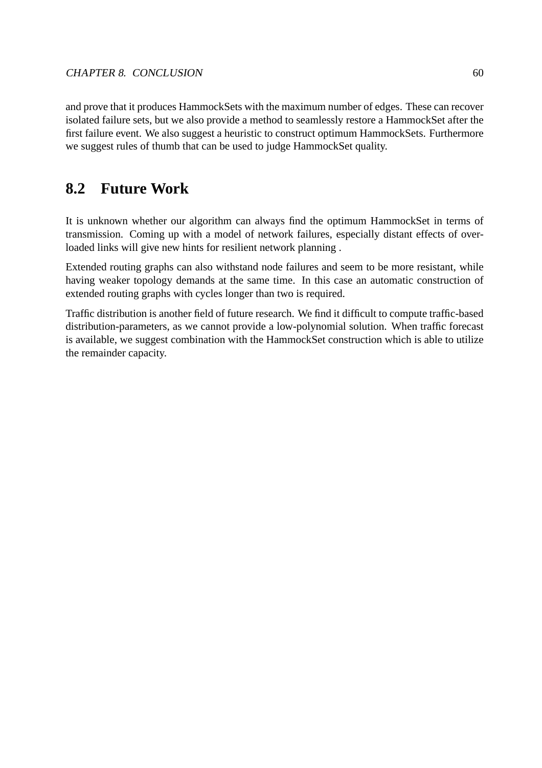and prove that it produces HammockSets with the maximum number of edges. These can recover isolated failure sets, but we also provide a method to seamlessly restore a HammockSet after the first failure event. We also suggest a heuristic to construct optimum HammockSets. Furthermore we suggest rules of thumb that can be used to judge HammockSet quality.

## 8.2 Future Work

It is unknown whether our algorithm can always find the optimum HammockSet in terms of transmission. Coming up with a model of network failures, especially distant effects of overloaded links will give new hints for resilient network planning .

Extended routing graphs can also withstand node failures and seem to be more resistant, while having weaker topology demands at the same time. In this case an automatic construction of extended routing graphs with cycles longer than two is required.

Traffic distribution is another field of future research. We find it difficult to compute traffic-based distribution-parameters, as we cannot provide a low-polynomial solution. When traffic forecast is available, we suggest combination with the HammockSet construction which is able to utilize the remainder capacity.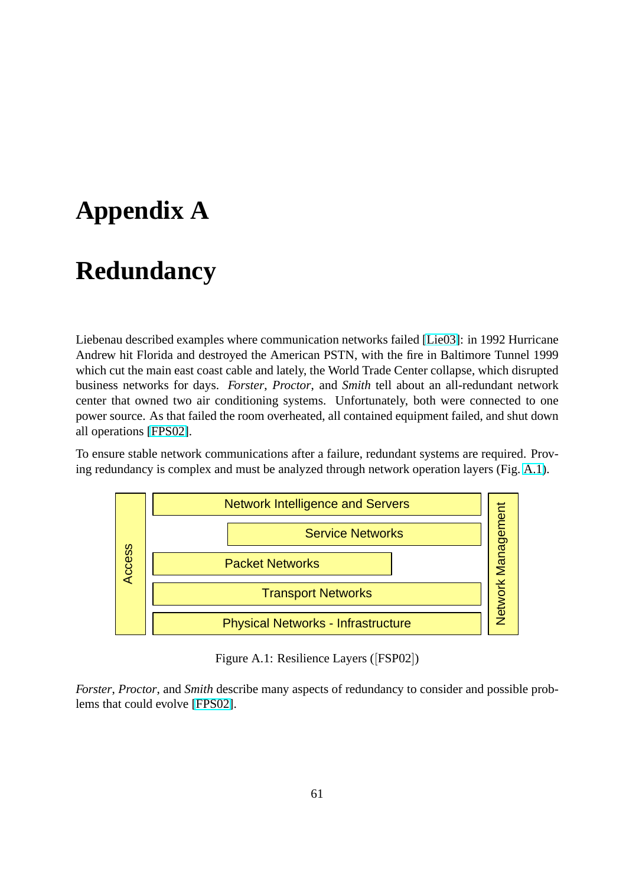# Appendix A

# Redundancy

Liebenau described examples where communication networks failed [Lie03]: in 1992 Hurricane Andrew hit Florida and destroyed the American PSTN, with the fire in Baltimore Tunnel 1999 which cut the main east coast cable and lately, the World Trade Center collapse, which disrupted business networks for days. *Forster*, *Proctor*, and *Smith* tell about an all-redundant network center that owned two air conditioning systems. Unfortunately, both were connected to one power source. As that failed the room overheated, all contained equipment failed, and shut down all operations [FPS02].

To ensure stable network communications after a failure, redundant systems are required. Proving redundancy is complex and must be analyzed through network operation layers (Fig. A.1).

| Access | Network Intelligence and Servers | Network Management |
|---|---|---|
| | Service Networks | |
| | Packet Networks | |
| | Transport Networks | |
| | Physical Networks - Infrastructure | |

Figure A.1: Resilience Layers ([FSP02])

*Forster*, *Proctor*, and *Smith* describe many aspects of redundancy to consider and possible problems that could evolve [FPS02].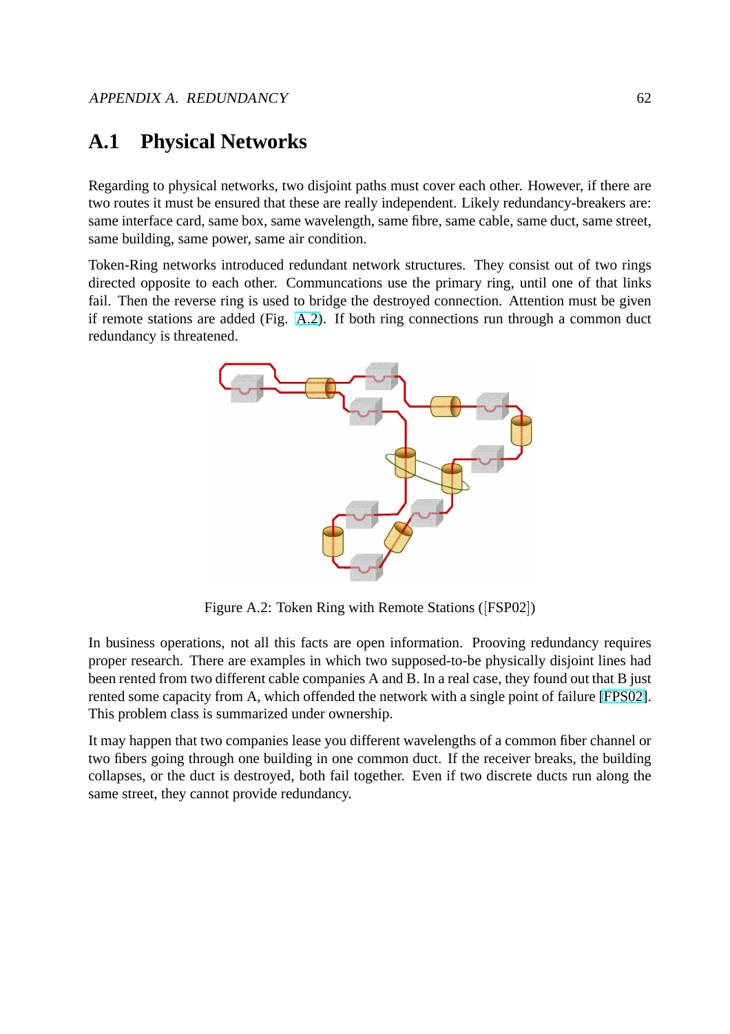## A.1 Physical Networks

Regarding to physical networks, two disjoint paths must cover each other. However, if there are two routes it must be ensured that these are really independent. Likely redundancy-breakers are: same interface card, same box, same wavelength, same fibre, same cable, same duct, same street, same building, same power, same air condition.

Token-Ring networks introduced redundant network structures. They consist out of two rings directed opposite to each other. Communcations use the primary ring, until one of that links fail. Then the reverse ring is used to bridge the destroyed connection. Attention must be given if remote stations are added (Fig. A.2). If both ring connections run through a common duct redundancy is threatened.

Figure A.2: Token Ring with Remote Stations ([FSP02])

In business operations, not all this facts are open information. Prooving redundancy requires proper research. There are examples in which two supposed-to-be physically disjoint lines had been rented from two different cable companies A and B. In a real case, they found out that B just rented some capacity from A, which offended the network with a single point of failure [FPS02]. This problem class is summarized under ownership.

It may happen that two companies lease you different wavelengths of a common fiber channel or two fibers going through one building in one common duct. If the receiver breaks, the building collapses, or the duct is destroyed, both fail together. Even if two discrete ducts run along the same street, they cannot provide redundancy.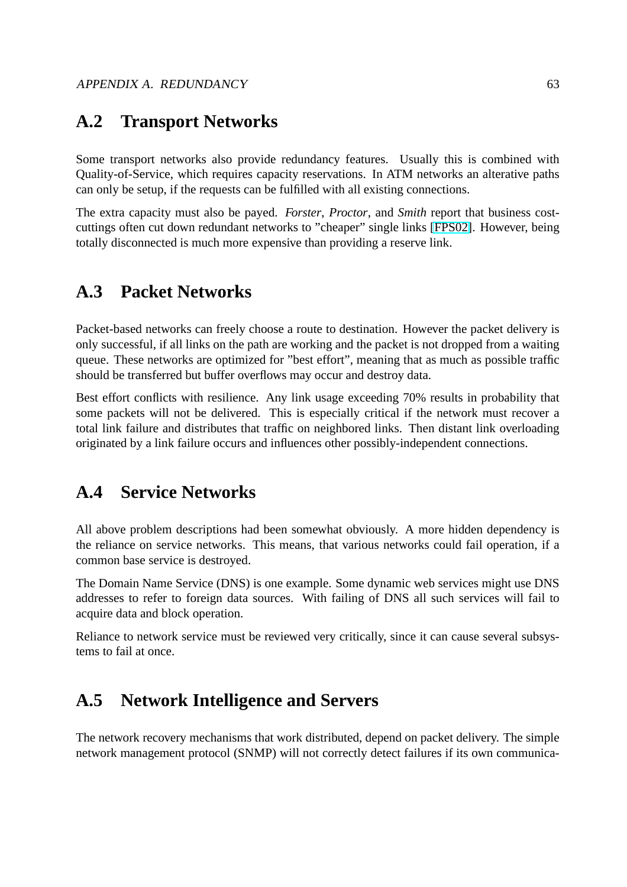## A.2 Transport Networks

Some transport networks also provide redundancy features. Usually this is combined with Quality-of-Service, which requires capacity reservations. In ATM networks an alterative paths can only be setup, if the requests can be fulfilled with all existing connections.

The extra capacity must also be payed. *Forster*, *Proctor*, and *Smith* report that business cost-cuttings often cut down redundant networks to "cheaper" single links [FPS02]. However, being totally disconnected is much more expensive than providing a reserve link.

## A.3 Packet Networks

Packet-based networks can freely choose a route to destination. However the packet delivery is only successful, if all links on the path are working and the packet is not dropped from a waiting queue. These networks are optimized for "best effort", meaning that as much as possible traffic should be transferred but buffer overflows may occur and destroy data.

Best effort conflicts with resilience. Any link usage exceeding 70% results in probability that some packets will not be delivered. This is especially critical if the network must recover a total link failure and distributes that traffic on neighbored links. Then distant link overloading originated by a link failure occurs and influences other possibly-independent connections.

## A.4 Service Networks

All above problem descriptions had been somewhat obviously. A more hidden dependency is the reliance on service networks. This means, that various networks could fail operation, if a common base service is destroyed.

The Domain Name Service (DNS) is one example. Some dynamic web services might use DNS addresses to refer to foreign data sources. With failing of DNS all such services will fail to acquire data and block operation.

Reliance to network service must be reviewed very critically, since it can cause several subsystems to fail at once.

## A.5 Network Intelligence and Servers

The network recovery mechanisms that work distributed, depend on packet delivery. The simple network management protocol (SNMP) will not correctly detect failures if its own communica-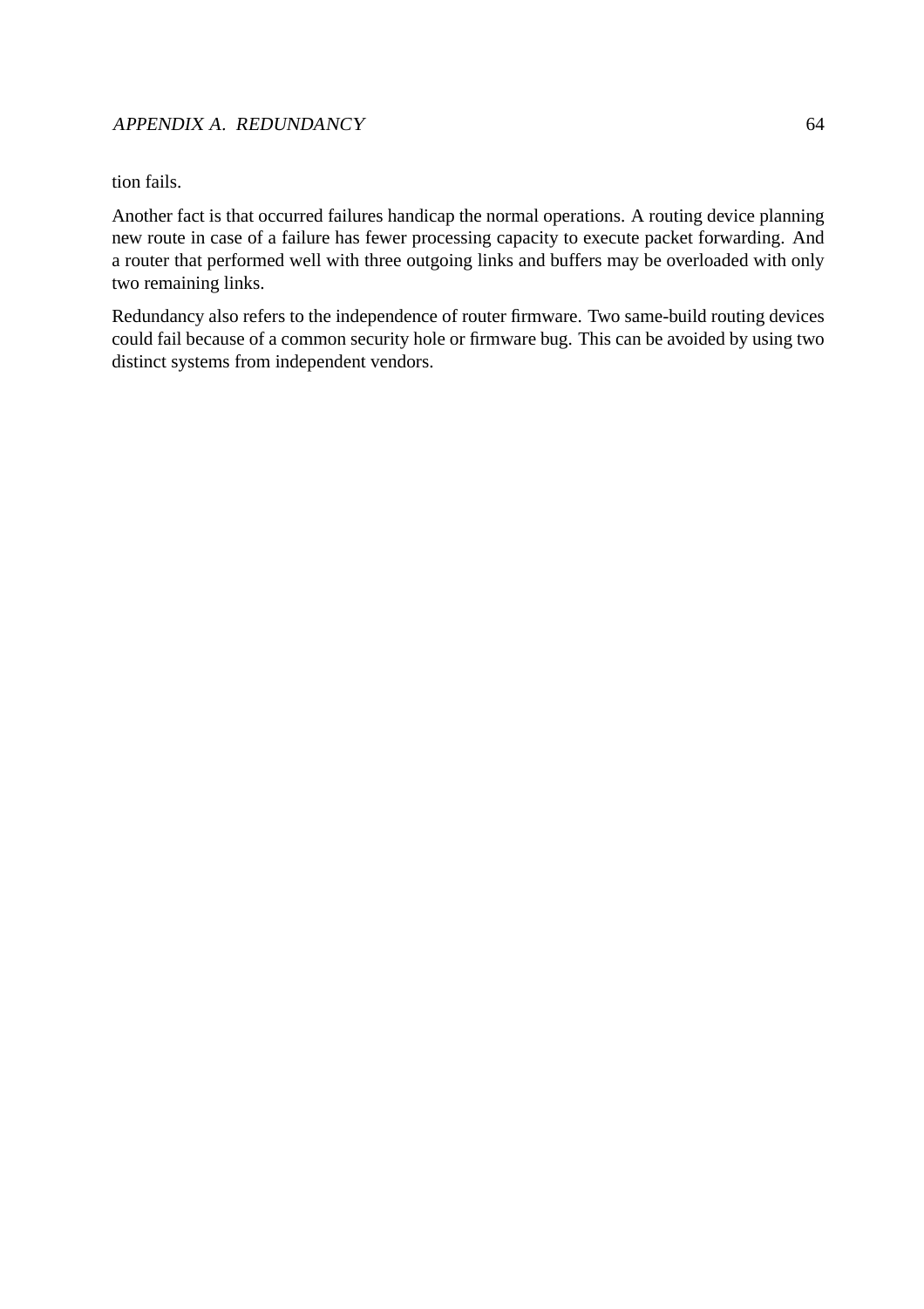tion fails.

Another fact is that occurred failures handicap the normal operations. A routing device planning new route in case of a failure has fewer processing capacity to execute packet forwarding. And a router that performed well with three outgoing links and buffers may be overloaded with only two remaining links.

Redundancy also refers to the independence of router firmware. Two same-build routing devices could fail because of a common security hole or firmware bug. This can be avoided by using two distinct systems from independent vendors.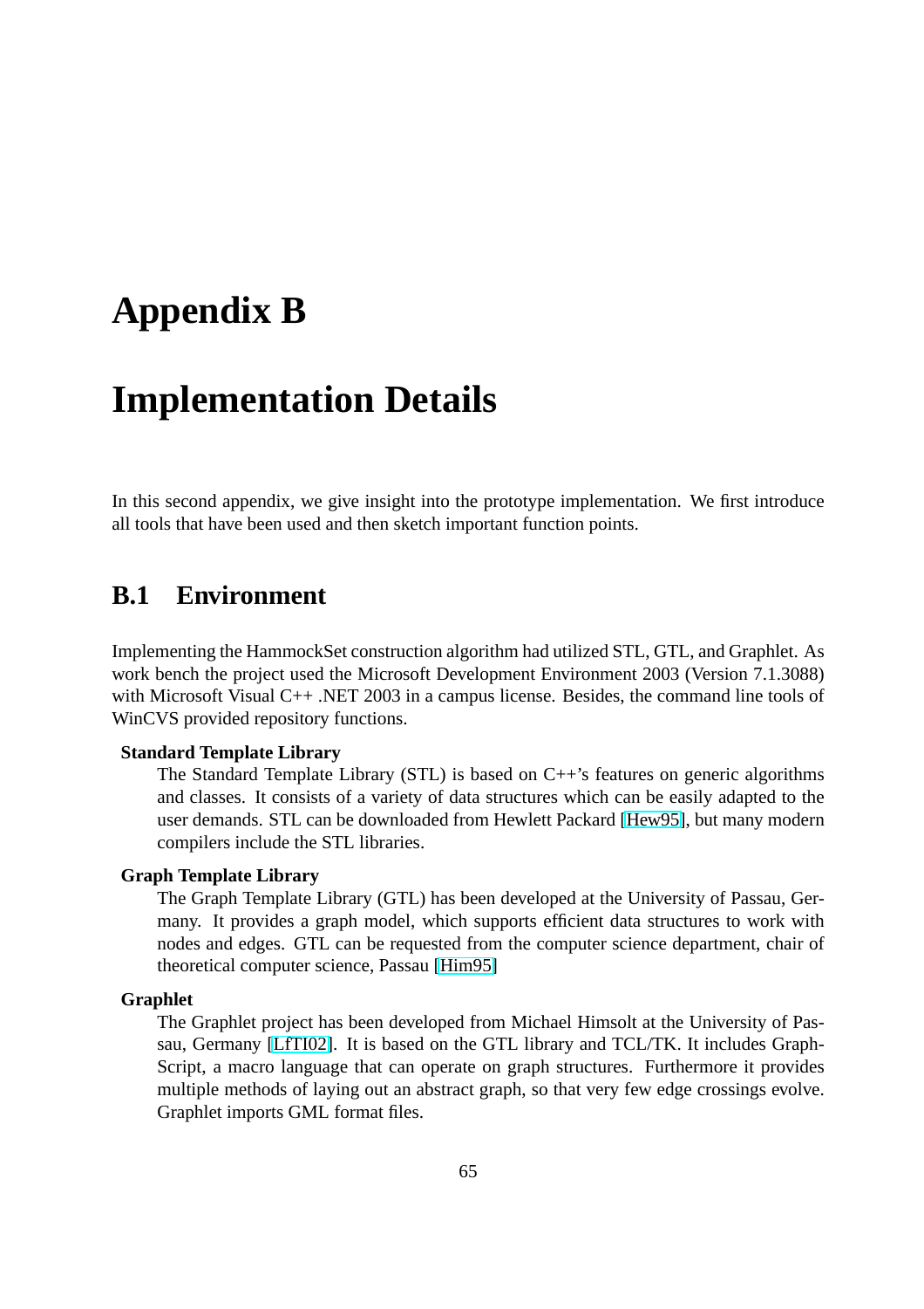# Appendix B

# Implementation Details

In this second appendix, we give insight into the prototype implementation. We first introduce all tools that have been used and then sketch important function points.

## B.1 Environment

Implementing the HammockSet construction algorithm had utilized STL, GTL, and Graphlet. As work bench the project used the Microsoft Development Environment 2003 (Version 7.1.3088) with Microsoft Visual C++ .NET 2003 in a campus license. Besides, the command line tools of WinCVS provided repository functions.

**Standard Template Library**
: The Standard Template Library (STL) is based on C++'s features on generic algorithms and classes. It consists of a variety of data structures which can be easily adapted to the user demands. STL can be downloaded from Hewlett Packard [Hew95], but many modern compilers include the STL libraries.

**Graph Template Library**
: The Graph Template Library (GTL) has been developed at the University of Passau, Germany. It provides a graph model, which supports efficient data structures to work with nodes and edges. GTL can be requested from the computer science department, chair of theoretical computer science, Passau [Him95]

**Graphlet**
: The Graphlet project has been developed from Michael Himsolt at the University of Passau, Germany [LfTI02]. It is based on the GTL library and TCL/TK. It includes GraphScript, a macro language that can operate on graph structures. Furthermore it provides multiple methods of laying out an abstract graph, so that very few edge crossings evolve. Graphlet imports GML format files.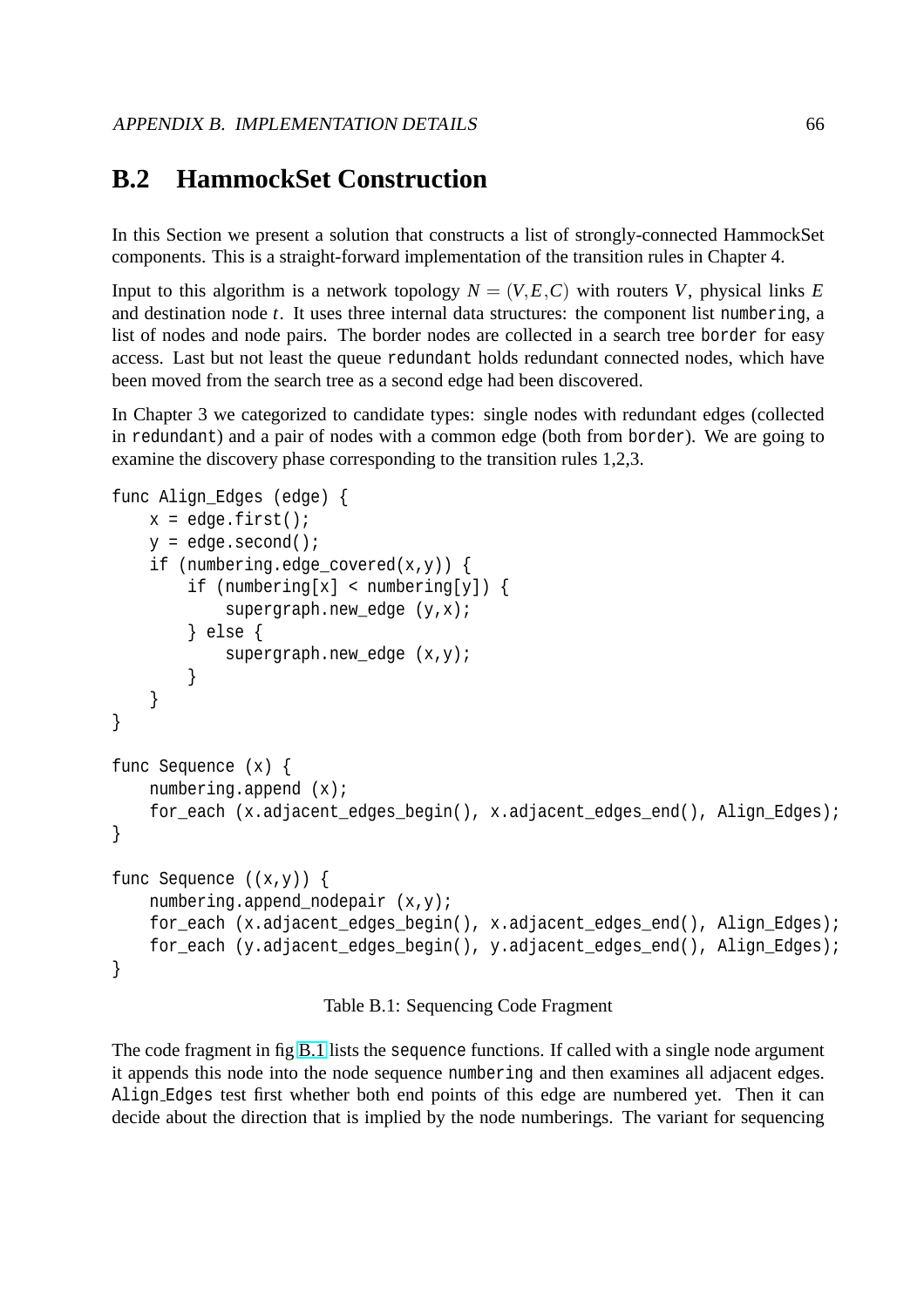## B.2 HammockSet Construction

In this Section we present a solution that constructs a list of strongly-connected HammockSet components. This is a straight-forward implementation of the transition rules in Chapter 4.

Input to this algorithm is a network topology $N = (V, E, C)$ with routers $V$, physical links $E$ and destination node $t$. It uses three internal data structures: the component list `numbering`, a list of nodes and node pairs. The border nodes are collected in a search tree `border` for easy access. Last but not least the queue `redundant` holds redundant connected nodes, which have been moved from the search tree as a second edge had been discovered.

In Chapter 3 we categorized to candidate types: single nodes with redundant edges (collected in `redundant`) and a pair of nodes with a common edge (both from `border`). We are going to examine the discovery phase corresponding to the transition rules 1,2,3.

```
func Align_Edges (edge) {
    x = edge.first();
    y = edge.second();
    if (numbering.edge_covered(x,y)) {
        if (numbering[x] < numbering[y]) {
            supergraph.new_edge (y,x);
        } else {
            supergraph.new_edge (x,y);
        }
    }
}

func Sequence (x) {
    numbering.append (x);
    for_each (x.adjacent_edges_begin(), x.adjacent_edges_end(), Align_Edges);
}

func Sequence ((x,y)) {
    numbering.append_nodepair (x,y);
    for_each (x.adjacent_edges_begin(), x.adjacent_edges_end(), Align_Edges);
    for_each (y.adjacent_edges_begin(), y.adjacent_edges_end(), Align_Edges);
}
```

Table B.1: Sequencing Code Fragment

The code fragment in fig B.1 lists the `sequence` functions. If called with a single node argument it appends this node into the node sequence `numbering` and then examines all adjacent edges. `Align_Edges` test first whether both end points of this edge are numbered yet. Then it can decide about the direction that is implied by the node numberings. The variant for sequencing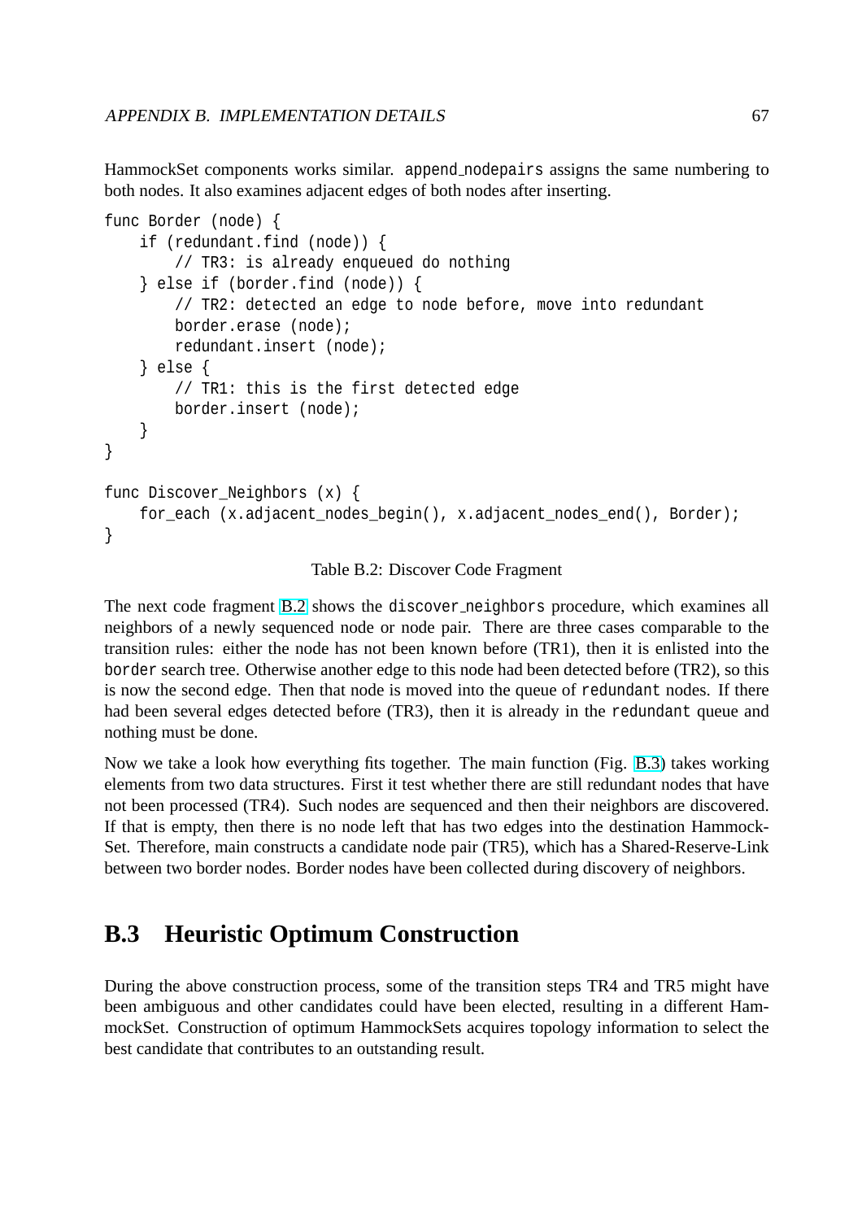HammockSet components works similar. `append_nodepairs` assigns the same numbering to both nodes. It also examines adjacent edges of both nodes after inserting.

```
func Border (node) {
    if (redundant.find (node)) {
        // TR3: is already enqueued do nothing
    } else if (border.find (node)) {
        // TR2: detected an edge to node before, move into redundant
        border.erase (node);
        redundant.insert (node);
    } else {
        // TR1: this is the first detected edge
        border.insert (node);
    }
}

func Discover_Neighbors (x) {
    for_each (x.adjacent_nodes_begin(), x.adjacent_nodes_end(), Border);
}
```

Table B.2: Discover Code Fragment

The next code fragment B.2 shows the `discover_neighbors` procedure, which examines all neighbors of a newly sequenced node or node pair. There are three cases comparable to the transition rules: either the node has not been known before (TR1), then it is enlisted into the `border` search tree. Otherwise another edge to this node had been detected before (TR2), so this is now the second edge. Then that node is moved into the queue of `redundant` nodes. If there had been several edges detected before (TR3), then it is already in the `redundant` queue and nothing must be done.

Now we take a look how everything fits together. The main function (Fig. B.3) takes working elements from two data structures. First it test whether there are still redundant nodes that have not been processed (TR4). Such nodes are sequenced and then their neighbors are discovered. If that is empty, then there is no node left that has two edges into the destination HammockSet. Therefore, main constructs a candidate node pair (TR5), which has a Shared-Reserve-Link between two border nodes. Border nodes have been collected during discovery of neighbors.

## B.3 Heuristic Optimum Construction

During the above construction process, some of the transition steps TR4 and TR5 might have been ambiguous and other candidates could have been elected, resulting in a different HammockSet. Construction of optimum HammockSets acquires topology information to select the best candidate that contributes to an outstanding result.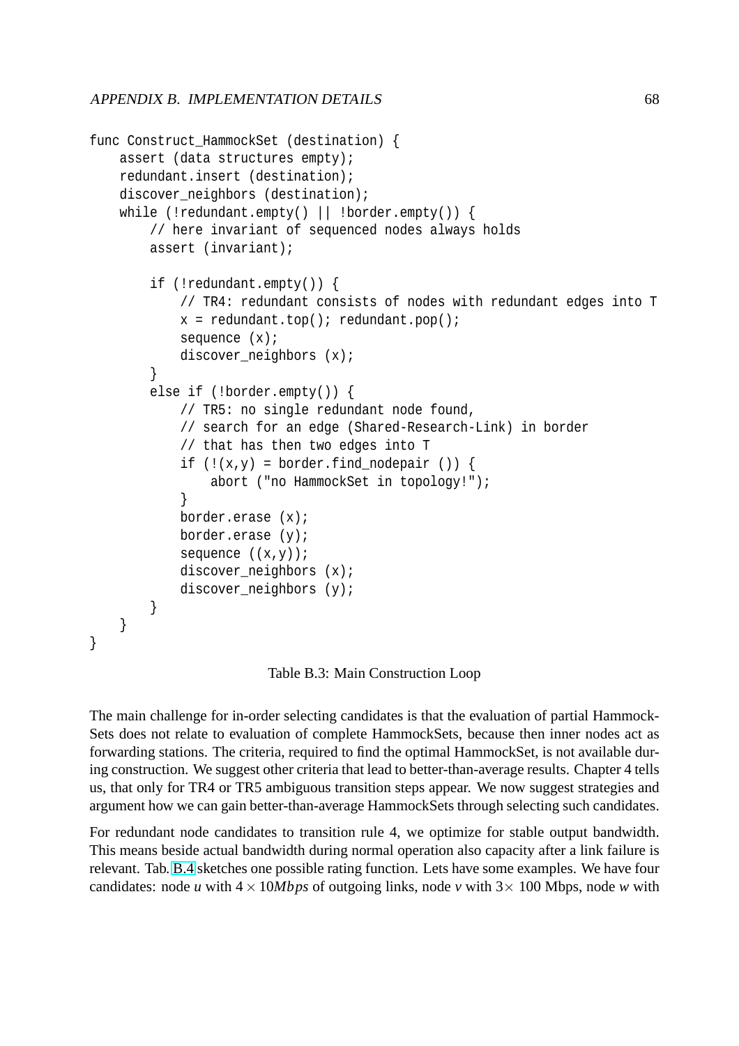```
func Construct_HammockSet (destination) {
    assert (data structures empty);
    redundant.insert (destination);
    discover_neighbors (destination);
    while (!redundant.empty() || !border.empty()) {
        // here invariant of sequenced nodes always holds
        assert (invariant);

        if (!redundant.empty()) {
            // TR4: redundant consists of nodes with redundant edges into T
            x = redundant.top(); redundant.pop();
            sequence (x);
            discover_neighbors (x);
        }
        else if (!border.empty()) {
            // TR5: no single redundant node found,
            // search for an edge (Shared-Research-Link) in border
            // that has then two edges into T
            if (!(x,y) = border.find_nodepair ()) {
                abort ("no HammockSet in topology!");
            }
            border.erase (x);
            border.erase (y);
            sequence ((x,y));
            discover_neighbors (x);
            discover_neighbors (y);
        }
    }
}
```

Table B.3: Main Construction Loop

The main challenge for in-order selecting candidates is that the evaluation of partial HammockSets does not relate to evaluation of complete HammockSets, because then inner nodes act as forwarding stations. The criteria, required to find the optimal HammockSet, is not available during construction. We suggest other criteria that lead to better-than-average results. Chapter 4 tells us, that only for TR4 or TR5 ambiguous transition steps appear. We now suggest strategies and argument how we can gain better-than-average HammockSets through selecting such candidates.

For redundant node candidates to transition rule 4, we optimize for stable output bandwidth. This means beside actual bandwidth during normal operation also capacity after a link failure is relevant. Tab. B.4 sketches one possible rating function. Lets have some examples. We have four candidates: node $u$ with $4 \times 10 Mbps$ of outgoing links, node $v$ with $3\times$ 100 Mbps, node $w$ with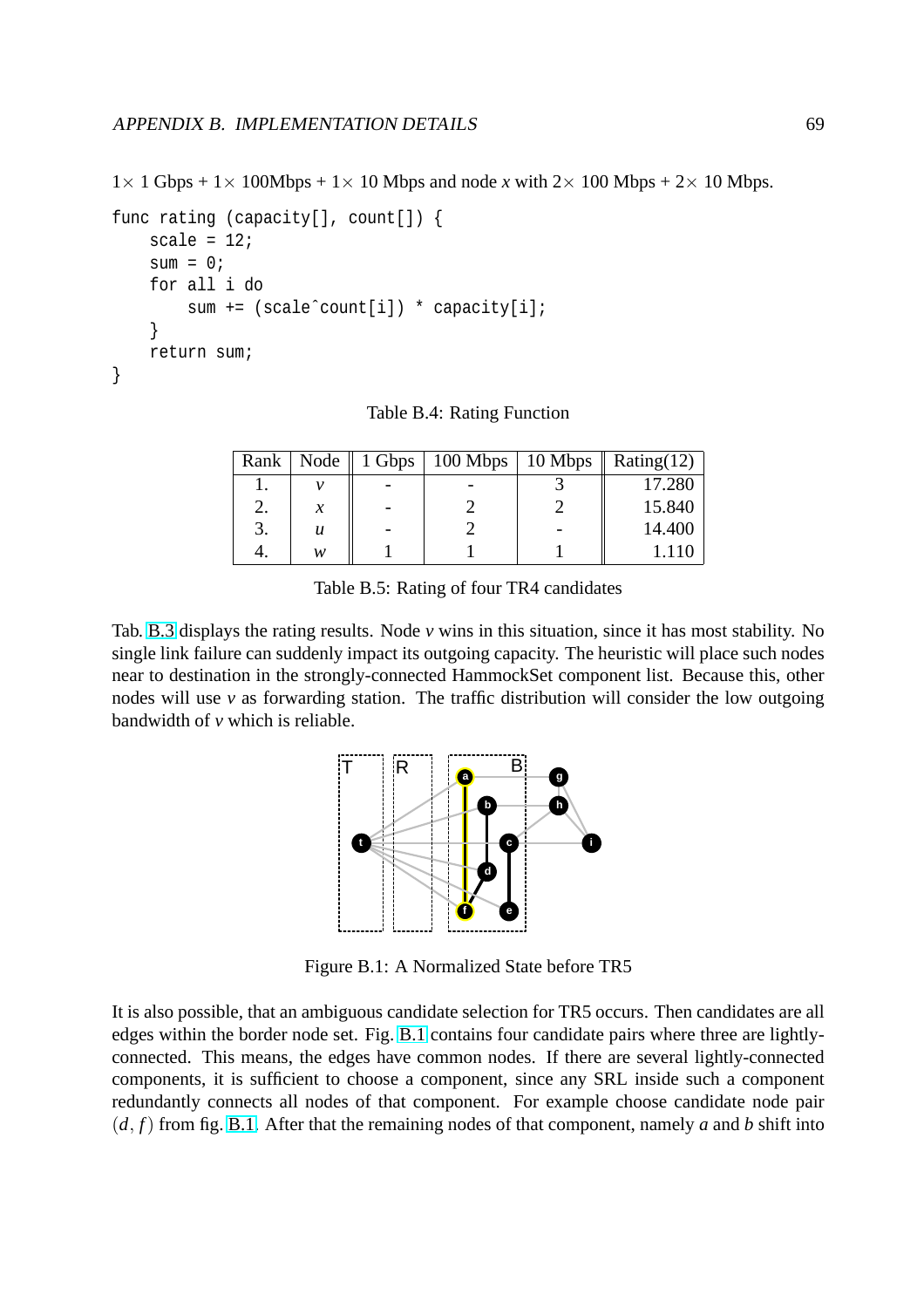1× 1 Gbps + 1× 100Mbps + 1× 10 Mbps and node *x* with 2× 100 Mbps + 2× 10 Mbps.

```
func rating (capacity[], count[]) {
    scale = 12;
    sum = 0;
    for all i do
        sum += (scale^count[i]) * capacity[i];
    }
    return sum;
}
```

Table B.4: Rating Function

| Rank | Node | 1 Gbps | 100 Mbps | 10 Mbps | Rating(12) |
|---|---|---|---|---|---|
| 1. | *v* | - | - | 3 | 17.280 |
| 2. | *x* | - | 2 | 2 | 15.840 |
| 3. | *u* | - | 2 | - | 14.400 |
| 4. | *w* | 1 | 1 | 1 | 1.110 |

Table B.5: Rating of four TR4 candidates

Tab. B.3 displays the rating results. Node *v* wins in this situation, since it has most stability. No single link failure can suddenly impact its outgoing capacity. The heuristic will place such nodes near to destination in the strongly-connected HammockSet component list. Because this, other nodes will use *v* as forwarding station. The traffic distribution will consider the low outgoing bandwidth of *v* which is reliable.

Figure B.1: A Normalized State before TR5

It is also possible, that an ambiguous candidate selection for TR5 occurs. Then candidates are all edges within the border node set. Fig. B.1 contains four candidate pairs where three are lightly-connected. This means, the edges have common nodes. If there are several lightly-connected components, it is sufficient to choose a component, since any SRL inside such a component redundantly connects all nodes of that component. For example choose candidate node pair $(d, f)$ from fig. B.1. After that the remaining nodes of that component, namely *a* and *b* shift into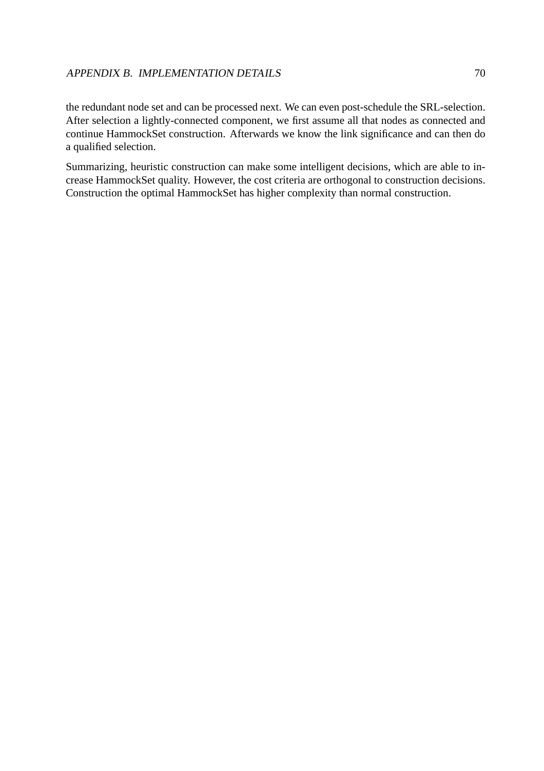the redundant node set and can be processed next. We can even post-schedule the SRL-selection. After selection a lightly-connected component, we first assume all that nodes as connected and continue HammockSet construction. Afterwards we know the link significance and can then do a qualified selection.

Summarizing, heuristic construction can make some intelligent decisions, which are able to increase HammockSet quality. However, the cost criteria are orthogonal to construction decisions. Construction the optimal HammockSet has higher complexity than normal construction.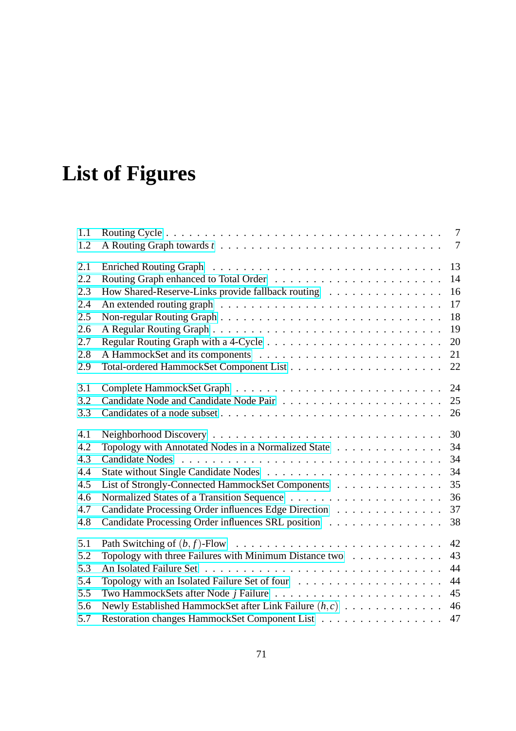# List of Figures

1.1 Routing Cycle . . . 7
1.2 A Routing Graph towards $t$ . . . 7

2.1 Enriched Routing Graph . . . 13
2.2 Routing Graph enhanced to Total Order . . . 14
2.3 How Shared-Reserve-Links provide fallback routing . . . 16
2.4 An extended routing graph . . . 17
2.5 Non-regular Routing Graph . . . 18
2.6 A Regular Routing Graph . . . 19
2.7 Regular Routing Graph with a 4-Cycle . . . 20
2.8 A HammockSet and its components . . . 21
2.9 Total-ordered HammockSet Component List . . . 22

3.1 Complete HammockSet Graph . . . 24
3.2 Candidate Node and Candidate Node Pair . . . 25
3.3 Candidates of a node subset . . . 26

4.1 Neighborhood Discovery . . . 30
4.2 Topology with Annotated Nodes in a Normalized State . . . 34
4.3 Candidate Nodes . . . 34
4.4 State without Single Candidate Nodes . . . 34
4.5 List of Strongly-Connected HammockSet Components . . . 35
4.6 Normalized States of a Transition Sequence . . . 36
4.7 Candidate Processing Order influences Edge Direction . . . 37
4.8 Candidate Processing Order influences SRL position . . . 38

5.1 Path Switching of $(b, f)$-Flow . . . 42
5.2 Topology with three Failures with Minimum Distance two . . . 43
5.3 An Isolated Failure Set . . . 44
5.4 Topology with an Isolated Failure Set of four . . . 44
5.5 Two HammockSets after Node $j$ Failure . . . 45
5.6 Newly Established HammockSet after Link Failure $(h, c)$ . . . 46
5.7 Restoration changes HammockSet Component List . . . 47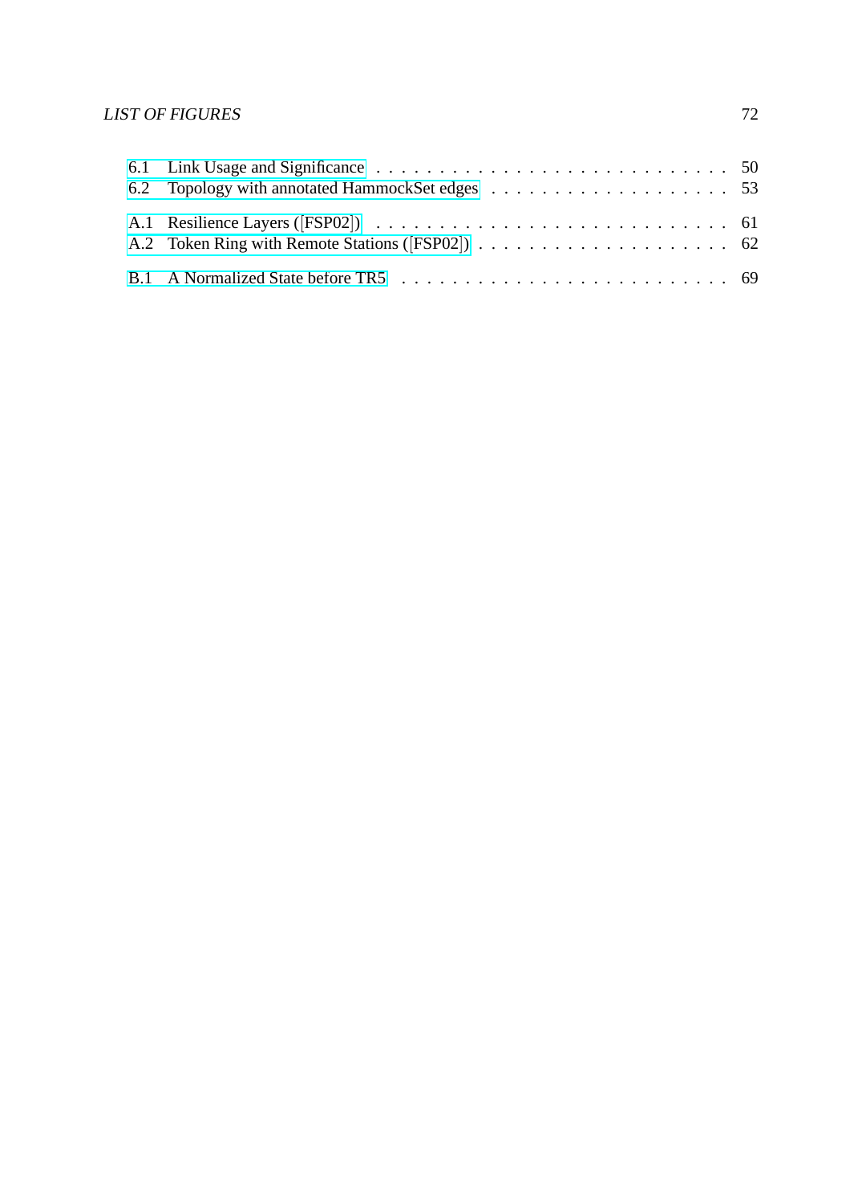6.1 Link Usage and Significance . . . . . . . . . . . . . . . . . . . . . . . . . . . 50
6.2 Topology with annotated HammockSet edges . . . . . . . . . . . . . . . . . . . 53

A.1 Resilience Layers ([FSP02]) . . . . . . . . . . . . . . . . . . . . . . . . . . . 61
A.2 Token Ring with Remote Stations ([FSP02]) . . . . . . . . . . . . . . . . . . . . 62

B.1 A Normalized State before TR5 . . . . . . . . . . . . . . . . . . . . . . . . . 69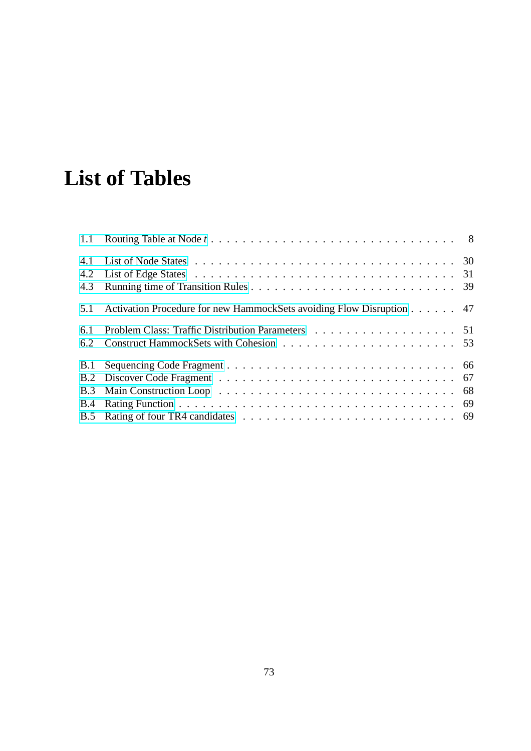# List of Tables

1.1 Routing Table at Node $t$ . . . . . . . . . . . . . . . . . . . . . . . . . . . . . . 8

4.1 List of Node States . . . . . . . . . . . . . . . . . . . . . . . . . . . . . . 30
4.2 List of Edge States . . . . . . . . . . . . . . . . . . . . . . . . . . . . . . 31
4.3 Running time of Transition Rules . . . . . . . . . . . . . . . . . . . . . . . . 39

5.1 Activation Procedure for new HammockSets avoiding Flow Disruption . . . . . . 47

6.1 Problem Class: Traffic Distribution Parameters . . . . . . . . . . . . . . . . . . 51
6.2 Construct HammockSets with Cohesion . . . . . . . . . . . . . . . . . . . . . . 53

B.1 Sequencing Code Fragment . . . . . . . . . . . . . . . . . . . . . . . . . . . . 66
B.2 Discover Code Fragment . . . . . . . . . . . . . . . . . . . . . . . . . . . . . 67
B.3 Main Construction Loop . . . . . . . . . . . . . . . . . . . . . . . . . . . . . 68
B.4 Rating Function . . . . . . . . . . . . . . . . . . . . . . . . . . . . . . . . . 69
B.5 Rating of four TR4 candidates . . . . . . . . . . . . . . . . . . . . . . . . . . 69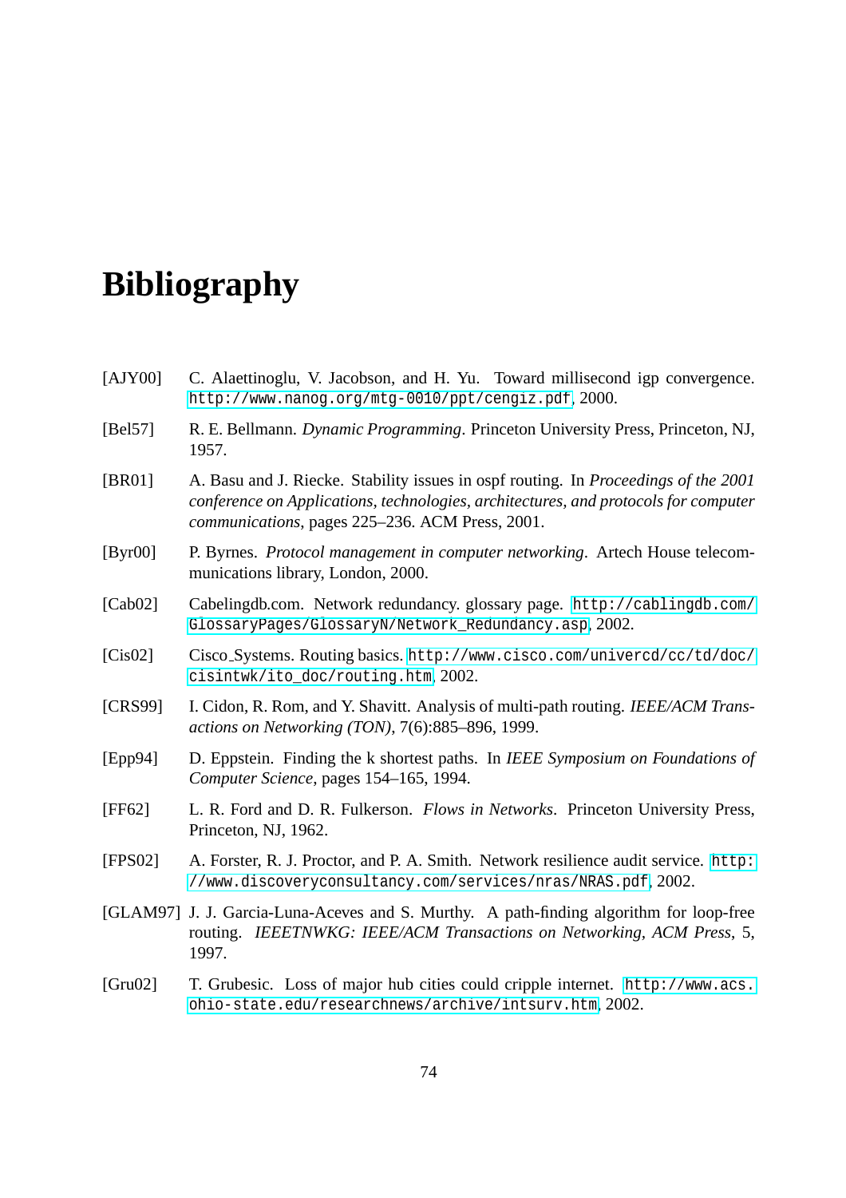# Bibliography

[AJY00] C. Alaettinoglu, V. Jacobson, and H. Yu. Toward millisecond igp convergence. http://www.nanog.org/mtg-0010/ppt/cengiz.pdf, 2000.

[Bel57] R. E. Bellmann. *Dynamic Programming*. Princeton University Press, Princeton, NJ, 1957.

[BR01] A. Basu and J. Riecke. Stability issues in ospf routing. In *Proceedings of the 2001 conference on Applications, technologies, architectures, and protocols for computer communications*, pages 225–236. ACM Press, 2001.

[Byr00] P. Byrnes. *Protocol management in computer networking*. Artech House telecommunications library, London, 2000.

[Cab02] Cabelingdb.com. Network redundancy. glossary page. http://cablingdb.com/GlossaryPages/GlossaryN/Network_Redundancy.asp, 2002.

[Cis02] Cisco_Systems. Routing basics. http://www.cisco.com/univercd/cc/td/doc/cisintwk/ito_doc/routing.htm, 2002.

[CRS99] I. Cidon, R. Rom, and Y. Shavitt. Analysis of multi-path routing. *IEEE/ACM Transactions on Networking (TON)*, 7(6):885–896, 1999.

[Epp94] D. Eppstein. Finding the k shortest paths. In *IEEE Symposium on Foundations of Computer Science*, pages 154–165, 1994.

[FF62] L. R. Ford and D. R. Fulkerson. *Flows in Networks*. Princeton University Press, Princeton, NJ, 1962.

[FPS02] A. Forster, R. J. Proctor, and P. A. Smith. Network resilience audit service. http://www.discoveryconsultancy.com/services/nras/NRAS.pdf, 2002.

[GLAM97] J. J. Garcia-Luna-Aceves and S. Murthy. A path-finding algorithm for loop-free routing. *IEEETNWKG: IEEE/ACM Transactions on Networking, ACM Press*, 5, 1997.

[Gru02] T. Grubesic. Loss of major hub cities could cripple internet. http://www.acs.ohio-state.edu/researchnews/archive/intsurv.htm, 2002.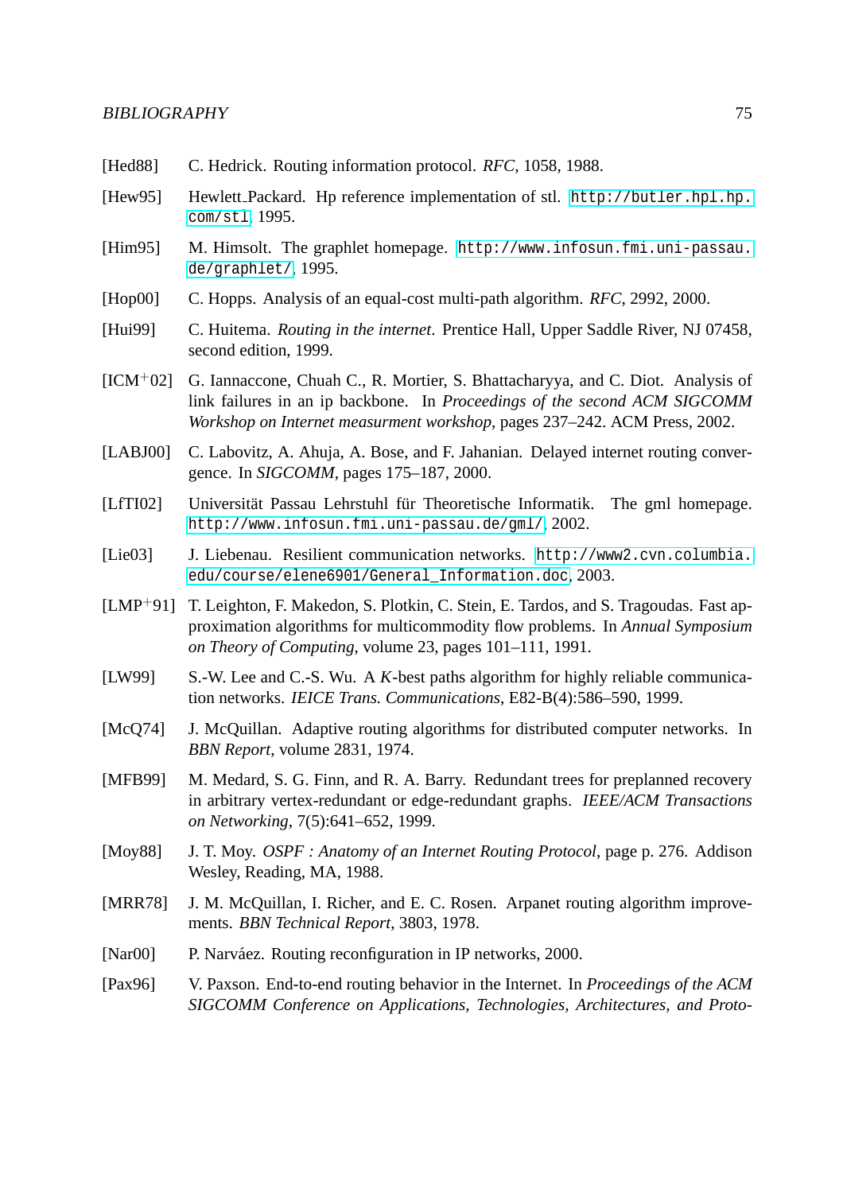[Hed88] C. Hedrick. Routing information protocol. *RFC*, 1058, 1988.

[Hew95] Hewlett_Packard. Hp reference implementation of stl. http://butler.hpl.hp.com/stl, 1995.

[Him95] M. Himsolt. The graphlet homepage. http://www.infosun.fmi.uni-passau.de/graphlet/, 1995.

[Hop00] C. Hopps. Analysis of an equal-cost multi-path algorithm. *RFC*, 2992, 2000.

[Hui99] C. Huitema. *Routing in the internet*. Prentice Hall, Upper Saddle River, NJ 07458, second edition, 1999.

[ICM+02] G. Iannaccone, Chuah C., R. Mortier, S. Bhattacharyya, and C. Diot. Analysis of link failures in an ip backbone. In *Proceedings of the second ACM SIGCOMM Workshop on Internet measurment workshop*, pages 237–242. ACM Press, 2002.

[LABJ00] C. Labovitz, A. Ahuja, A. Bose, and F. Jahanian. Delayed internet routing convergence. In *SIGCOMM*, pages 175–187, 2000.

[LfTI02] Universität Passau Lehrstuhl für Theoretische Informatik. The gml homepage. http://www.infosun.fmi.uni-passau.de/gml/, 2002.

[Lie03] J. Liebenau. Resilient communication networks. http://www2.cvn.columbia.edu/course/elene6901/General_Information.doc, 2003.

[LMP+91] T. Leighton, F. Makedon, S. Plotkin, C. Stein, E. Tardos, and S. Tragoudas. Fast approximation algorithms for multicommodity flow problems. In *Annual Symposium on Theory of Computing*, volume 23, pages 101–111, 1991.

[LW99] S.-W. Lee and C.-S. Wu. A *K*-best paths algorithm for highly reliable communication networks. *IEICE Trans. Communications*, E82-B(4):586–590, 1999.

[McQ74] J. McQuillan. Adaptive routing algorithms for distributed computer networks. In *BBN Report*, volume 2831, 1974.

[MFB99] M. Medard, S. G. Finn, and R. A. Barry. Redundant trees for preplanned recovery in arbitrary vertex-redundant or edge-redundant graphs. *IEEE/ACM Transactions on Networking*, 7(5):641–652, 1999.

[Moy88] J. T. Moy. *OSPF : Anatomy of an Internet Routing Protocol*, page p. 276. Addison Wesley, Reading, MA, 1988.

[MRR78] J. M. McQuillan, I. Richer, and E. C. Rosen. Arpanet routing algorithm improvements. *BBN Technical Report*, 3803, 1978.

[Nar00] P. Narváez. Routing reconfiguration in IP networks, 2000.

[Pax96] V. Paxson. End-to-end routing behavior in the Internet. In *Proceedings of the ACM SIGCOMM Conference on Applications, Technologies, Architectures, and Proto-*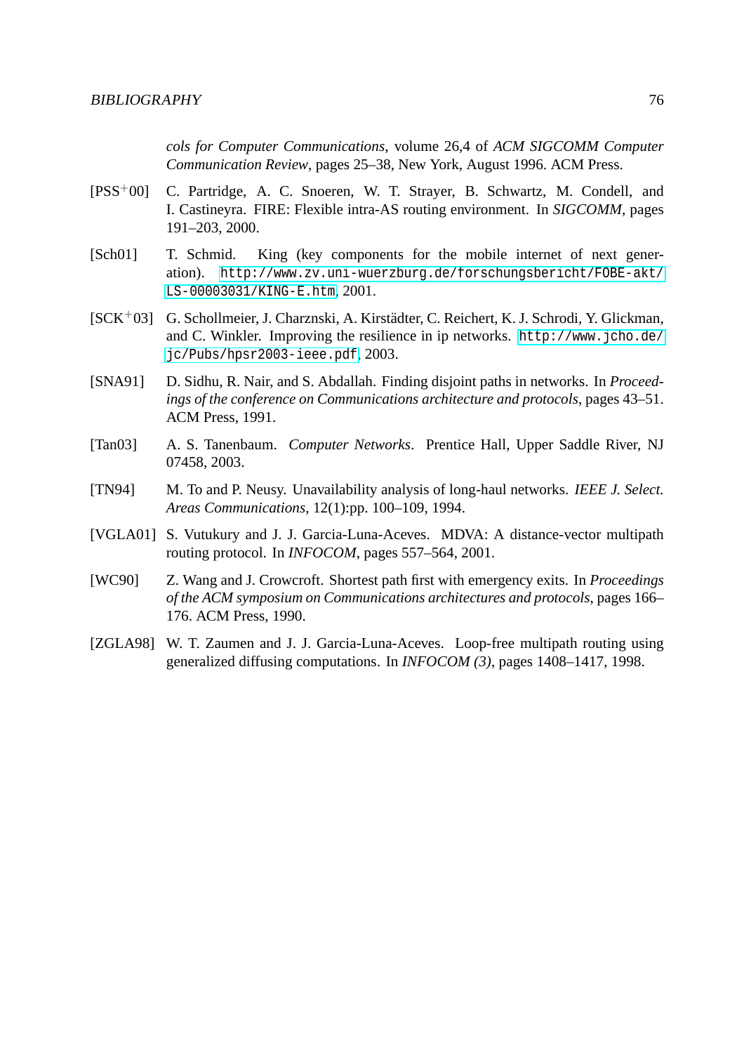*cols for Computer Communications*, volume 26,4 of *ACM SIGCOMM Computer Communication Review*, pages 25–38, New York, August 1996. ACM Press.

[PSS+00] C. Partridge, A. C. Snoeren, W. T. Strayer, B. Schwartz, M. Condell, and I. Castineyra. FIRE: Flexible intra-AS routing environment. In *SIGCOMM*, pages 191–203, 2000.

[Sch01] T. Schmid. King (key components for the mobile internet of next generation). http://www.zv.uni-wuerzburg.de/forschungsbericht/FOBE-akt/LS-00003031/KING-E.htm, 2001.

[SCK+03] G. Schollmeier, J. Charznski, A. Kirstädter, C. Reichert, K. J. Schrodi, Y. Glickman, and C. Winkler. Improving the resilience in ip networks. http://www.jcho.de/jc/Pubs/hpsr2003-ieee.pdf, 2003.

[SNA91] D. Sidhu, R. Nair, and S. Abdallah. Finding disjoint paths in networks. In *Proceedings of the conference on Communications architecture and protocols*, pages 43–51. ACM Press, 1991.

[Tan03] A. S. Tanenbaum. *Computer Networks*. Prentice Hall, Upper Saddle River, NJ 07458, 2003.

[TN94] M. To and P. Neusy. Unavailability analysis of long-haul networks. *IEEE J. Select. Areas Communications*, 12(1):pp. 100–109, 1994.

[VGLA01] S. Vutukury and J. J. Garcia-Luna-Aceves. MDVA: A distance-vector multipath routing protocol. In *INFOCOM*, pages 557–564, 2001.

[WC90] Z. Wang and J. Crowcroft. Shortest path first with emergency exits. In *Proceedings of the ACM symposium on Communications architectures and protocols*, pages 166–176. ACM Press, 1990.

[ZGLA98] W. T. Zaumen and J. J. Garcia-Luna-Aceves. Loop-free multipath routing using generalized diffusing computations. In *INFOCOM (3)*, pages 1408–1417, 1998.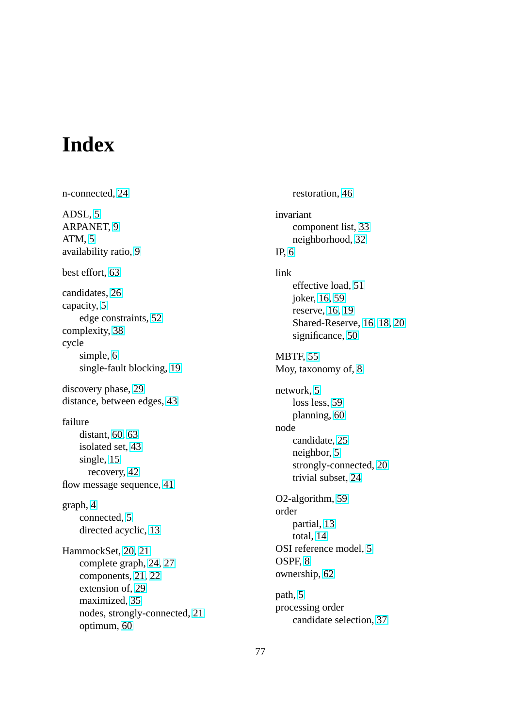# Index

n-connected, 24

ADSL, 5
ARPANET, 9
ATM, 5
availability ratio, 9

best effort, 63

candidates, 26
capacity, 5
  edge constraints, 52
complexity, 38
cycle
  simple, 6
  single-fault blocking, 19

discovery phase, 29
distance, between edges, 43

failure
  distant, 60, 63
  isolated set, 43
  single, 15
    recovery, 42
flow message sequence, 41

graph, 4
  connected, 5
  directed acyclic, 13

HammockSet, 20, 21
  complete graph, 24, 27
  components, 21, 22
  extension of, 29
  maximized, 35
  nodes, strongly-connected, 21
  optimum, 60
  restoration, 46

invariant
  component list, 33
  neighborhood, 32
IP, 6

link
  effective load, 51
  joker, 16, 59
  reserve, 16, 19
  Shared-Reserve, 16, 18, 20
  significance, 50

MBTF, 55
Moy, taxonomy of, 8

network, 5
  loss less, 59
  planning, 60
node
  candidate, 25
  neighbor, 5
  strongly-connected, 20
  trivial subset, 24

O2-algorithm, 59
order
  partial, 13
  total, 14
OSI reference model, 5
OSPF, 8
ownership, 62

path, 5
processing order
  candidate selection, 37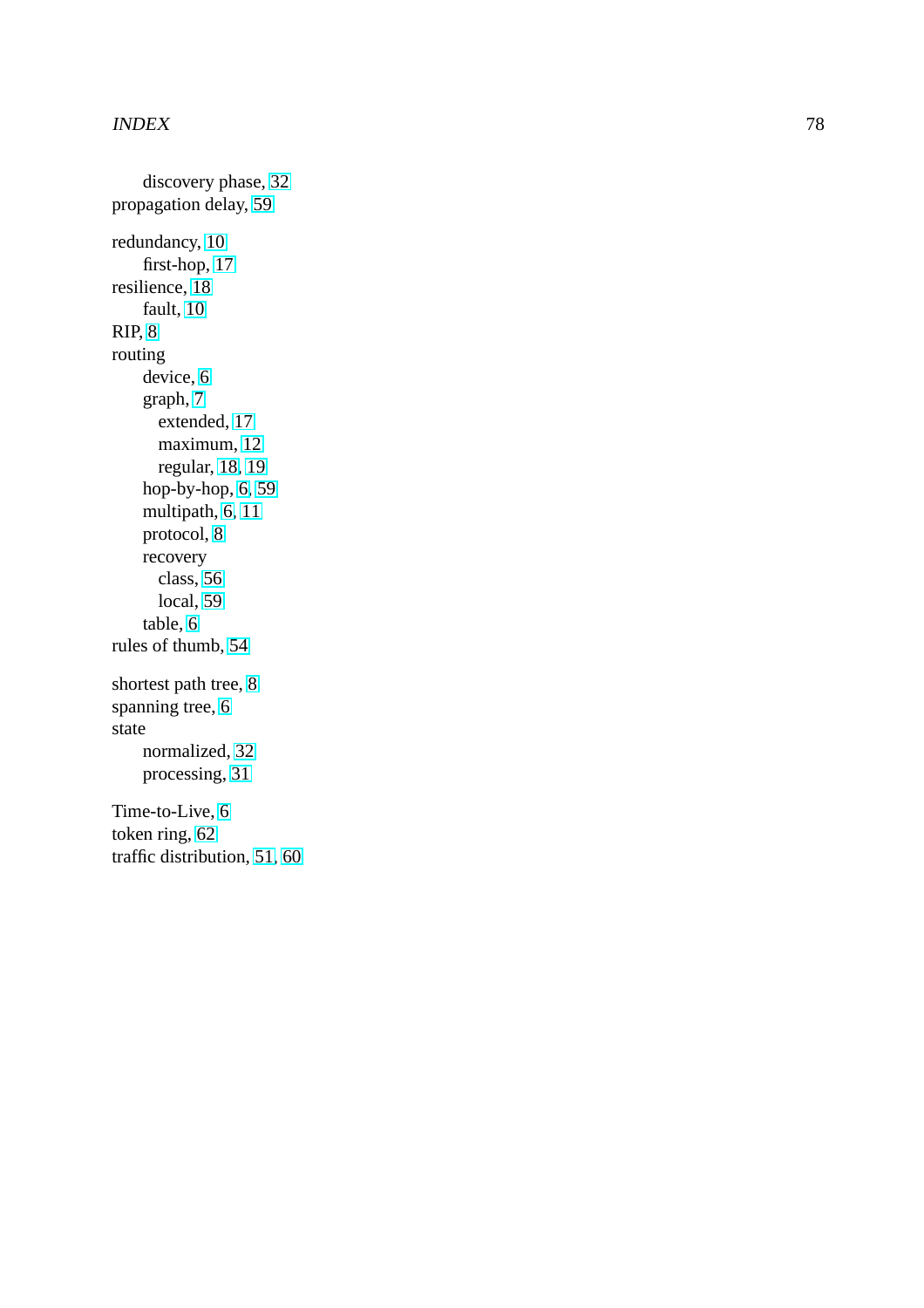discovery phase, 32

propagation delay, 59

redundancy, 10

- first-hop, 17

resilience, 18

- fault, 10

RIP, 8

routing

- device, 6
- graph, 7
  - extended, 17
  - maximum, 12
  - regular, 18, 19
- hop-by-hop, 6, 59
- multipath, 6, 11
- protocol, 8
- recovery
  - class, 56
  - local, 59
- table, 6

rules of thumb, 54

shortest path tree, 8

spanning tree, 6

state

- normalized, 32
- processing, 31

Time-to-Live, 6

token ring, 62

traffic distribution, 51, 60